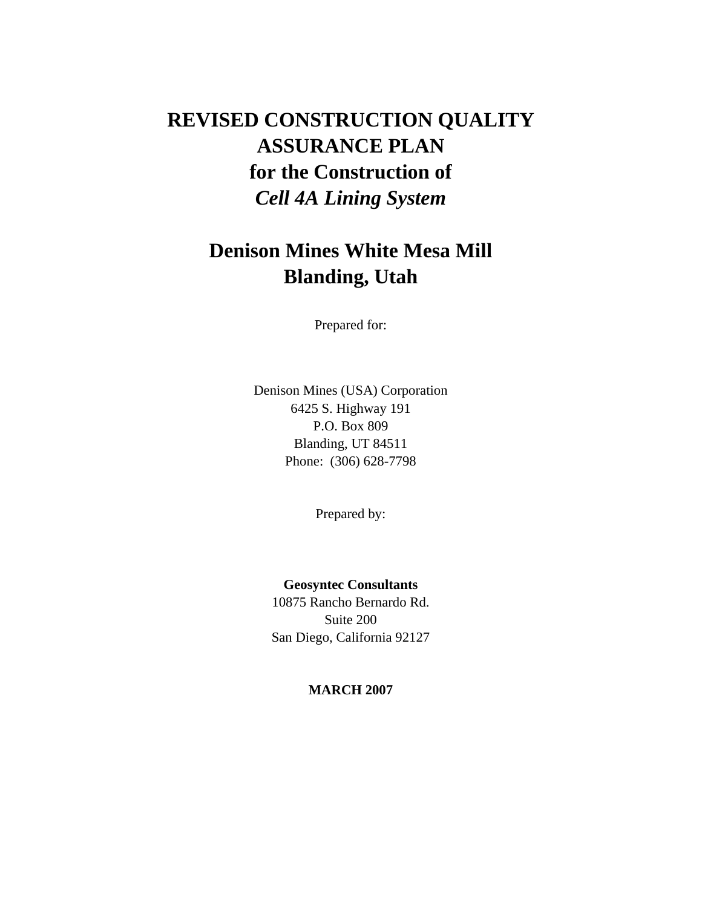# REVISED CONSTRUCTION QUALITY ASSURANCE PLAN
# for the Construction of
# *Cell 4A Lining System*

## Denison Mines White Mesa Mill
## Blanding, Utah

Prepared for:

Denison Mines (USA) Corporation
6425 S. Highway 191
P.O. Box 809
Blanding, UT 84511
Phone: (306) 628-7798

Prepared by:

**Geosyntec Consultants**
10875 Rancho Bernardo Rd.
Suite 200
San Diego, California 92127

**MARCH 2007**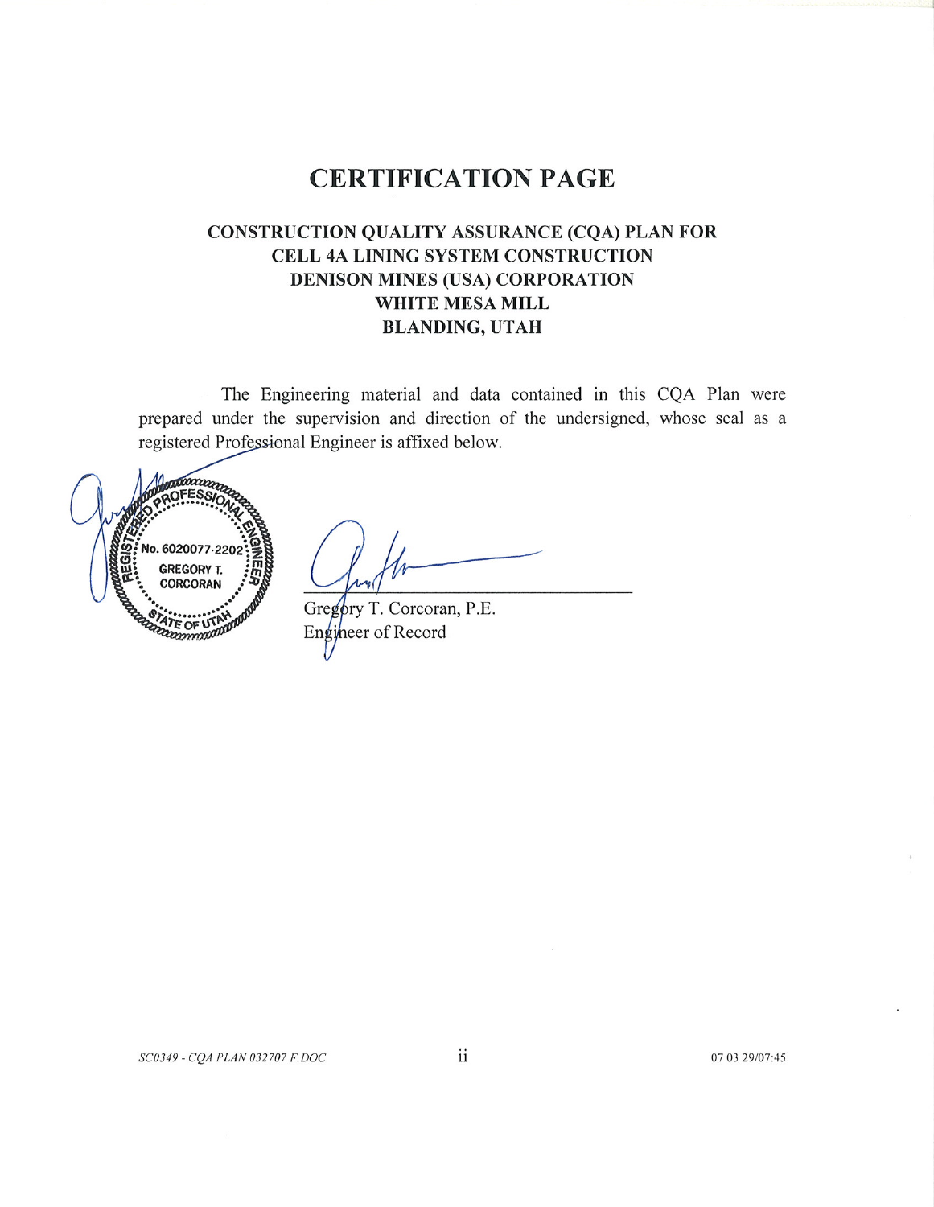# CERTIFICATION PAGE

**CONSTRUCTION QUALITY ASSURANCE (CQA) PLAN FOR
CELL 4A LINING SYSTEM CONSTRUCTION
DENISON MINES (USA) CORPORATION
WHITE MESA MILL
BLANDING, UTAH**

The Engineering material and data contained in this CQA Plan were prepared under the supervision and direction of the undersigned, whose seal as a registered Professional Engineer is affixed below.

REGISTERED PROFESSIONAL ENGINEER
No. 6020077-2202
GREGORY T. CORCORAN
STATE OF UTAH

Gregory T. Corcoran, P.E.
Engineer of Record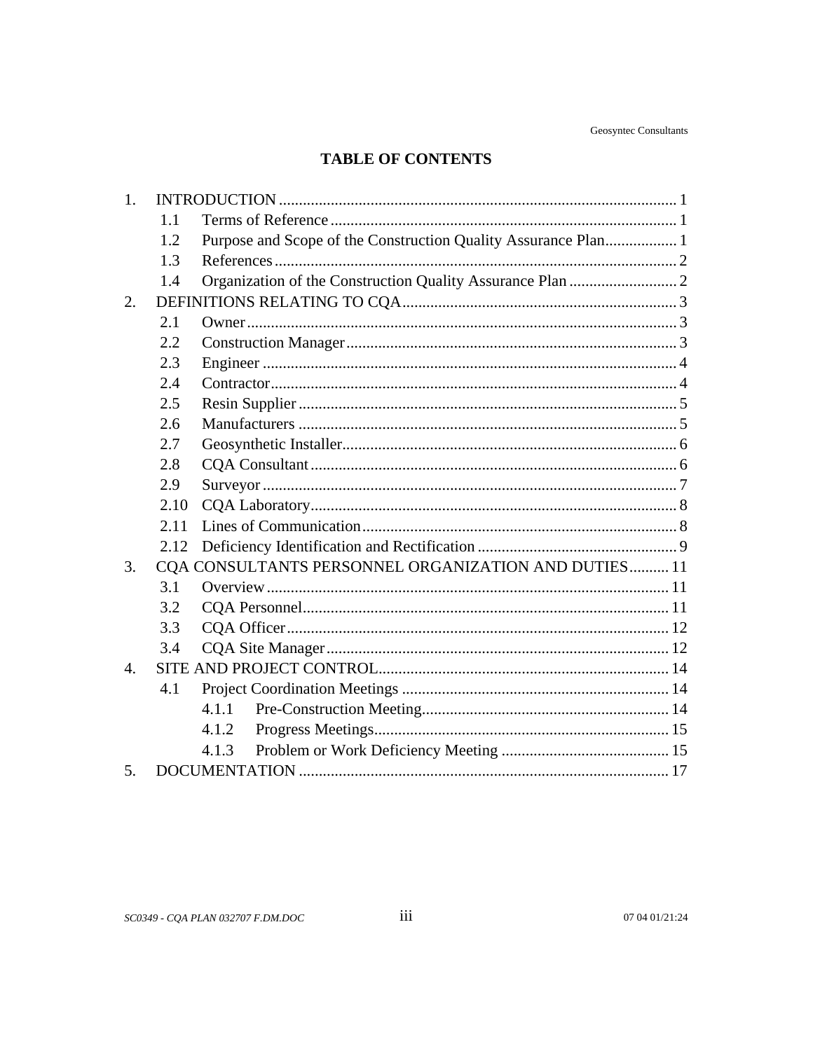# TABLE OF CONTENTS

1. INTRODUCTION .......... 1
   - 1.1 Terms of Reference .......... 1
   - 1.2 Purpose and Scope of the Construction Quality Assurance Plan .......... 1
   - 1.3 References .......... 2
   - 1.4 Organization of the Construction Quality Assurance Plan .......... 2
2. DEFINITIONS RELATING TO CQA .......... 3
   - 2.1 Owner .......... 3
   - 2.2 Construction Manager .......... 3
   - 2.3 Engineer .......... 4
   - 2.4 Contractor .......... 4
   - 2.5 Resin Supplier .......... 5
   - 2.6 Manufacturers .......... 5
   - 2.7 Geosynthetic Installer .......... 6
   - 2.8 CQA Consultant .......... 6
   - 2.9 Surveyor .......... 7
   - 2.10 CQA Laboratory .......... 8
   - 2.11 Lines of Communication .......... 8
   - 2.12 Deficiency Identification and Rectification .......... 9
3. CQA CONSULTANTS PERSONNEL ORGANIZATION AND DUTIES .......... 11
   - 3.1 Overview .......... 11
   - 3.2 CQA Personnel .......... 11
   - 3.3 CQA Officer .......... 12
   - 3.4 CQA Site Manager .......... 12
4. SITE AND PROJECT CONTROL .......... 14
   - 4.1 Project Coordination Meetings .......... 14
     - 4.1.1 Pre-Construction Meeting .......... 14
     - 4.1.2 Progress Meetings .......... 15
     - 4.1.3 Problem or Work Deficiency Meeting .......... 15
5. DOCUMENTATION .......... 17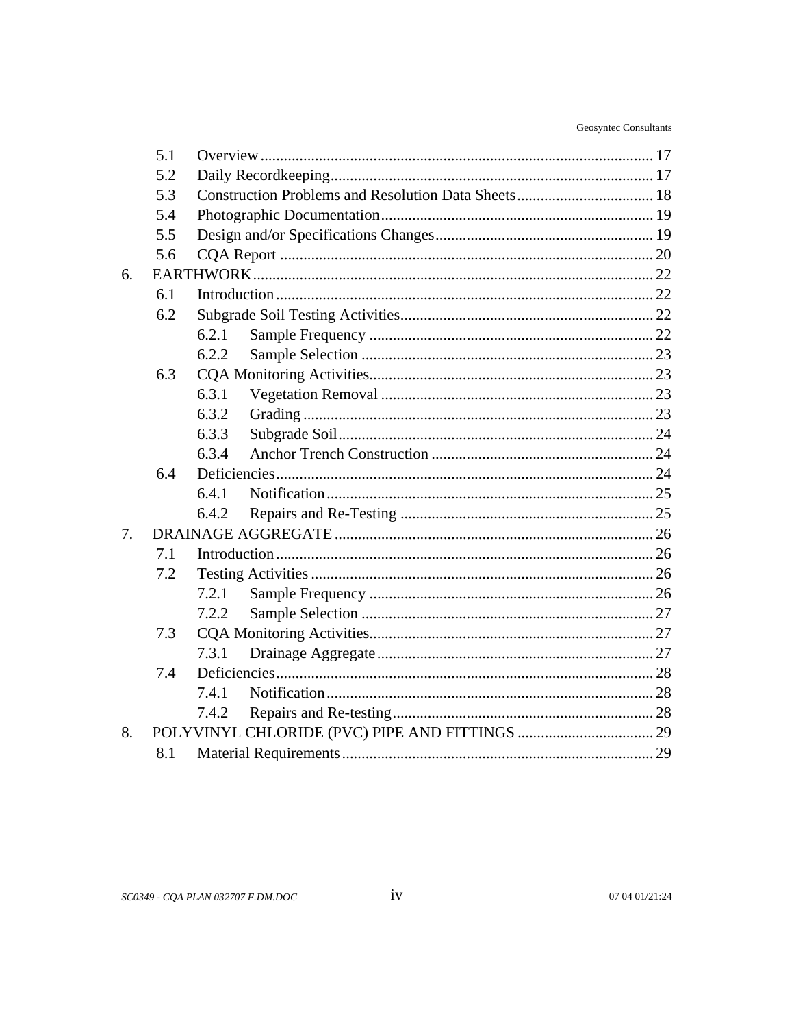5.1 Overview ........................................................................................... 17
5.2 Daily Recordkeeping ........................................................................... 17
5.3 Construction Problems and Resolution Data Sheets ................................... 18
5.4 Photographic Documentation ................................................................. 19
5.5 Design and/or Specifications Changes .................................................... 19
5.6 CQA Report ........................................................................................ 20

6. EARTHWORK ........................................................................................ 22
   6.1 Introduction ...................................................................................... 22
   6.2 Subgrade Soil Testing Activities ............................................................ 22
      6.2.1 Sample Frequency ....................................................................... 22
      6.2.2 Sample Selection ........................................................................ 23
   6.3 CQA Monitoring Activities ..................................................................... 23
      6.3.1 Vegetation Removal ..................................................................... 23
      6.3.2 Grading ...................................................................................... 23
      6.3.3 Subgrade Soil .............................................................................. 24
      6.3.4 Anchor Trench Construction ......................................................... 24
   6.4 Deficiencies ....................................................................................... 24
      6.4.1 Notification ................................................................................. 25
      6.4.2 Repairs and Re-Testing ................................................................. 25

7. DRAINAGE AGGREGATE ......................................................................... 26
   7.1 Introduction ...................................................................................... 26
   7.2 Testing Activities ................................................................................ 26
      7.2.1 Sample Frequency ....................................................................... 26
      7.2.2 Sample Selection ........................................................................ 27
   7.3 CQA Monitoring Activities ..................................................................... 27
      7.3.1 Drainage Aggregate ..................................................................... 27
   7.4 Deficiencies ....................................................................................... 28
      7.4.1 Notification ................................................................................. 28
      7.4.2 Repairs and Re-testing .................................................................. 28

8. POLYVINYL CHLORIDE (PVC) PIPE AND FITTINGS ..................................... 29
   8.1 Material Requirements ......................................................................... 29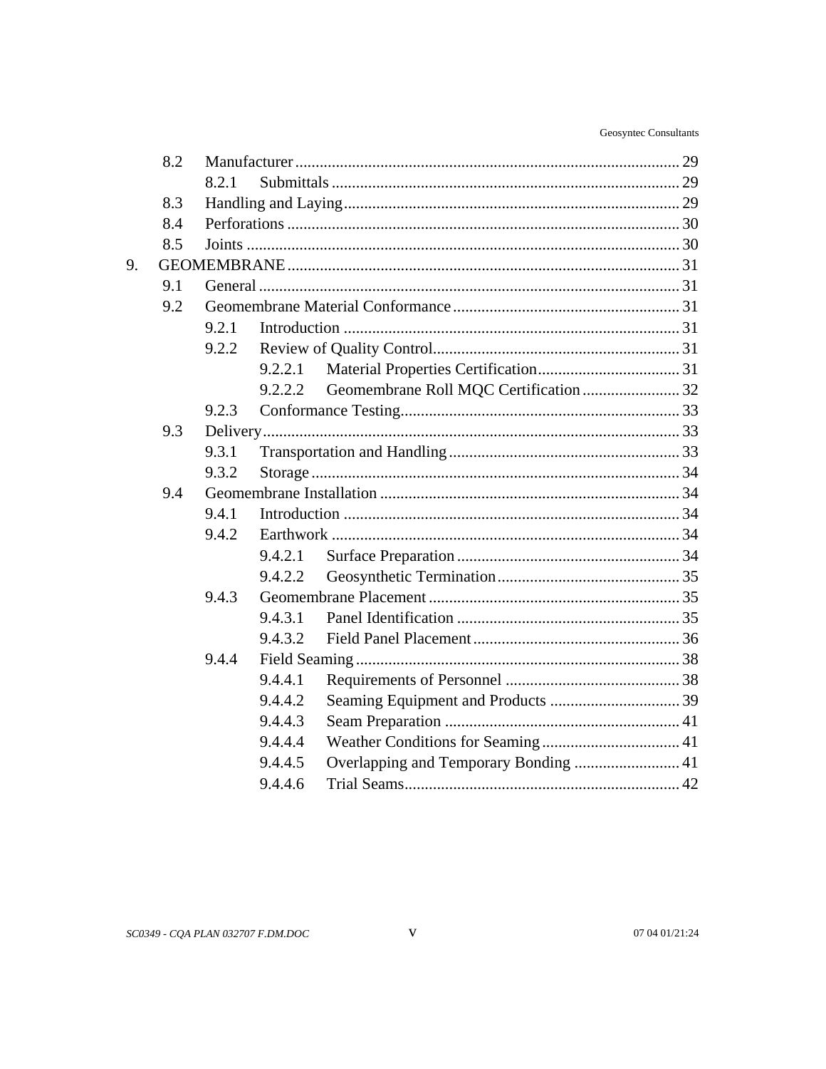| | | | |
|---|---|---|---|
| 8.2 | Manufacturer | | 29 |
| | 8.2.1 | Submittals | 29 |
| 8.3 | Handling and Laying | | 29 |
| 8.4 | Perforations | | 30 |
| 8.5 | Joints | | 30 |

9. GEOMEMBRANE .......... 31
   - 9.1 General .......... 31
   - 9.2 Geomembrane Material Conformance .......... 31
     - 9.2.1 Introduction .......... 31
     - 9.2.2 Review of Quality Control .......... 31
       - 9.2.2.1 Material Properties Certification .......... 31
       - 9.2.2.2 Geomembrane Roll MQC Certification .......... 32
     - 9.2.3 Conformance Testing .......... 33
   - 9.3 Delivery .......... 33
     - 9.3.1 Transportation and Handling .......... 33
     - 9.3.2 Storage .......... 34
   - 9.4 Geomembrane Installation .......... 34
     - 9.4.1 Introduction .......... 34
     - 9.4.2 Earthwork .......... 34
       - 9.4.2.1 Surface Preparation .......... 34
       - 9.4.2.2 Geosynthetic Termination .......... 35
     - 9.4.3 Geomembrane Placement .......... 35
       - 9.4.3.1 Panel Identification .......... 35
       - 9.4.3.2 Field Panel Placement .......... 36
     - 9.4.4 Field Seaming .......... 38
       - 9.4.4.1 Requirements of Personnel .......... 38
       - 9.4.4.2 Seaming Equipment and Products .......... 39
       - 9.4.4.3 Seam Preparation .......... 41
       - 9.4.4.4 Weather Conditions for Seaming .......... 41
       - 9.4.4.5 Overlapping and Temporary Bonding .......... 41
       - 9.4.4.6 Trial Seams .......... 42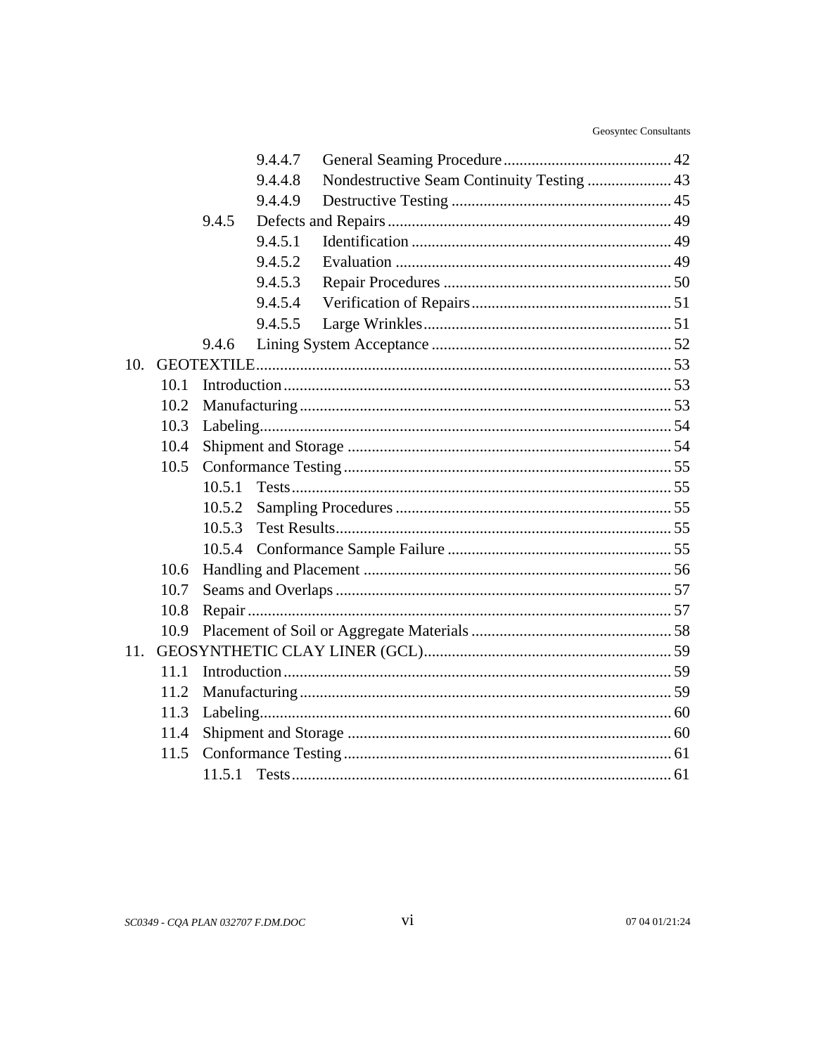9.4.4.7 General Seaming Procedure .......................................... 42
9.4.4.8 Nondestructive Seam Continuity Testing ..................... 43
9.4.4.9 Destructive Testing ....................................................... 45
9.4.5 Defects and Repairs ...................................................................... 49
9.4.5.1 Identification ................................................................. 49
9.4.5.2 Evaluation ..................................................................... 49
9.4.5.3 Repair Procedures ......................................................... 50
9.4.5.4 Verification of Repairs .................................................. 51
9.4.5.5 Large Wrinkles .............................................................. 51
9.4.6 Lining System Acceptance ............................................................ 52
10. GEOTEXTILE ........................................................................................................ 53
10.1 Introduction ................................................................................................ 53
10.2 Manufacturing ............................................................................................ 53
10.3 Labeling ...................................................................................................... 54
10.4 Shipment and Storage ................................................................................ 54
10.5 Conformance Testing ................................................................................. 55
10.5.1 Tests .............................................................................................. 55
10.5.2 Sampling Procedures .................................................................... 55
10.5.3 Test Results ................................................................................... 55
10.5.4 Conformance Sample Failure ....................................................... 55
10.6 Handling and Placement ............................................................................ 56
10.7 Seams and Overlaps ................................................................................... 57
10.8 Repair ......................................................................................................... 57
10.9 Placement of Soil or Aggregate Materials .................................................. 58
11. GEOSYNTHETIC CLAY LINER (GCL) .............................................................. 59
11.1 Introduction ................................................................................................ 59
11.2 Manufacturing ............................................................................................ 59
11.3 Labeling ...................................................................................................... 60
11.4 Shipment and Storage ................................................................................ 60
11.5 Conformance Testing ................................................................................. 61
11.5.1 Tests .............................................................................................. 61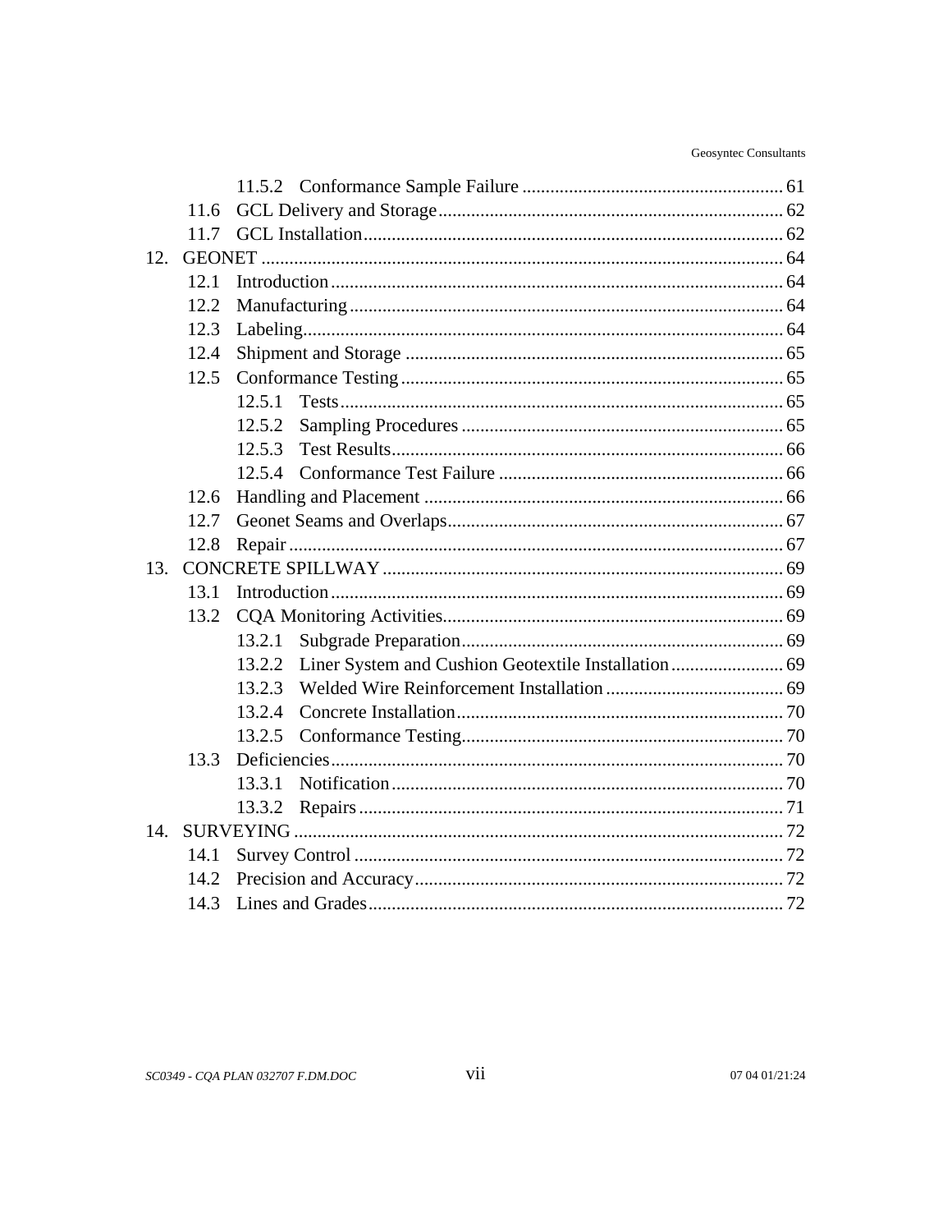11.5.2 Conformance Sample Failure ........................................................ 61

11.6 GCL Delivery and Storage.......................................................................... 62

11.7 GCL Installation.......................................................................................... 62

12. GEONET ................................................................................................................ 64

12.1 Introduction.................................................................................................. 64

12.2 Manufacturing.............................................................................................. 64

12.3 Labeling....................................................................................................... 64

12.4 Shipment and Storage ................................................................................. 65

12.5 Conformance Testing.................................................................................. 65

12.5.1 Tests............................................................................................... 65

12.5.2 Sampling Procedures ..................................................................... 65

12.5.3 Test Results.................................................................................... 66

12.5.4 Conformance Test Failure ............................................................. 66

12.6 Handling and Placement ............................................................................. 66

12.7 Geonet Seams and Overlaps........................................................................ 67

12.8 Repair .......................................................................................................... 67

13. CONCRETE SPILLWAY ...................................................................................... 69

13.1 Introduction.................................................................................................. 69

13.2 CQA Monitoring Activities......................................................................... 69

13.2.1 Subgrade Preparation..................................................................... 69

13.2.2 Liner System and Cushion Geotextile Installation........................ 69

13.2.3 Welded Wire Reinforcement Installation ...................................... 69

13.2.4 Concrete Installation...................................................................... 70

13.2.5 Conformance Testing..................................................................... 70

13.3 Deficiencies................................................................................................. 70

13.3.1 Notification.................................................................................... 70

13.3.2 Repairs........................................................................................... 71

14. SURVEYING ......................................................................................................... 72

14.1 Survey Control ............................................................................................ 72

14.2 Precision and Accuracy............................................................................... 72

14.3 Lines and Grades......................................................................................... 72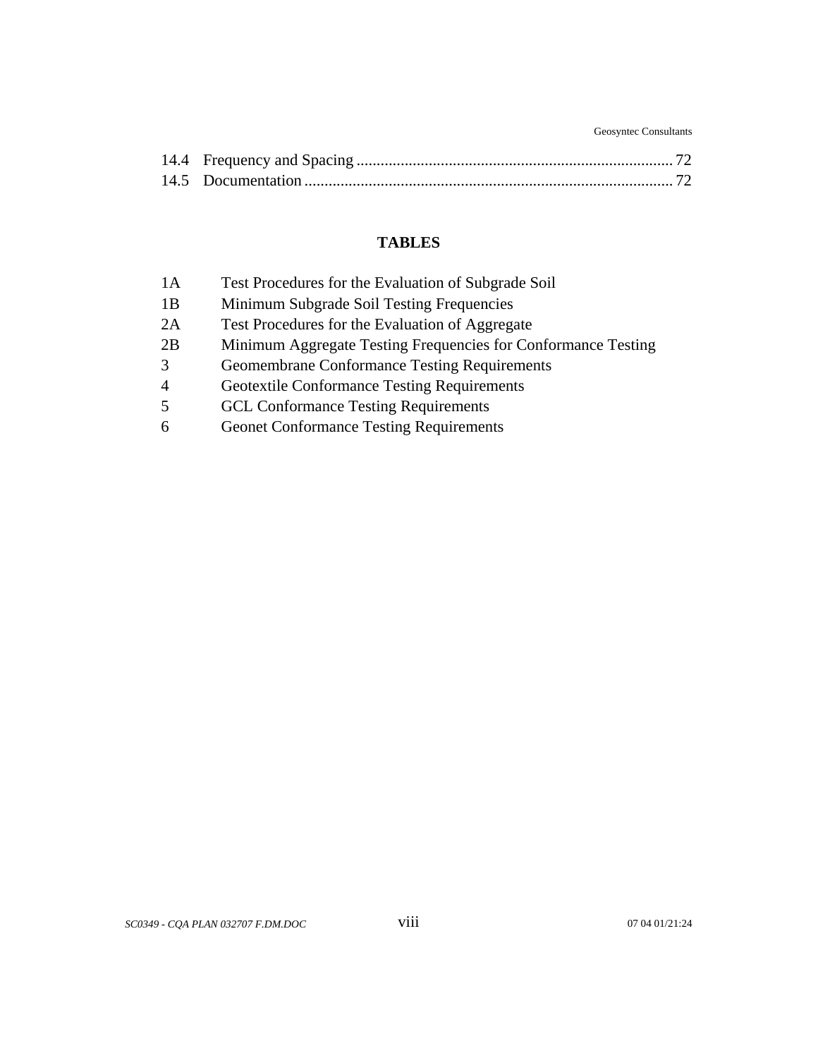14.4 Frequency and Spacing ........................................................................... 72
14.5 Documentation .......................................................................................... 72

## TABLES

| | |
|---|---|
| 1A | Test Procedures for the Evaluation of Subgrade Soil |
| 1B | Minimum Subgrade Soil Testing Frequencies |
| 2A | Test Procedures for the Evaluation of Aggregate |
| 2B | Minimum Aggregate Testing Frequencies for Conformance Testing |
| 3 | Geomembrane Conformance Testing Requirements |
| 4 | Geotextile Conformance Testing Requirements |
| 5 | GCL Conformance Testing Requirements |
| 6 | Geonet Conformance Testing Requirements |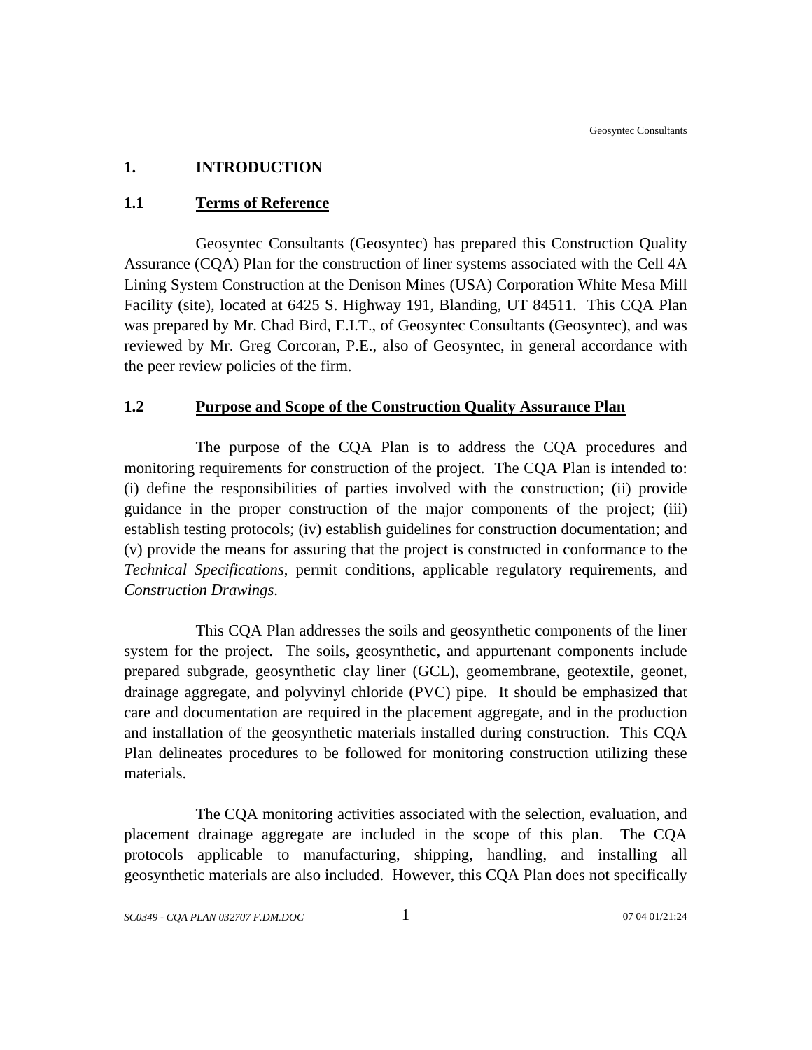# 1. INTRODUCTION

## 1.1 Terms of Reference

Geosyntec Consultants (Geosyntec) has prepared this Construction Quality Assurance (CQA) Plan for the construction of liner systems associated with the Cell 4A Lining System Construction at the Denison Mines (USA) Corporation White Mesa Mill Facility (site), located at 6425 S. Highway 191, Blanding, UT 84511. This CQA Plan was prepared by Mr. Chad Bird, E.I.T., of Geosyntec Consultants (Geosyntec), and was reviewed by Mr. Greg Corcoran, P.E., also of Geosyntec, in general accordance with the peer review policies of the firm.

## 1.2 Purpose and Scope of the Construction Quality Assurance Plan

The purpose of the CQA Plan is to address the CQA procedures and monitoring requirements for construction of the project. The CQA Plan is intended to: (i) define the responsibilities of parties involved with the construction; (ii) provide guidance in the proper construction of the major components of the project; (iii) establish testing protocols; (iv) establish guidelines for construction documentation; and (v) provide the means for assuring that the project is constructed in conformance to the *Technical Specifications*, permit conditions, applicable regulatory requirements, and *Construction Drawings*.

This CQA Plan addresses the soils and geosynthetic components of the liner system for the project. The soils, geosynthetic, and appurtenant components include prepared subgrade, geosynthetic clay liner (GCL), geomembrane, geotextile, geonet, drainage aggregate, and polyvinyl chloride (PVC) pipe. It should be emphasized that care and documentation are required in the placement aggregate, and in the production and installation of the geosynthetic materials installed during construction. This CQA Plan delineates procedures to be followed for monitoring construction utilizing these materials.

The CQA monitoring activities associated with the selection, evaluation, and placement drainage aggregate are included in the scope of this plan. The CQA protocols applicable to manufacturing, shipping, handling, and installing all geosynthetic materials are also included. However, this CQA Plan does not specifically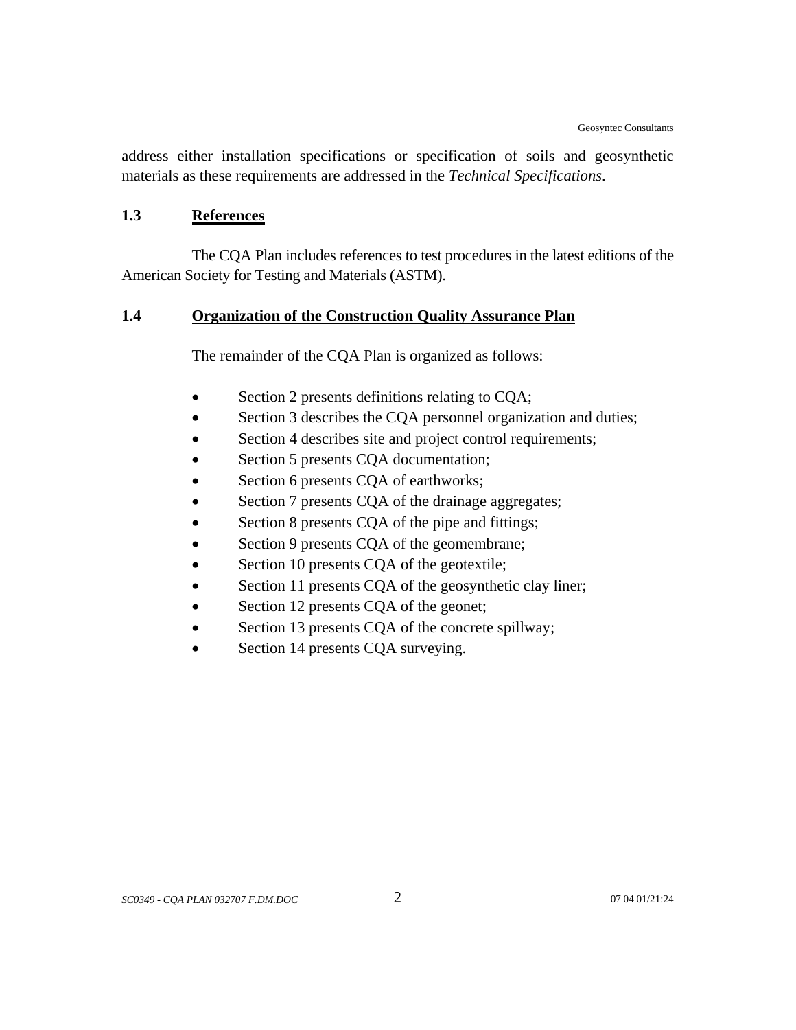address either installation specifications or specification of soils and geosynthetic materials as these requirements are addressed in the *Technical Specifications*.

## 1.3 References

The CQA Plan includes references to test procedures in the latest editions of the American Society for Testing and Materials (ASTM).

## 1.4 Organization of the Construction Quality Assurance Plan

The remainder of the CQA Plan is organized as follows:

- Section 2 presents definitions relating to CQA;
- Section 3 describes the CQA personnel organization and duties;
- Section 4 describes site and project control requirements;
- Section 5 presents CQA documentation;
- Section 6 presents CQA of earthworks;
- Section 7 presents CQA of the drainage aggregates;
- Section 8 presents CQA of the pipe and fittings;
- Section 9 presents CQA of the geomembrane;
- Section 10 presents CQA of the geotextile;
- Section 11 presents CQA of the geosynthetic clay liner;
- Section 12 presents CQA of the geonet;
- Section 13 presents CQA of the concrete spillway;
- Section 14 presents CQA surveying.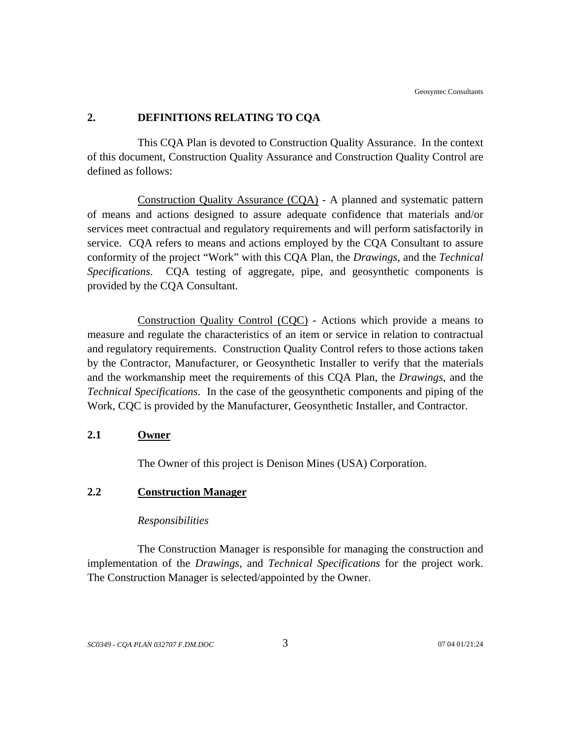## 2. DEFINITIONS RELATING TO CQA

This CQA Plan is devoted to Construction Quality Assurance. In the context of this document, Construction Quality Assurance and Construction Quality Control are defined as follows:

Construction Quality Assurance (CQA) - A planned and systematic pattern of means and actions designed to assure adequate confidence that materials and/or services meet contractual and regulatory requirements and will perform satisfactorily in service. CQA refers to means and actions employed by the CQA Consultant to assure conformity of the project "Work" with this CQA Plan, the *Drawings*, and the *Technical Specifications*. CQA testing of aggregate, pipe, and geosynthetic components is provided by the CQA Consultant.

Construction Quality Control (CQC) - Actions which provide a means to measure and regulate the characteristics of an item or service in relation to contractual and regulatory requirements. Construction Quality Control refers to those actions taken by the Contractor, Manufacturer, or Geosynthetic Installer to verify that the materials and the workmanship meet the requirements of this CQA Plan, the *Drawings*, and the *Technical Specifications*. In the case of the geosynthetic components and piping of the Work, CQC is provided by the Manufacturer, Geosynthetic Installer, and Contractor.

### 2.1 Owner

The Owner of this project is Denison Mines (USA) Corporation.

### 2.2 Construction Manager

*Responsibilities*

The Construction Manager is responsible for managing the construction and implementation of the *Drawings*, and *Technical Specifications* for the project work. The Construction Manager is selected/appointed by the Owner.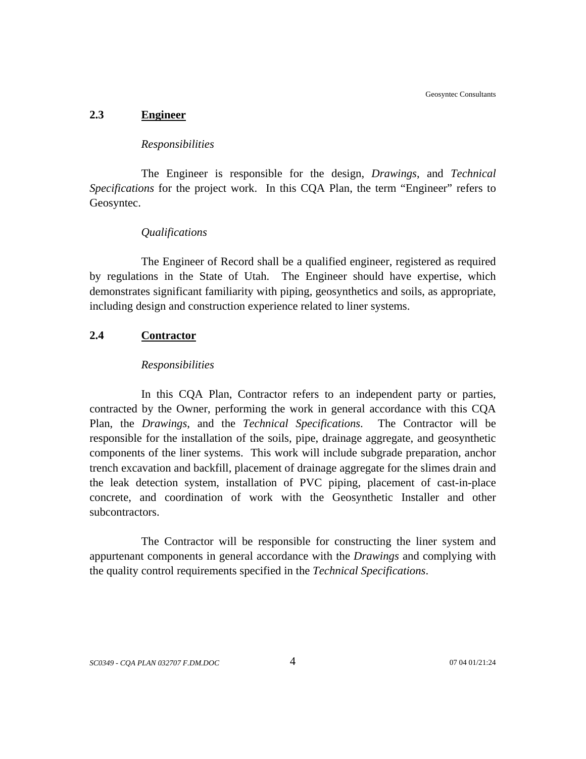## 2.3 Engineer

*Responsibilities*

The Engineer is responsible for the design, *Drawings*, and *Technical Specifications* for the project work. In this CQA Plan, the term "Engineer" refers to Geosyntec.

*Qualifications*

The Engineer of Record shall be a qualified engineer, registered as required by regulations in the State of Utah. The Engineer should have expertise, which demonstrates significant familiarity with piping, geosynthetics and soils, as appropriate, including design and construction experience related to liner systems.

## 2.4 Contractor

*Responsibilities*

In this CQA Plan, Contractor refers to an independent party or parties, contracted by the Owner, performing the work in general accordance with this CQA Plan, the *Drawings*, and the *Technical Specifications*. The Contractor will be responsible for the installation of the soils, pipe, drainage aggregate, and geosynthetic components of the liner systems. This work will include subgrade preparation, anchor trench excavation and backfill, placement of drainage aggregate for the slimes drain and the leak detection system, installation of PVC piping, placement of cast-in-place concrete, and coordination of work with the Geosynthetic Installer and other subcontractors.

The Contractor will be responsible for constructing the liner system and appurtenant components in general accordance with the *Drawings* and complying with the quality control requirements specified in the *Technical Specifications*.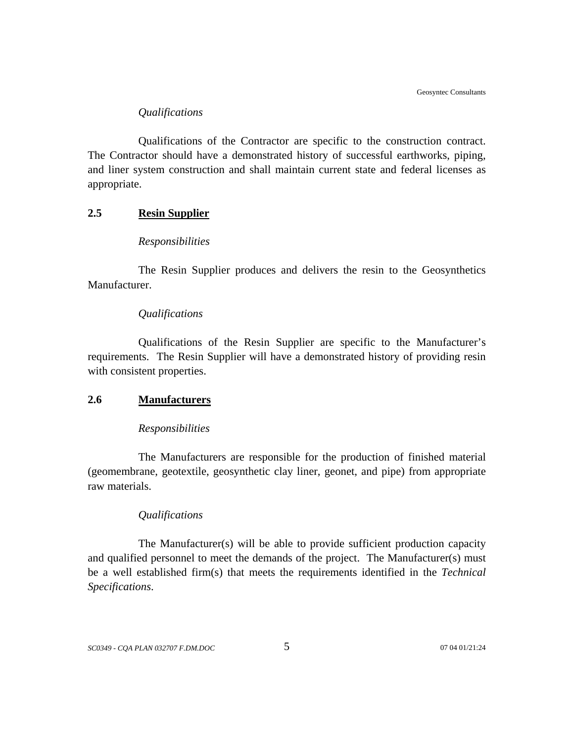*Qualifications*

Qualifications of the Contractor are specific to the construction contract. The Contractor should have a demonstrated history of successful earthworks, piping, and liner system construction and shall maintain current state and federal licenses as appropriate.

## 2.5 Resin Supplier

*Responsibilities*

The Resin Supplier produces and delivers the resin to the Geosynthetics Manufacturer.

*Qualifications*

Qualifications of the Resin Supplier are specific to the Manufacturer's requirements. The Resin Supplier will have a demonstrated history of providing resin with consistent properties.

## 2.6 Manufacturers

*Responsibilities*

The Manufacturers are responsible for the production of finished material (geomembrane, geotextile, geosynthetic clay liner, geonet, and pipe) from appropriate raw materials.

*Qualifications*

The Manufacturer(s) will be able to provide sufficient production capacity and qualified personnel to meet the demands of the project. The Manufacturer(s) must be a well established firm(s) that meets the requirements identified in the *Technical Specifications*.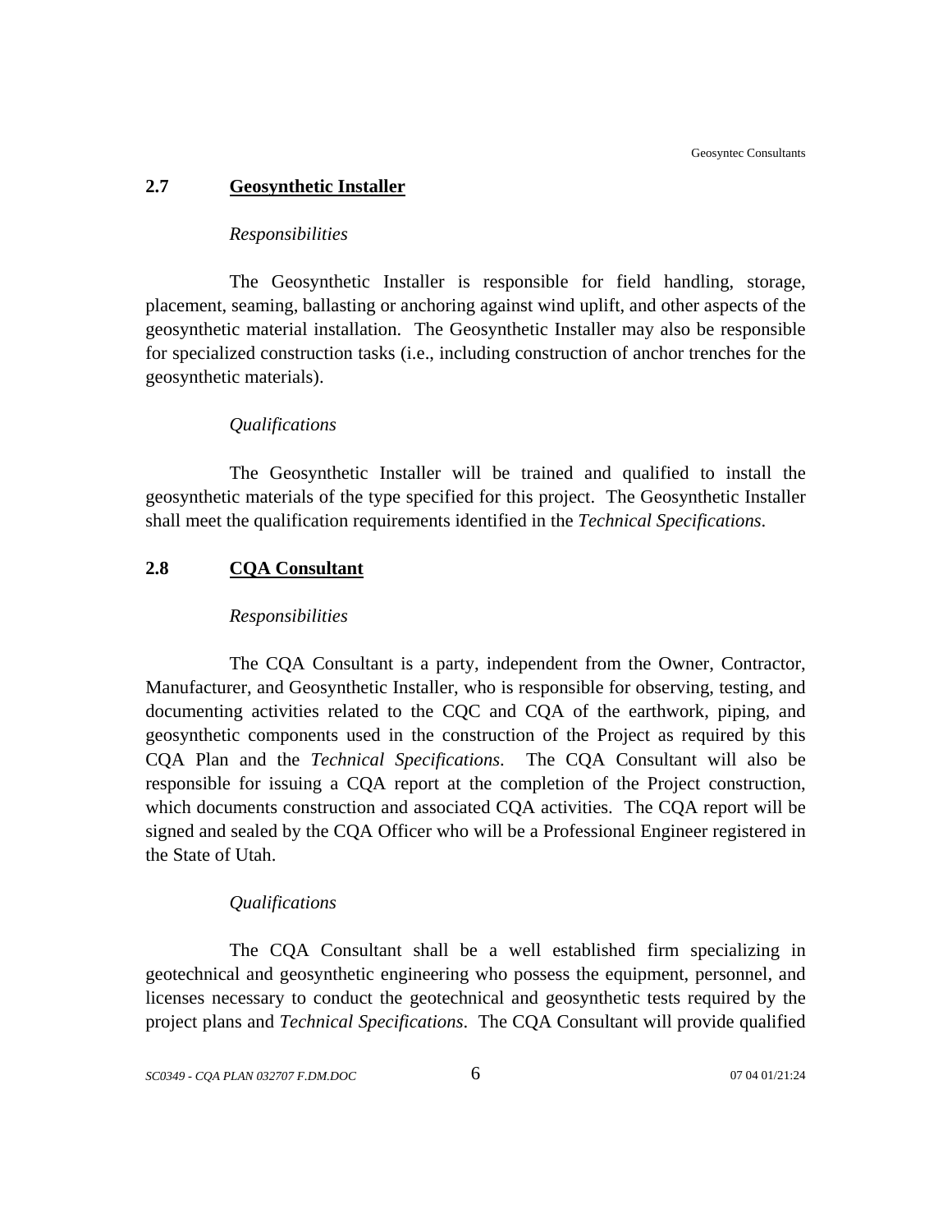## 2.7 Geosynthetic Installer

*Responsibilities*

The Geosynthetic Installer is responsible for field handling, storage, placement, seaming, ballasting or anchoring against wind uplift, and other aspects of the geosynthetic material installation. The Geosynthetic Installer may also be responsible for specialized construction tasks (i.e., including construction of anchor trenches for the geosynthetic materials).

*Qualifications*

The Geosynthetic Installer will be trained and qualified to install the geosynthetic materials of the type specified for this project. The Geosynthetic Installer shall meet the qualification requirements identified in the *Technical Specifications*.

## 2.8 CQA Consultant

*Responsibilities*

The CQA Consultant is a party, independent from the Owner, Contractor, Manufacturer, and Geosynthetic Installer, who is responsible for observing, testing, and documenting activities related to the CQC and CQA of the earthwork, piping, and geosynthetic components used in the construction of the Project as required by this CQA Plan and the *Technical Specifications*. The CQA Consultant will also be responsible for issuing a CQA report at the completion of the Project construction, which documents construction and associated CQA activities. The CQA report will be signed and sealed by the CQA Officer who will be a Professional Engineer registered in the State of Utah.

*Qualifications*

The CQA Consultant shall be a well established firm specializing in geotechnical and geosynthetic engineering who possess the equipment, personnel, and licenses necessary to conduct the geotechnical and geosynthetic tests required by the project plans and *Technical Specifications*. The CQA Consultant will provide qualified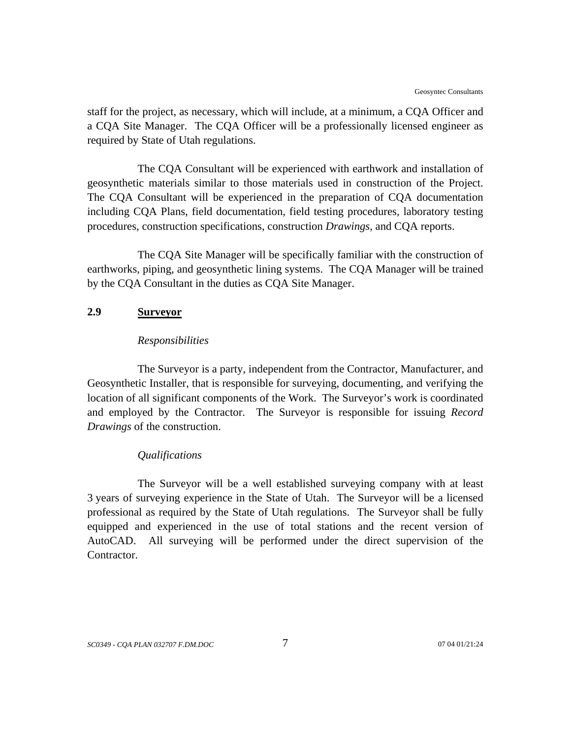staff for the project, as necessary, which will include, at a minimum, a CQA Officer and a CQA Site Manager. The CQA Officer will be a professionally licensed engineer as required by State of Utah regulations.

The CQA Consultant will be experienced with earthwork and installation of geosynthetic materials similar to those materials used in construction of the Project. The CQA Consultant will be experienced in the preparation of CQA documentation including CQA Plans, field documentation, field testing procedures, laboratory testing procedures, construction specifications, construction *Drawings*, and CQA reports.

The CQA Site Manager will be specifically familiar with the construction of earthworks, piping, and geosynthetic lining systems. The CQA Manager will be trained by the CQA Consultant in the duties as CQA Site Manager.

## 2.9 Surveyor

*Responsibilities*

The Surveyor is a party, independent from the Contractor, Manufacturer, and Geosynthetic Installer, that is responsible for surveying, documenting, and verifying the location of all significant components of the Work. The Surveyor's work is coordinated and employed by the Contractor. The Surveyor is responsible for issuing *Record Drawings* of the construction.

*Qualifications*

The Surveyor will be a well established surveying company with at least 3 years of surveying experience in the State of Utah. The Surveyor will be a licensed professional as required by the State of Utah regulations. The Surveyor shall be fully equipped and experienced in the use of total stations and the recent version of AutoCAD. All surveying will be performed under the direct supervision of the Contractor.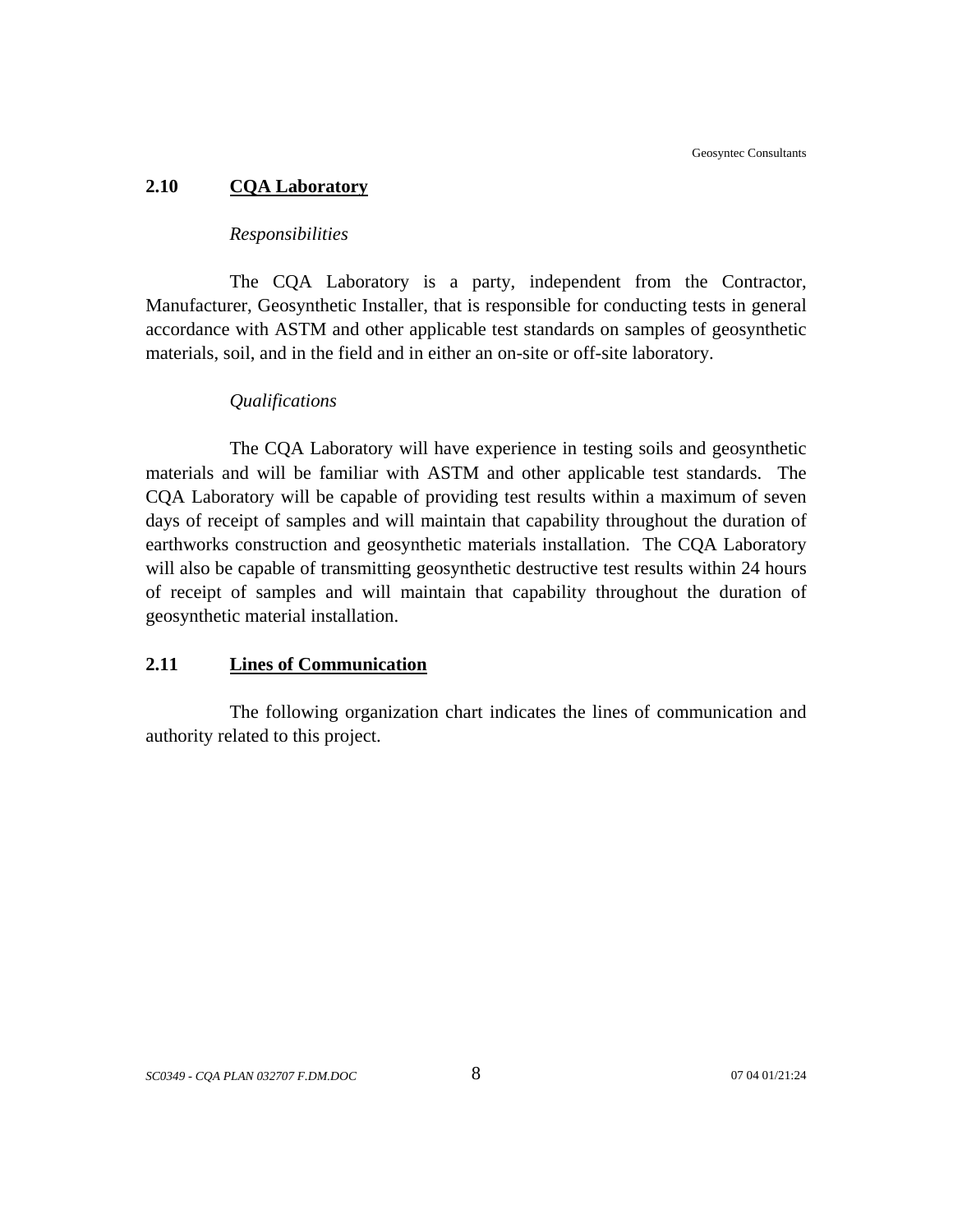## 2.10 CQA Laboratory

*Responsibilities*

The CQA Laboratory is a party, independent from the Contractor, Manufacturer, Geosynthetic Installer, that is responsible for conducting tests in general accordance with ASTM and other applicable test standards on samples of geosynthetic materials, soil, and in the field and in either an on-site or off-site laboratory.

*Qualifications*

The CQA Laboratory will have experience in testing soils and geosynthetic materials and will be familiar with ASTM and other applicable test standards. The CQA Laboratory will be capable of providing test results within a maximum of seven days of receipt of samples and will maintain that capability throughout the duration of earthworks construction and geosynthetic materials installation. The CQA Laboratory will also be capable of transmitting geosynthetic destructive test results within 24 hours of receipt of samples and will maintain that capability throughout the duration of geosynthetic material installation.

## 2.11 Lines of Communication

The following organization chart indicates the lines of communication and authority related to this project.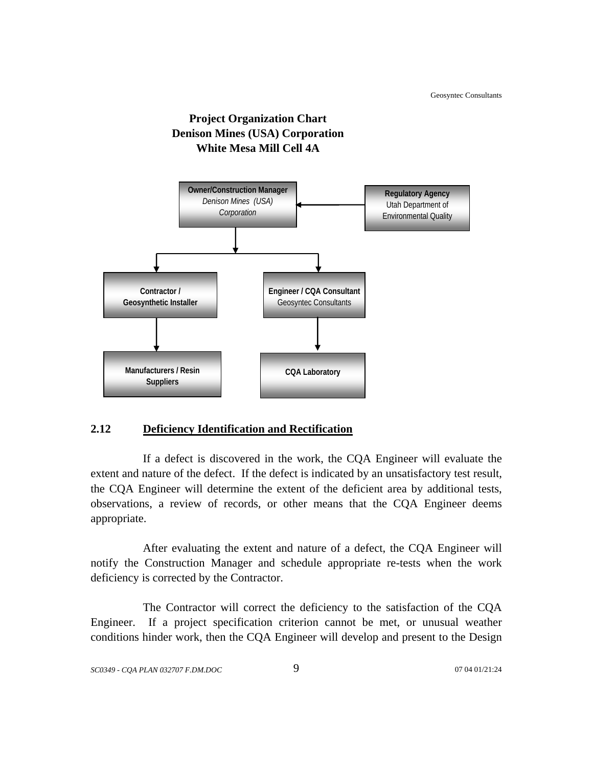**Project Organization Chart**
**Denison Mines (USA) Corporation**
**White Mesa Mill Cell 4A**

**Owner/Construction Manager**
*Denison Mines (USA) Corporation*

**Regulatory Agency**
Utah Department of Environmental Quality

**Contractor / Geosynthetic Installer**

**Engineer / CQA Consultant**
Geosyntec Consultants

**Manufacturers / Resin Suppliers**

**CQA Laboratory**

## 2.12 Deficiency Identification and Rectification

If a defect is discovered in the work, the CQA Engineer will evaluate the extent and nature of the defect. If the defect is indicated by an unsatisfactory test result, the CQA Engineer will determine the extent of the deficient area by additional tests, observations, a review of records, or other means that the CQA Engineer deems appropriate.

After evaluating the extent and nature of a defect, the CQA Engineer will notify the Construction Manager and schedule appropriate re-tests when the work deficiency is corrected by the Contractor.

The Contractor will correct the deficiency to the satisfaction of the CQA Engineer. If a project specification criterion cannot be met, or unusual weather conditions hinder work, then the CQA Engineer will develop and present to the Design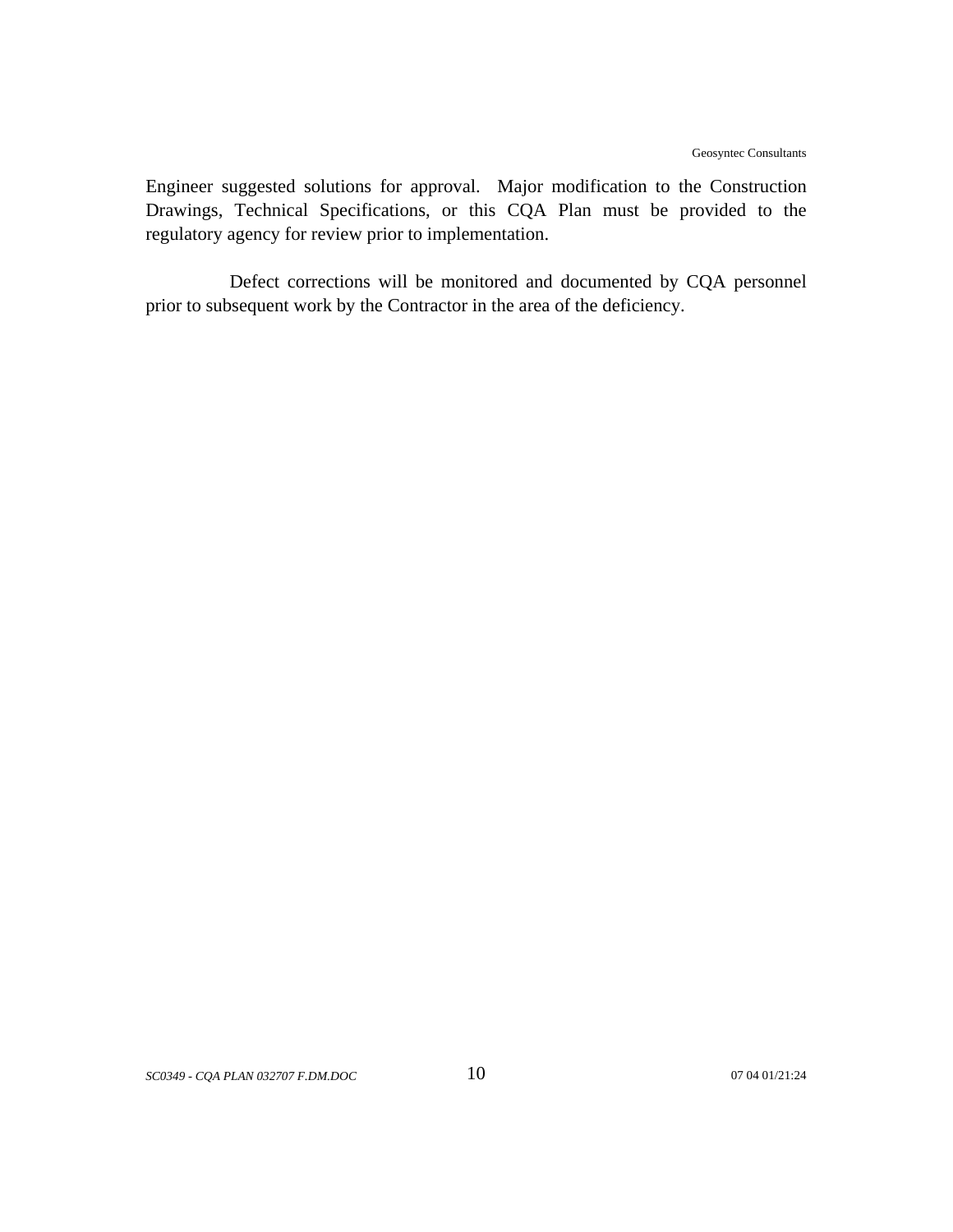Engineer suggested solutions for approval. Major modification to the Construction Drawings, Technical Specifications, or this CQA Plan must be provided to the regulatory agency for review prior to implementation.

Defect corrections will be monitored and documented by CQA personnel prior to subsequent work by the Contractor in the area of the deficiency.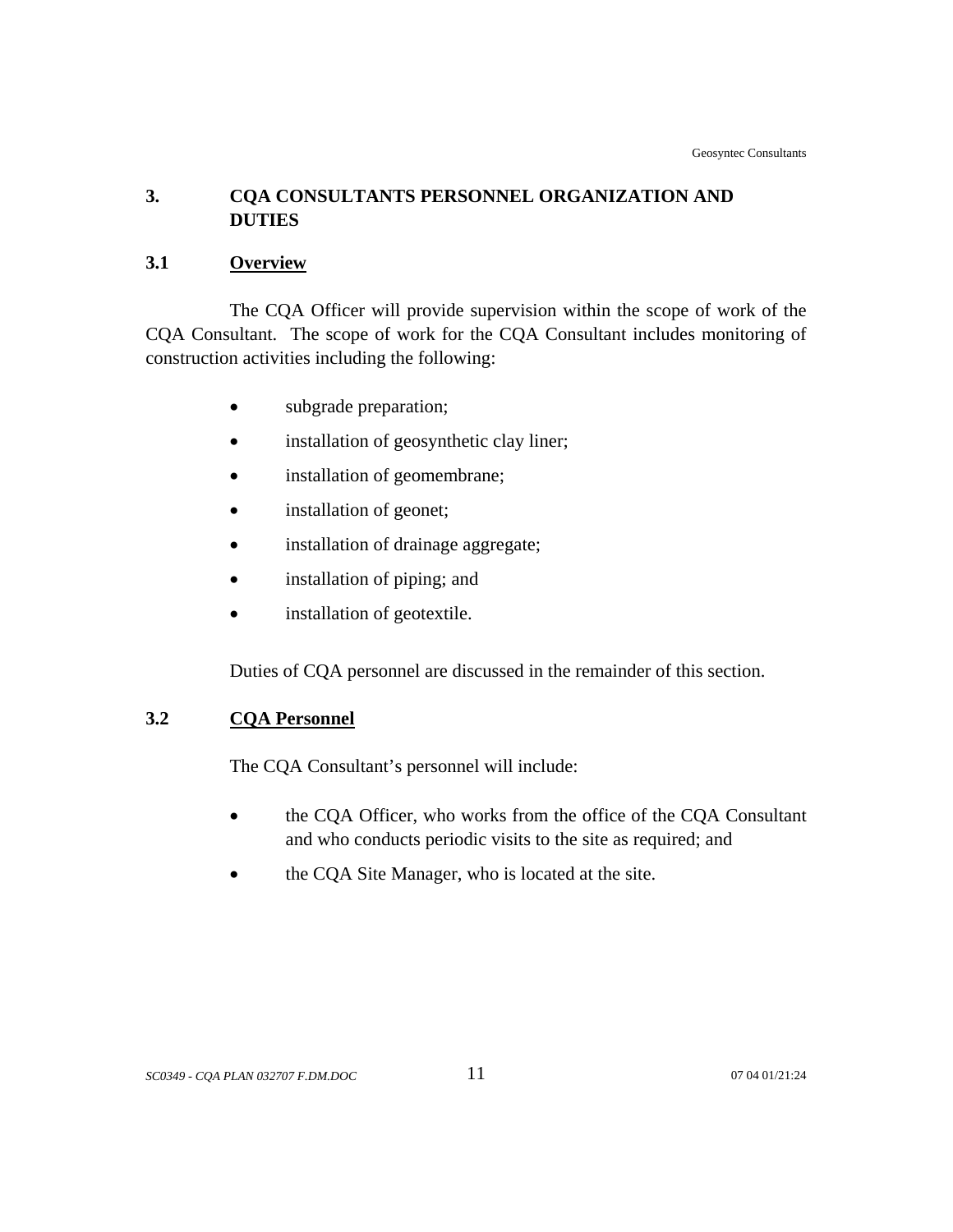# 3. CQA CONSULTANTS PERSONNEL ORGANIZATION AND DUTIES

## 3.1 Overview

The CQA Officer will provide supervision within the scope of work of the CQA Consultant. The scope of work for the CQA Consultant includes monitoring of construction activities including the following:

- subgrade preparation;
- installation of geosynthetic clay liner;
- installation of geomembrane;
- installation of geonet;
- installation of drainage aggregate;
- installation of piping; and
- installation of geotextile.

Duties of CQA personnel are discussed in the remainder of this section.

## 3.2 CQA Personnel

The CQA Consultant's personnel will include:

- the CQA Officer, who works from the office of the CQA Consultant and who conducts periodic visits to the site as required; and
- the CQA Site Manager, who is located at the site.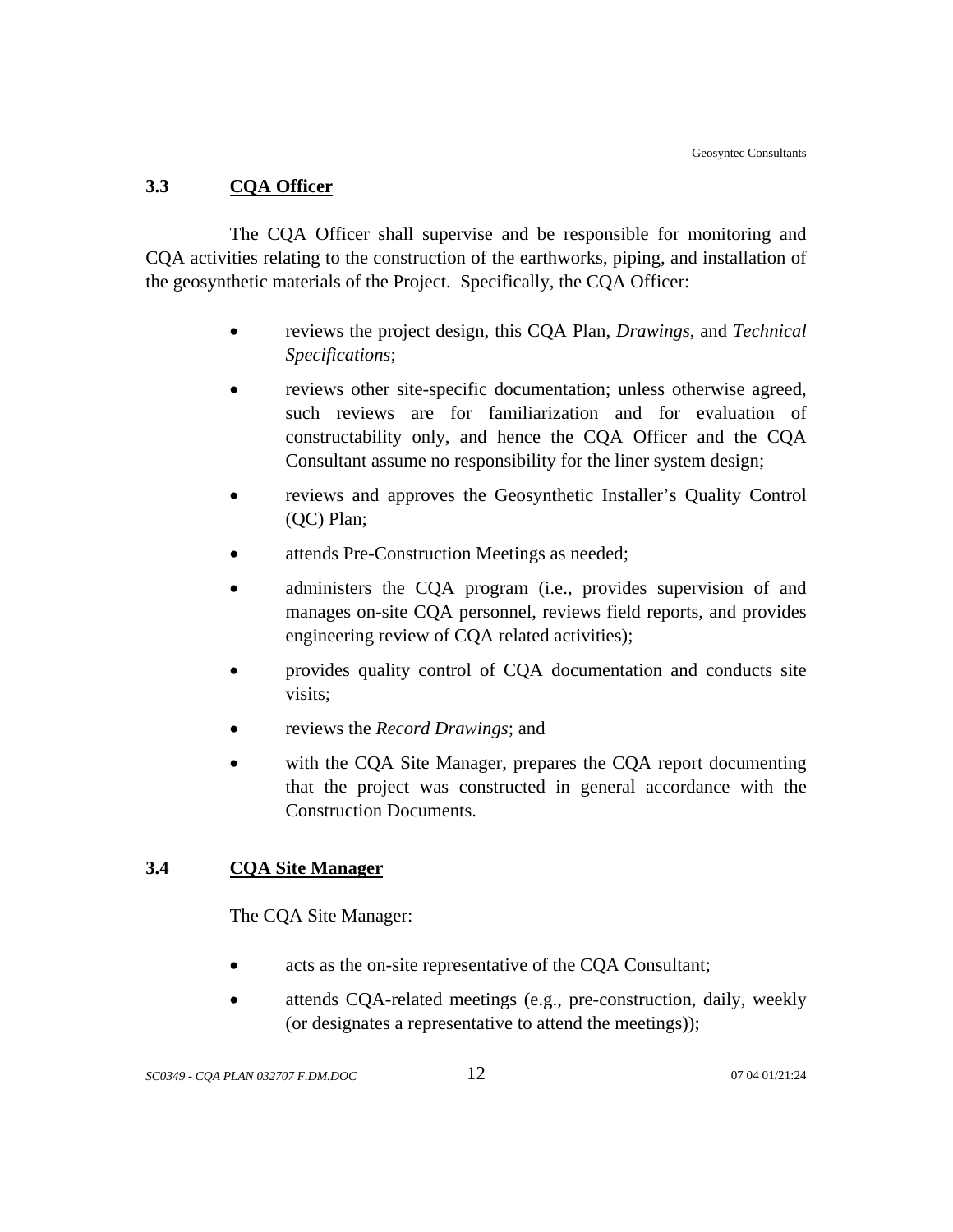## 3.3 CQA Officer

The CQA Officer shall supervise and be responsible for monitoring and CQA activities relating to the construction of the earthworks, piping, and installation of the geosynthetic materials of the Project. Specifically, the CQA Officer:

- reviews the project design, this CQA Plan, *Drawings*, and *Technical Specifications*;
- reviews other site-specific documentation; unless otherwise agreed, such reviews are for familiarization and for evaluation of constructability only, and hence the CQA Officer and the CQA Consultant assume no responsibility for the liner system design;
- reviews and approves the Geosynthetic Installer's Quality Control (QC) Plan;
- attends Pre-Construction Meetings as needed;
- administers the CQA program (i.e., provides supervision of and manages on-site CQA personnel, reviews field reports, and provides engineering review of CQA related activities);
- provides quality control of CQA documentation and conducts site visits;
- reviews the *Record Drawings*; and
- with the CQA Site Manager, prepares the CQA report documenting that the project was constructed in general accordance with the Construction Documents.

## 3.4 CQA Site Manager

The CQA Site Manager:

- acts as the on-site representative of the CQA Consultant;
- attends CQA-related meetings (e.g., pre-construction, daily, weekly (or designates a representative to attend the meetings));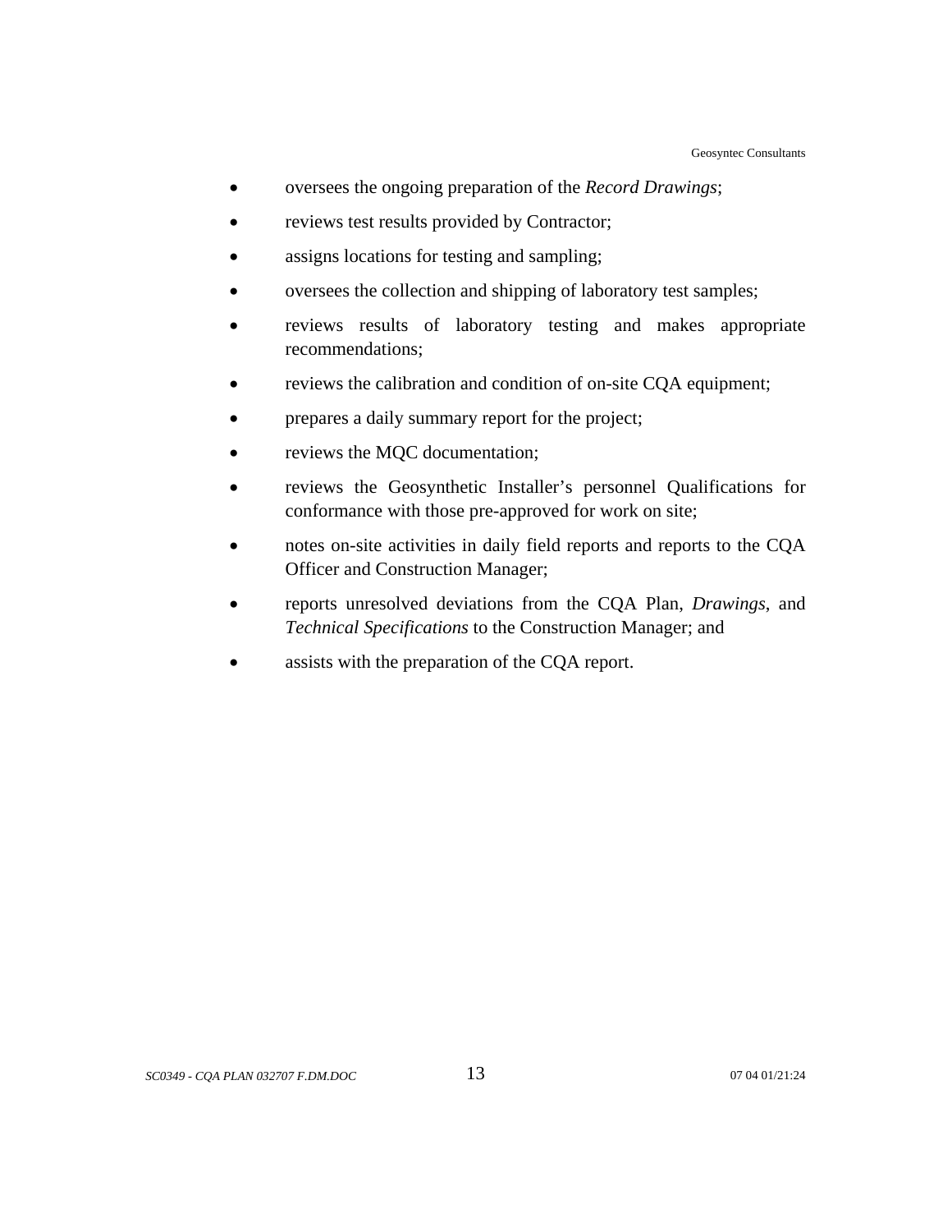- oversees the ongoing preparation of the *Record Drawings*;
- reviews test results provided by Contractor;
- assigns locations for testing and sampling;
- oversees the collection and shipping of laboratory test samples;
- reviews results of laboratory testing and makes appropriate recommendations;
- reviews the calibration and condition of on-site CQA equipment;
- prepares a daily summary report for the project;
- reviews the MQC documentation;
- reviews the Geosynthetic Installer's personnel Qualifications for conformance with those pre-approved for work on site;
- notes on-site activities in daily field reports and reports to the CQA Officer and Construction Manager;
- reports unresolved deviations from the CQA Plan, *Drawings*, and *Technical Specifications* to the Construction Manager; and
- assists with the preparation of the CQA report.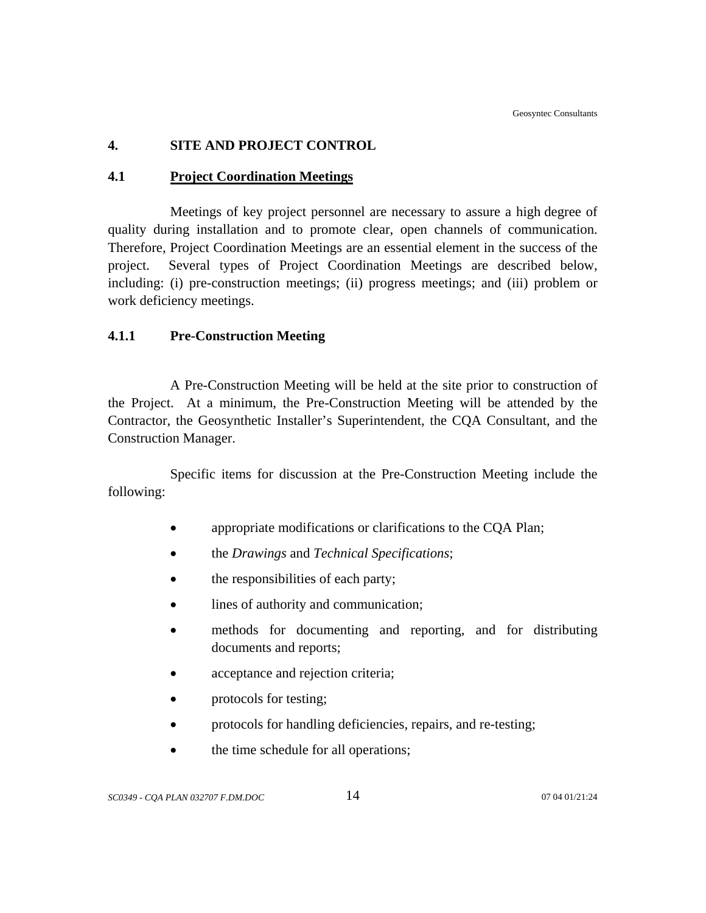# 4. SITE AND PROJECT CONTROL

## 4.1 Project Coordination Meetings

Meetings of key project personnel are necessary to assure a high degree of quality during installation and to promote clear, open channels of communication. Therefore, Project Coordination Meetings are an essential element in the success of the project. Several types of Project Coordination Meetings are described below, including: (i) pre-construction meetings; (ii) progress meetings; and (iii) problem or work deficiency meetings.

### 4.1.1 Pre-Construction Meeting

A Pre-Construction Meeting will be held at the site prior to construction of the Project. At a minimum, the Pre-Construction Meeting will be attended by the Contractor, the Geosynthetic Installer's Superintendent, the CQA Consultant, and the Construction Manager.

Specific items for discussion at the Pre-Construction Meeting include the following:

- appropriate modifications or clarifications to the CQA Plan;
- the *Drawings* and *Technical Specifications*;
- the responsibilities of each party;
- lines of authority and communication;
- methods for documenting and reporting, and for distributing documents and reports;
- acceptance and rejection criteria;
- protocols for testing;
- protocols for handling deficiencies, repairs, and re-testing;
- the time schedule for all operations;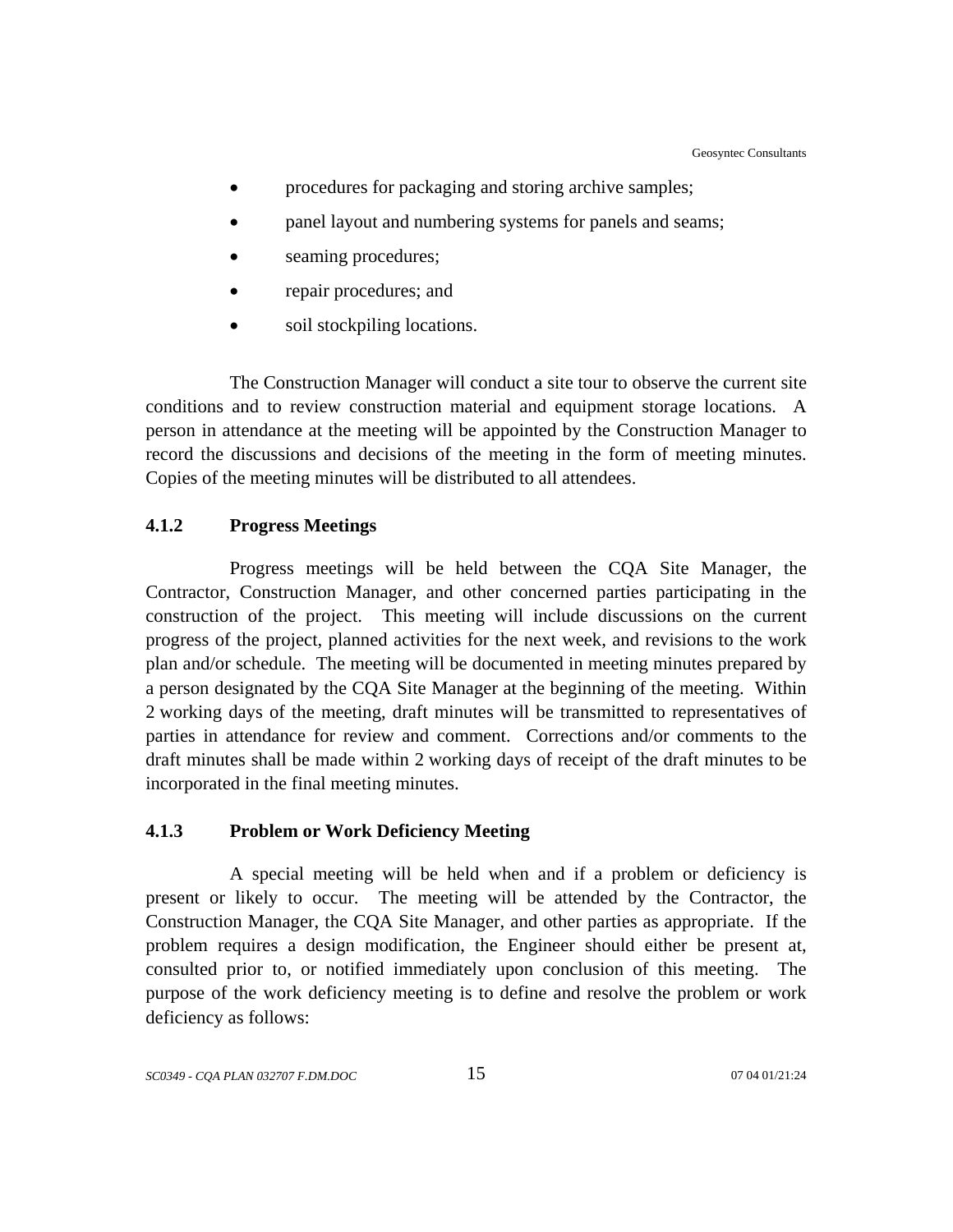- procedures for packaging and storing archive samples;
- panel layout and numbering systems for panels and seams;
- seaming procedures;
- repair procedures; and
- soil stockpiling locations.

The Construction Manager will conduct a site tour to observe the current site conditions and to review construction material and equipment storage locations. A person in attendance at the meeting will be appointed by the Construction Manager to record the discussions and decisions of the meeting in the form of meeting minutes. Copies of the meeting minutes will be distributed to all attendees.

### 4.1.2 Progress Meetings

Progress meetings will be held between the CQA Site Manager, the Contractor, Construction Manager, and other concerned parties participating in the construction of the project. This meeting will include discussions on the current progress of the project, planned activities for the next week, and revisions to the work plan and/or schedule. The meeting will be documented in meeting minutes prepared by a person designated by the CQA Site Manager at the beginning of the meeting. Within 2 working days of the meeting, draft minutes will be transmitted to representatives of parties in attendance for review and comment. Corrections and/or comments to the draft minutes shall be made within 2 working days of receipt of the draft minutes to be incorporated in the final meeting minutes.

### 4.1.3 Problem or Work Deficiency Meeting

A special meeting will be held when and if a problem or deficiency is present or likely to occur. The meeting will be attended by the Contractor, the Construction Manager, the CQA Site Manager, and other parties as appropriate. If the problem requires a design modification, the Engineer should either be present at, consulted prior to, or notified immediately upon conclusion of this meeting. The purpose of the work deficiency meeting is to define and resolve the problem or work deficiency as follows: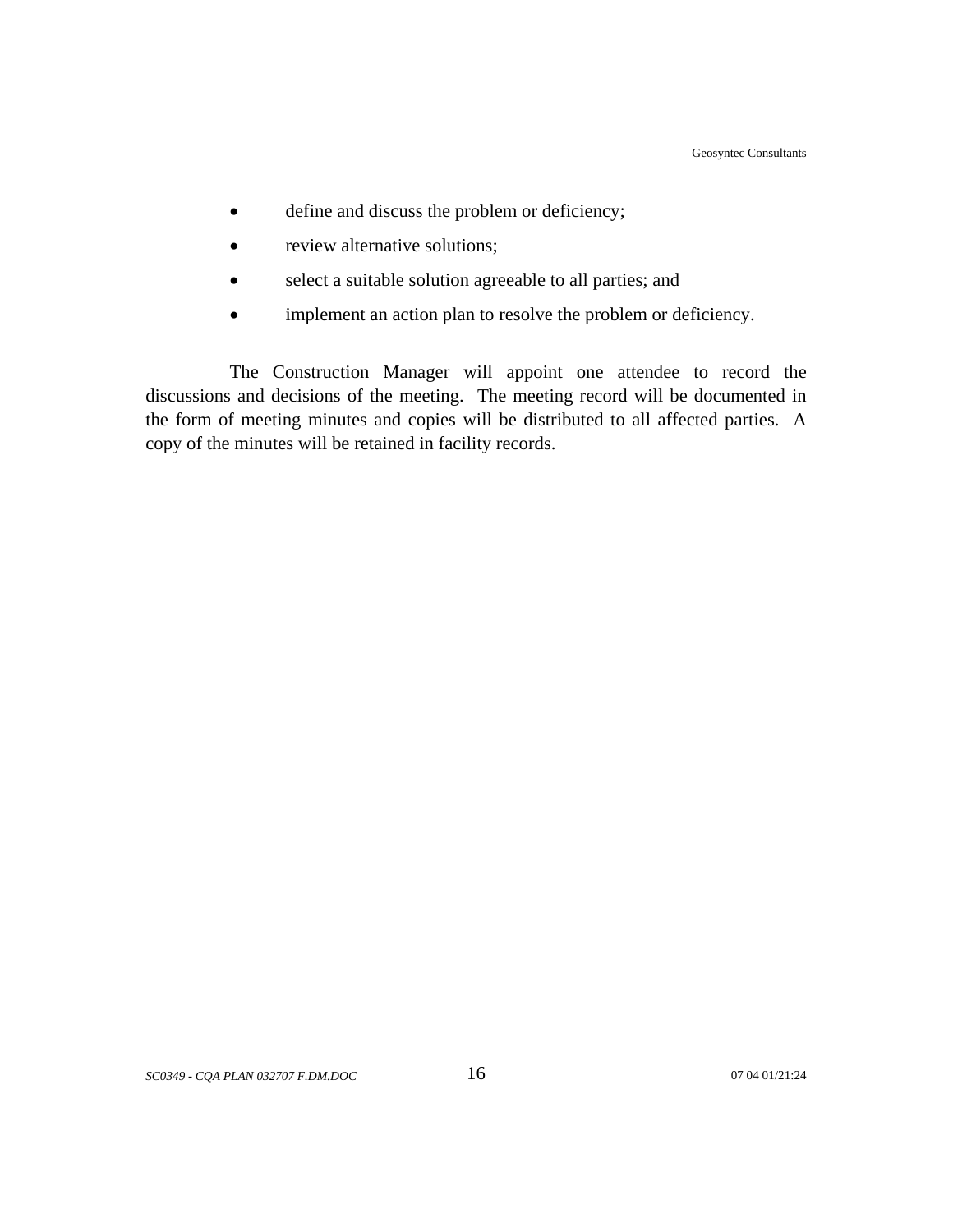- define and discuss the problem or deficiency;
- review alternative solutions;
- select a suitable solution agreeable to all parties; and
- implement an action plan to resolve the problem or deficiency.

The Construction Manager will appoint one attendee to record the discussions and decisions of the meeting. The meeting record will be documented in the form of meeting minutes and copies will be distributed to all affected parties. A copy of the minutes will be retained in facility records.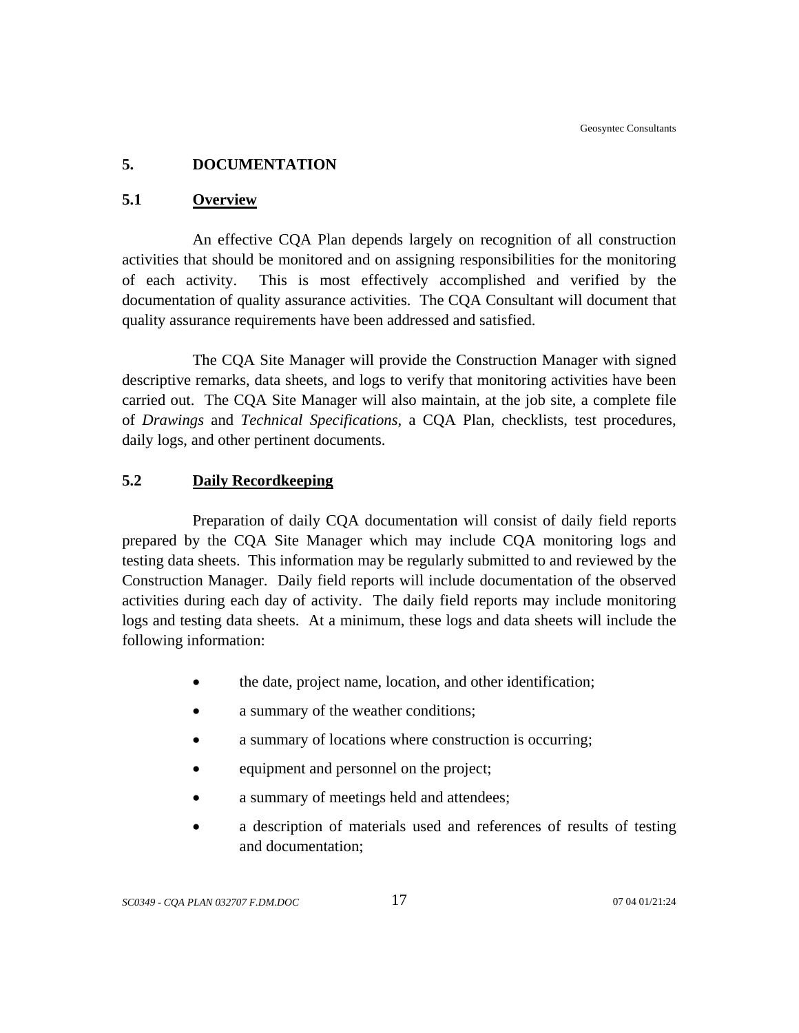# 5. DOCUMENTATION

## 5.1 Overview

An effective CQA Plan depends largely on recognition of all construction activities that should be monitored and on assigning responsibilities for the monitoring of each activity. This is most effectively accomplished and verified by the documentation of quality assurance activities. The CQA Consultant will document that quality assurance requirements have been addressed and satisfied.

The CQA Site Manager will provide the Construction Manager with signed descriptive remarks, data sheets, and logs to verify that monitoring activities have been carried out. The CQA Site Manager will also maintain, at the job site, a complete file of *Drawings* and *Technical Specifications*, a CQA Plan, checklists, test procedures, daily logs, and other pertinent documents.

## 5.2 Daily Recordkeeping

Preparation of daily CQA documentation will consist of daily field reports prepared by the CQA Site Manager which may include CQA monitoring logs and testing data sheets. This information may be regularly submitted to and reviewed by the Construction Manager. Daily field reports will include documentation of the observed activities during each day of activity. The daily field reports may include monitoring logs and testing data sheets. At a minimum, these logs and data sheets will include the following information:

- the date, project name, location, and other identification;
- a summary of the weather conditions;
- a summary of locations where construction is occurring;
- equipment and personnel on the project;
- a summary of meetings held and attendees;
- a description of materials used and references of results of testing and documentation;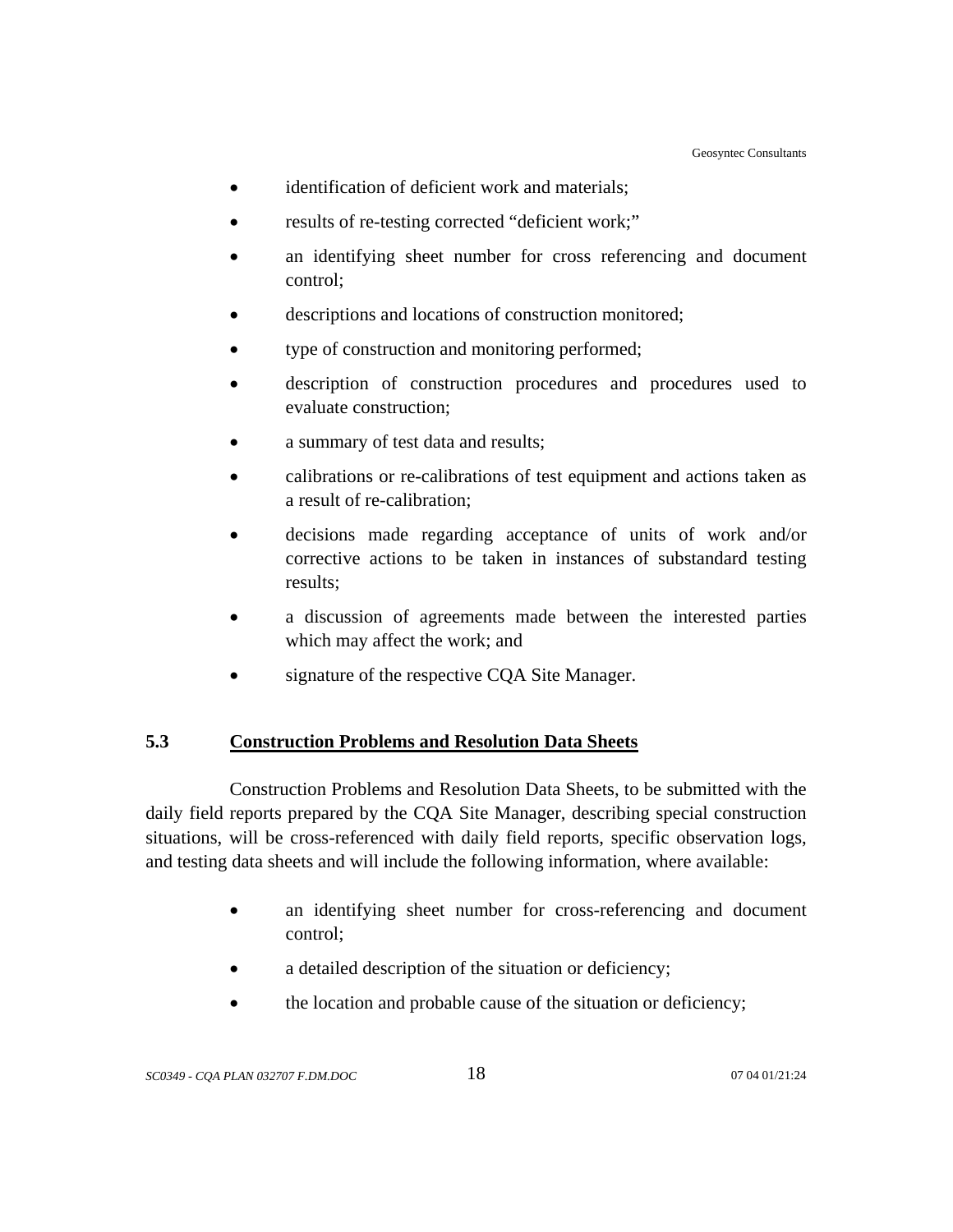- identification of deficient work and materials;
- results of re-testing corrected "deficient work;"
- an identifying sheet number for cross referencing and document control;
- descriptions and locations of construction monitored;
- type of construction and monitoring performed;
- description of construction procedures and procedures used to evaluate construction;
- a summary of test data and results;
- calibrations or re-calibrations of test equipment and actions taken as a result of re-calibration;
- decisions made regarding acceptance of units of work and/or corrective actions to be taken in instances of substandard testing results;
- a discussion of agreements made between the interested parties which may affect the work; and
- signature of the respective CQA Site Manager.

## 5.3 Construction Problems and Resolution Data Sheets

Construction Problems and Resolution Data Sheets, to be submitted with the daily field reports prepared by the CQA Site Manager, describing special construction situations, will be cross-referenced with daily field reports, specific observation logs, and testing data sheets and will include the following information, where available:

- an identifying sheet number for cross-referencing and document control;
- a detailed description of the situation or deficiency;
- the location and probable cause of the situation or deficiency;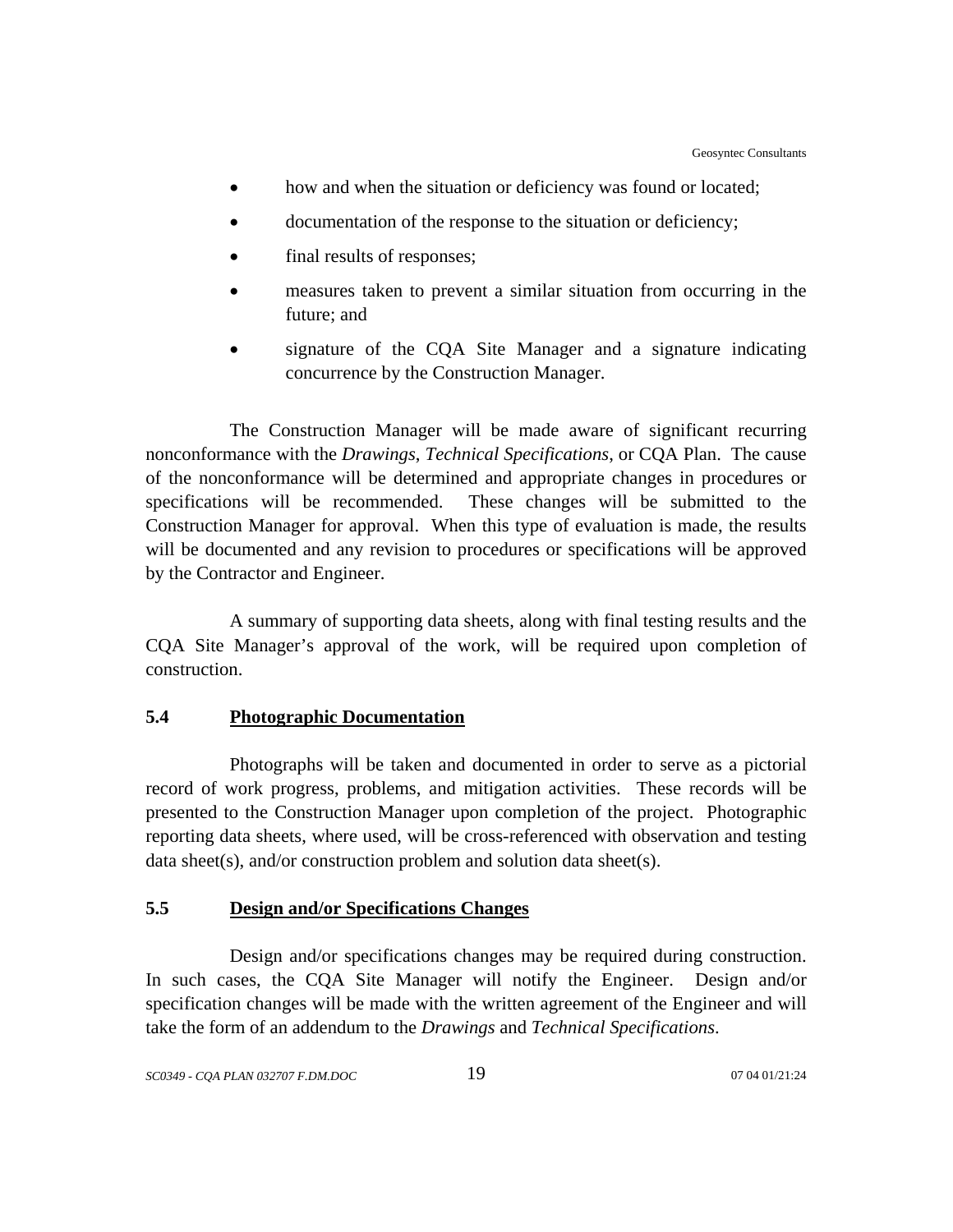- how and when the situation or deficiency was found or located;
- documentation of the response to the situation or deficiency;
- final results of responses;
- measures taken to prevent a similar situation from occurring in the future; and
- signature of the CQA Site Manager and a signature indicating concurrence by the Construction Manager.

The Construction Manager will be made aware of significant recurring nonconformance with the *Drawings*, *Technical Specifications*, or CQA Plan. The cause of the nonconformance will be determined and appropriate changes in procedures or specifications will be recommended. These changes will be submitted to the Construction Manager for approval. When this type of evaluation is made, the results will be documented and any revision to procedures or specifications will be approved by the Contractor and Engineer.

A summary of supporting data sheets, along with final testing results and the CQA Site Manager's approval of the work, will be required upon completion of construction.

### 5.4 Photographic Documentation

Photographs will be taken and documented in order to serve as a pictorial record of work progress, problems, and mitigation activities. These records will be presented to the Construction Manager upon completion of the project. Photographic reporting data sheets, where used, will be cross-referenced with observation and testing data sheet(s), and/or construction problem and solution data sheet(s).

### 5.5 Design and/or Specifications Changes

Design and/or specifications changes may be required during construction. In such cases, the CQA Site Manager will notify the Engineer. Design and/or specification changes will be made with the written agreement of the Engineer and will take the form of an addendum to the *Drawings* and *Technical Specifications*.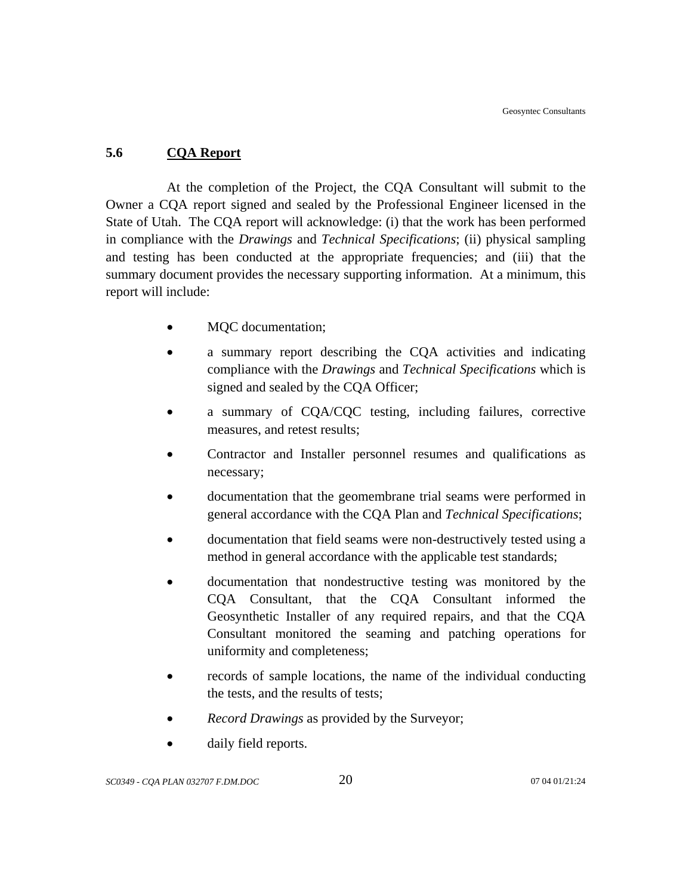### 5.6 CQA Report

At the completion of the Project, the CQA Consultant will submit to the Owner a CQA report signed and sealed by the Professional Engineer licensed in the State of Utah. The CQA report will acknowledge: (i) that the work has been performed in compliance with the *Drawings* and *Technical Specifications*; (ii) physical sampling and testing has been conducted at the appropriate frequencies; and (iii) that the summary document provides the necessary supporting information. At a minimum, this report will include:

- MQC documentation;
- a summary report describing the CQA activities and indicating compliance with the *Drawings* and *Technical Specifications* which is signed and sealed by the CQA Officer;
- a summary of CQA/CQC testing, including failures, corrective measures, and retest results;
- Contractor and Installer personnel resumes and qualifications as necessary;
- documentation that the geomembrane trial seams were performed in general accordance with the CQA Plan and *Technical Specifications*;
- documentation that field seams were non-destructively tested using a method in general accordance with the applicable test standards;
- documentation that nondestructive testing was monitored by the CQA Consultant, that the CQA Consultant informed the Geosynthetic Installer of any required repairs, and that the CQA Consultant monitored the seaming and patching operations for uniformity and completeness;
- records of sample locations, the name of the individual conducting the tests, and the results of tests;
- *Record Drawings* as provided by the Surveyor;
- daily field reports.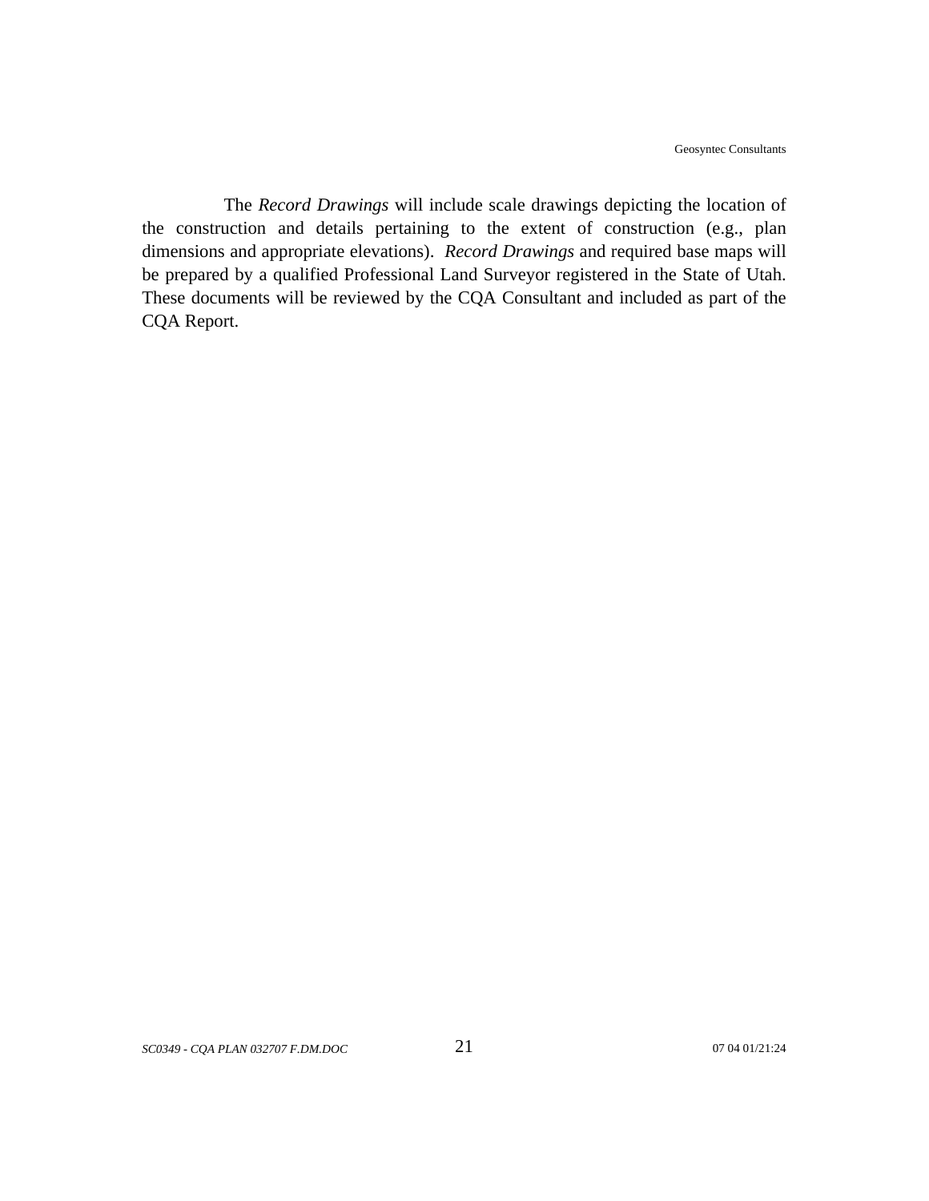The *Record Drawings* will include scale drawings depicting the location of the construction and details pertaining to the extent of construction (e.g., plan dimensions and appropriate elevations). *Record Drawings* and required base maps will be prepared by a qualified Professional Land Surveyor registered in the State of Utah. These documents will be reviewed by the CQA Consultant and included as part of the CQA Report.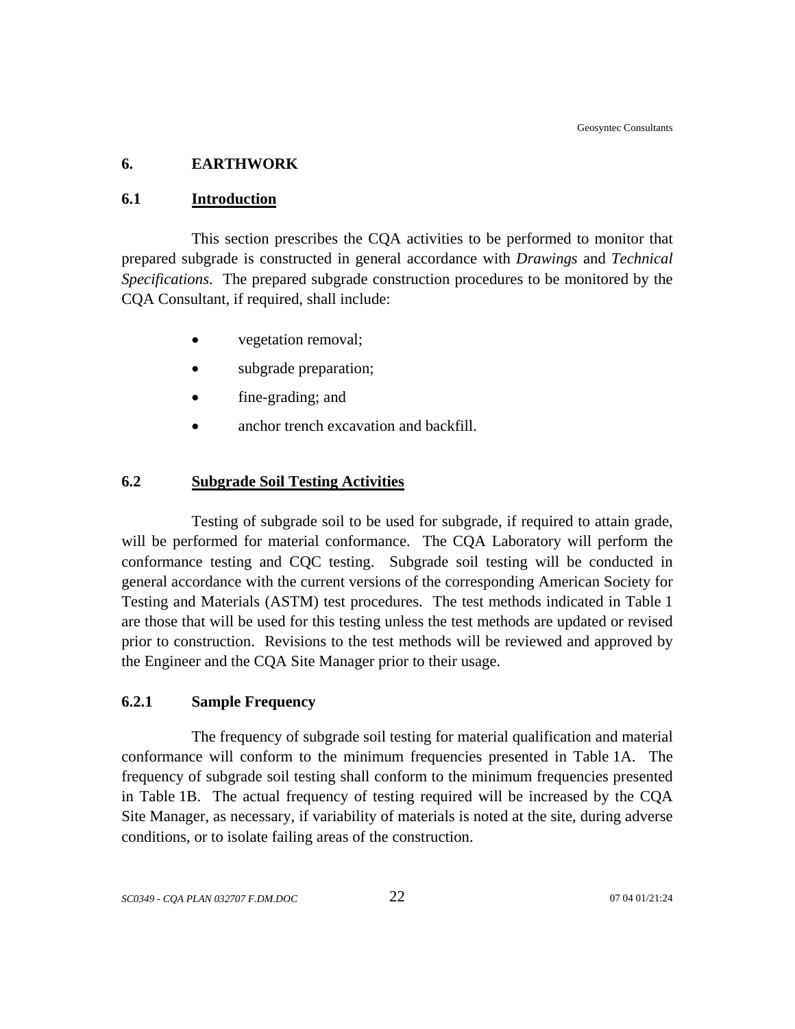# 6. EARTHWORK

## 6.1 Introduction

This section prescribes the CQA activities to be performed to monitor that prepared subgrade is constructed in general accordance with *Drawings* and *Technical Specifications*. The prepared subgrade construction procedures to be monitored by the CQA Consultant, if required, shall include:

- vegetation removal;
- subgrade preparation;
- fine-grading; and
- anchor trench excavation and backfill.

## 6.2 Subgrade Soil Testing Activities

Testing of subgrade soil to be used for subgrade, if required to attain grade, will be performed for material conformance. The CQA Laboratory will perform the conformance testing and CQC testing. Subgrade soil testing will be conducted in general accordance with the current versions of the corresponding American Society for Testing and Materials (ASTM) test procedures. The test methods indicated in Table 1 are those that will be used for this testing unless the test methods are updated or revised prior to construction. Revisions to the test methods will be reviewed and approved by the Engineer and the CQA Site Manager prior to their usage.

### 6.2.1 Sample Frequency

The frequency of subgrade soil testing for material qualification and material conformance will conform to the minimum frequencies presented in Table 1A. The frequency of subgrade soil testing shall conform to the minimum frequencies presented in Table 1B. The actual frequency of testing required will be increased by the CQA Site Manager, as necessary, if variability of materials is noted at the site, during adverse conditions, or to isolate failing areas of the construction.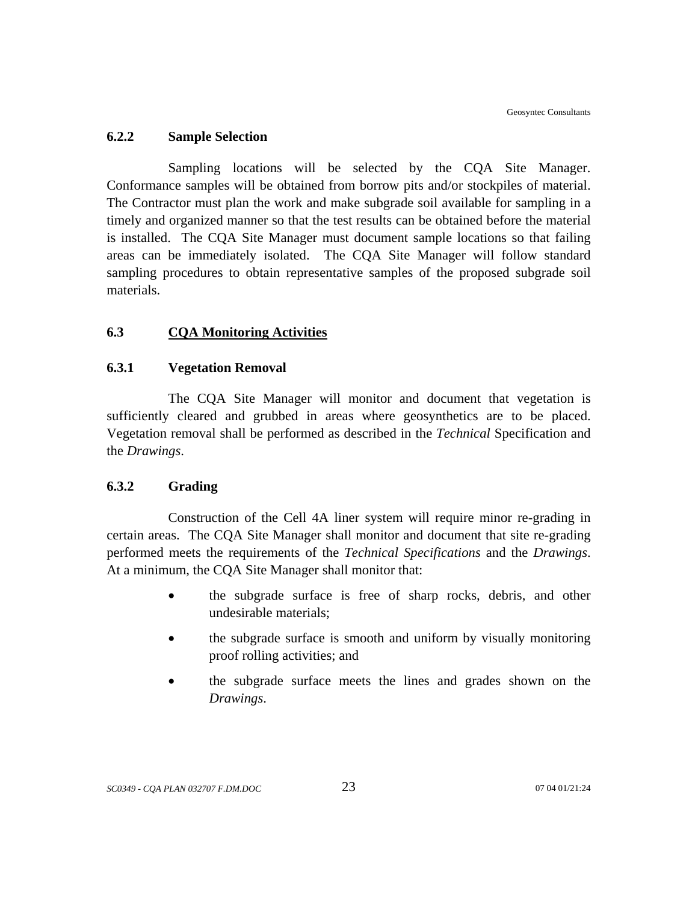### 6.2.2 Sample Selection

Sampling locations will be selected by the CQA Site Manager. Conformance samples will be obtained from borrow pits and/or stockpiles of material. The Contractor must plan the work and make subgrade soil available for sampling in a timely and organized manner so that the test results can be obtained before the material is installed. The CQA Site Manager must document sample locations so that failing areas can be immediately isolated. The CQA Site Manager will follow standard sampling procedures to obtain representative samples of the proposed subgrade soil materials.

## 6.3 CQA Monitoring Activities

### 6.3.1 Vegetation Removal

The CQA Site Manager will monitor and document that vegetation is sufficiently cleared and grubbed in areas where geosynthetics are to be placed. Vegetation removal shall be performed as described in the *Technical* Specification and the *Drawings*.

### 6.3.2 Grading

Construction of the Cell 4A liner system will require minor re-grading in certain areas. The CQA Site Manager shall monitor and document that site re-grading performed meets the requirements of the *Technical Specifications* and the *Drawings*. At a minimum, the CQA Site Manager shall monitor that:

- the subgrade surface is free of sharp rocks, debris, and other undesirable materials;
- the subgrade surface is smooth and uniform by visually monitoring proof rolling activities; and
- the subgrade surface meets the lines and grades shown on the *Drawings*.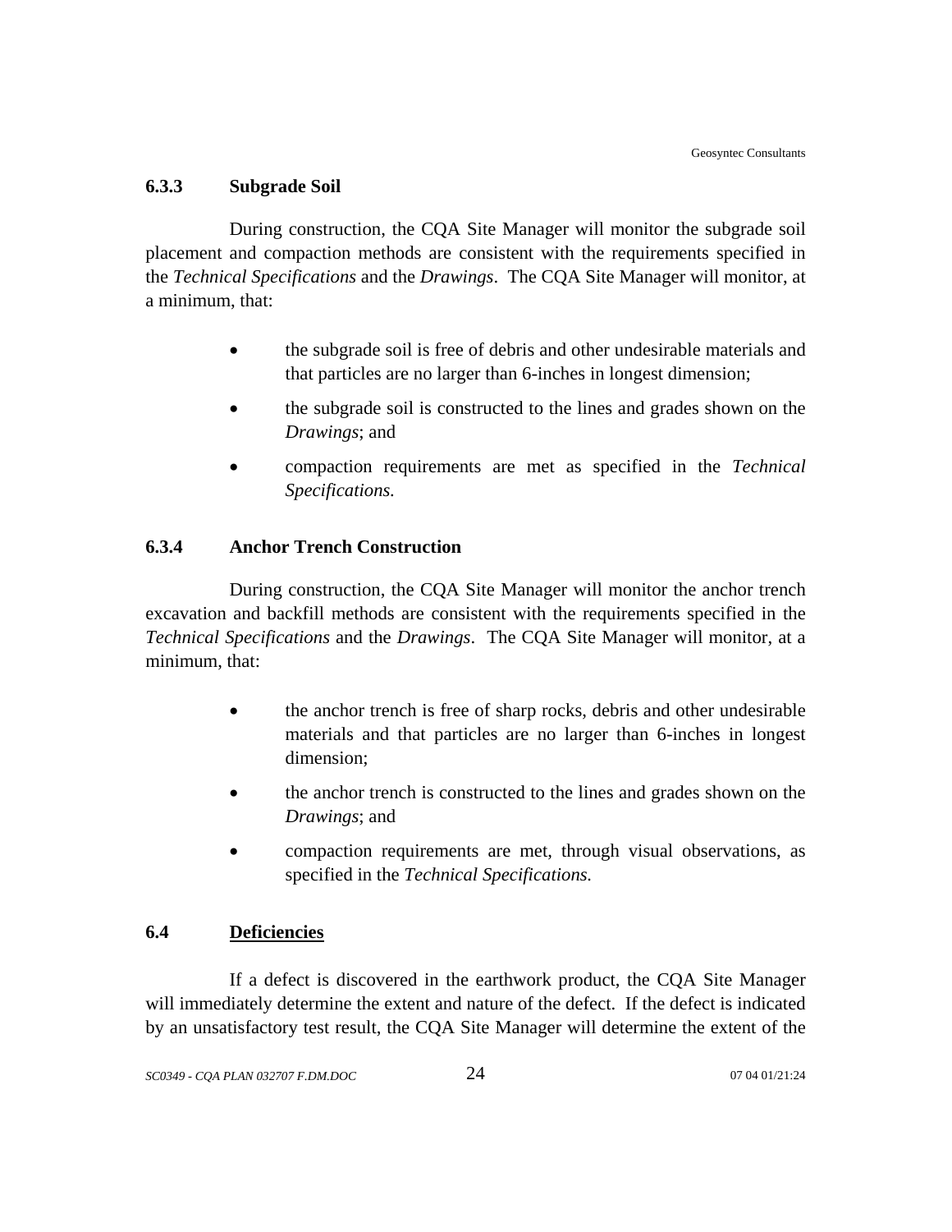### 6.3.3 Subgrade Soil

During construction, the CQA Site Manager will monitor the subgrade soil placement and compaction methods are consistent with the requirements specified in the *Technical Specifications* and the *Drawings*. The CQA Site Manager will monitor, at a minimum, that:

- the subgrade soil is free of debris and other undesirable materials and that particles are no larger than 6-inches in longest dimension;
- the subgrade soil is constructed to the lines and grades shown on the *Drawings*; and
- compaction requirements are met as specified in the *Technical Specifications.*

### 6.3.4 Anchor Trench Construction

During construction, the CQA Site Manager will monitor the anchor trench excavation and backfill methods are consistent with the requirements specified in the *Technical Specifications* and the *Drawings*. The CQA Site Manager will monitor, at a minimum, that:

- the anchor trench is free of sharp rocks, debris and other undesirable materials and that particles are no larger than 6-inches in longest dimension;
- the anchor trench is constructed to the lines and grades shown on the *Drawings*; and
- compaction requirements are met, through visual observations, as specified in the *Technical Specifications.*

## 6.4 Deficiencies

If a defect is discovered in the earthwork product, the CQA Site Manager will immediately determine the extent and nature of the defect. If the defect is indicated by an unsatisfactory test result, the CQA Site Manager will determine the extent of the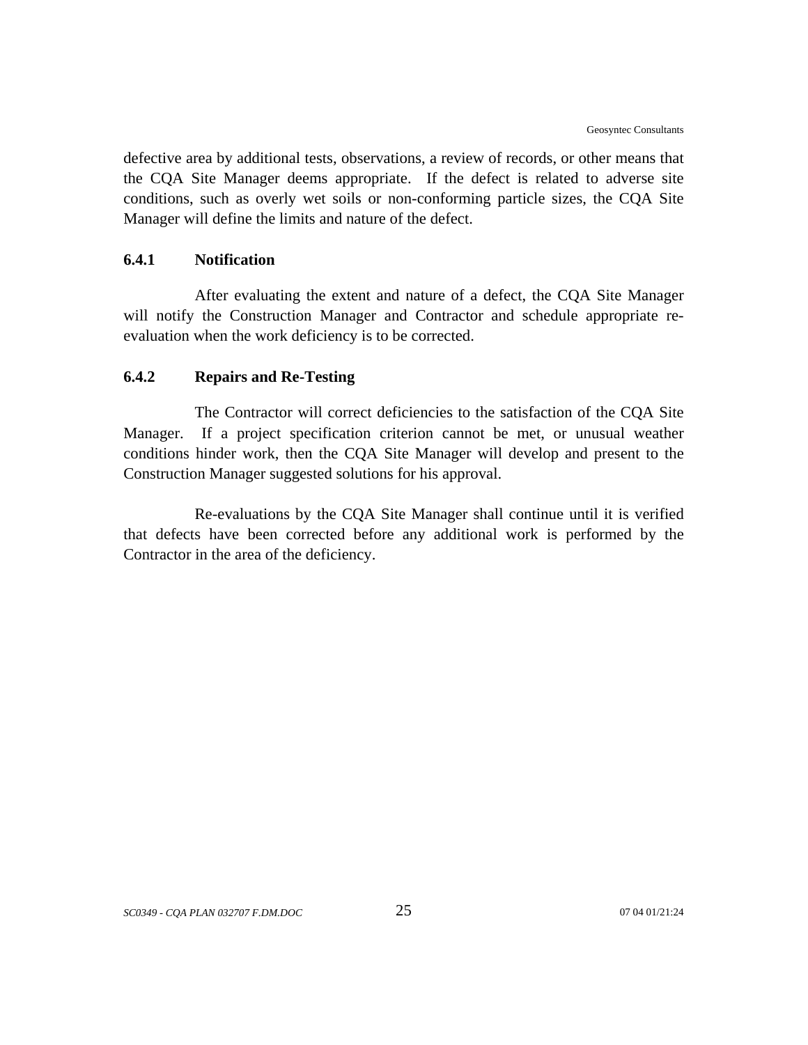defective area by additional tests, observations, a review of records, or other means that the CQA Site Manager deems appropriate. If the defect is related to adverse site conditions, such as overly wet soils or non-conforming particle sizes, the CQA Site Manager will define the limits and nature of the defect.

### 6.4.1 Notification

After evaluating the extent and nature of a defect, the CQA Site Manager will notify the Construction Manager and Contractor and schedule appropriate re-evaluation when the work deficiency is to be corrected.

### 6.4.2 Repairs and Re-Testing

The Contractor will correct deficiencies to the satisfaction of the CQA Site Manager. If a project specification criterion cannot be met, or unusual weather conditions hinder work, then the CQA Site Manager will develop and present to the Construction Manager suggested solutions for his approval.

Re-evaluations by the CQA Site Manager shall continue until it is verified that defects have been corrected before any additional work is performed by the Contractor in the area of the deficiency.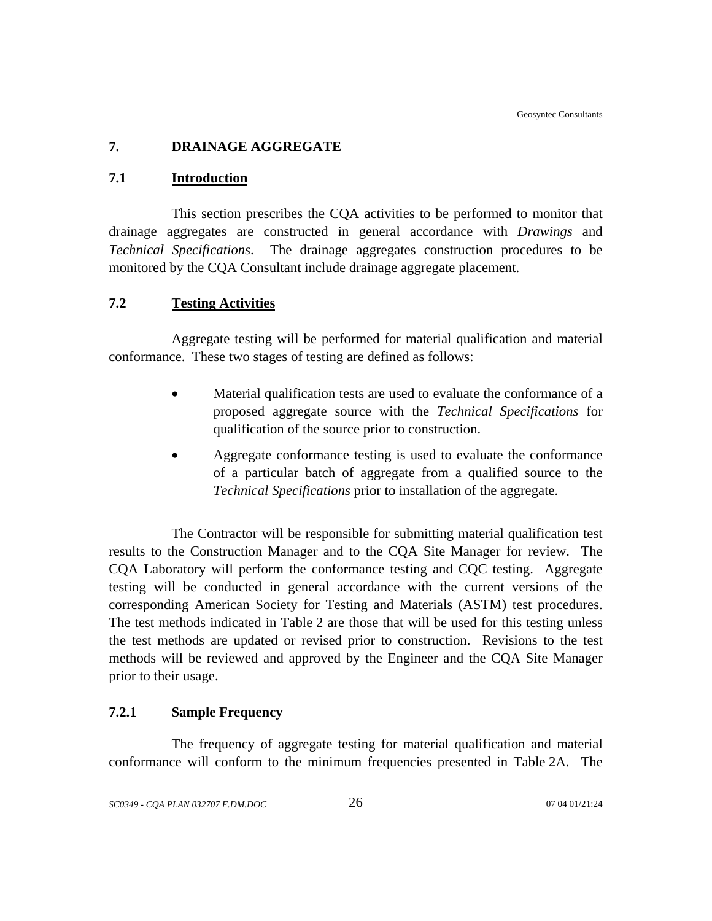# 7. DRAINAGE AGGREGATE

## 7.1 Introduction

This section prescribes the CQA activities to be performed to monitor that drainage aggregates are constructed in general accordance with *Drawings* and *Technical Specifications*. The drainage aggregates construction procedures to be monitored by the CQA Consultant include drainage aggregate placement.

## 7.2 Testing Activities

Aggregate testing will be performed for material qualification and material conformance. These two stages of testing are defined as follows:

- Material qualification tests are used to evaluate the conformance of a proposed aggregate source with the *Technical Specifications* for qualification of the source prior to construction.
- Aggregate conformance testing is used to evaluate the conformance of a particular batch of aggregate from a qualified source to the *Technical Specifications* prior to installation of the aggregate.

The Contractor will be responsible for submitting material qualification test results to the Construction Manager and to the CQA Site Manager for review. The CQA Laboratory will perform the conformance testing and CQC testing. Aggregate testing will be conducted in general accordance with the current versions of the corresponding American Society for Testing and Materials (ASTM) test procedures. The test methods indicated in Table 2 are those that will be used for this testing unless the test methods are updated or revised prior to construction. Revisions to the test methods will be reviewed and approved by the Engineer and the CQA Site Manager prior to their usage.

### 7.2.1 Sample Frequency

The frequency of aggregate testing for material qualification and material conformance will conform to the minimum frequencies presented in Table 2A. The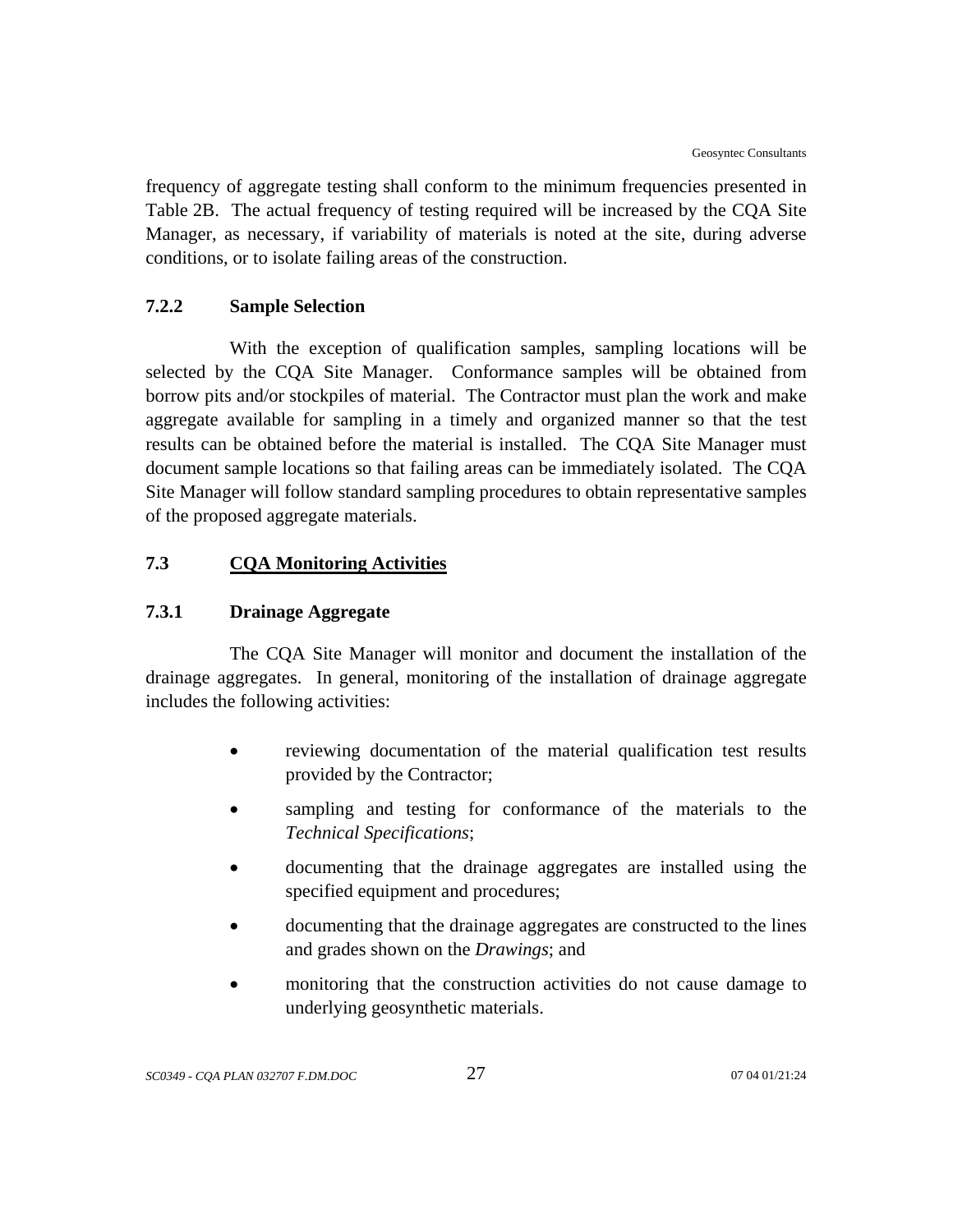frequency of aggregate testing shall conform to the minimum frequencies presented in Table 2B. The actual frequency of testing required will be increased by the CQA Site Manager, as necessary, if variability of materials is noted at the site, during adverse conditions, or to isolate failing areas of the construction.

### 7.2.2 Sample Selection

With the exception of qualification samples, sampling locations will be selected by the CQA Site Manager. Conformance samples will be obtained from borrow pits and/or stockpiles of material. The Contractor must plan the work and make aggregate available for sampling in a timely and organized manner so that the test results can be obtained before the material is installed. The CQA Site Manager must document sample locations so that failing areas can be immediately isolated. The CQA Site Manager will follow standard sampling procedures to obtain representative samples of the proposed aggregate materials.

## 7.3 CQA Monitoring Activities

### 7.3.1 Drainage Aggregate

The CQA Site Manager will monitor and document the installation of the drainage aggregates. In general, monitoring of the installation of drainage aggregate includes the following activities:

- reviewing documentation of the material qualification test results provided by the Contractor;
- sampling and testing for conformance of the materials to the *Technical Specifications*;
- documenting that the drainage aggregates are installed using the specified equipment and procedures;
- documenting that the drainage aggregates are constructed to the lines and grades shown on the *Drawings*; and
- monitoring that the construction activities do not cause damage to underlying geosynthetic materials.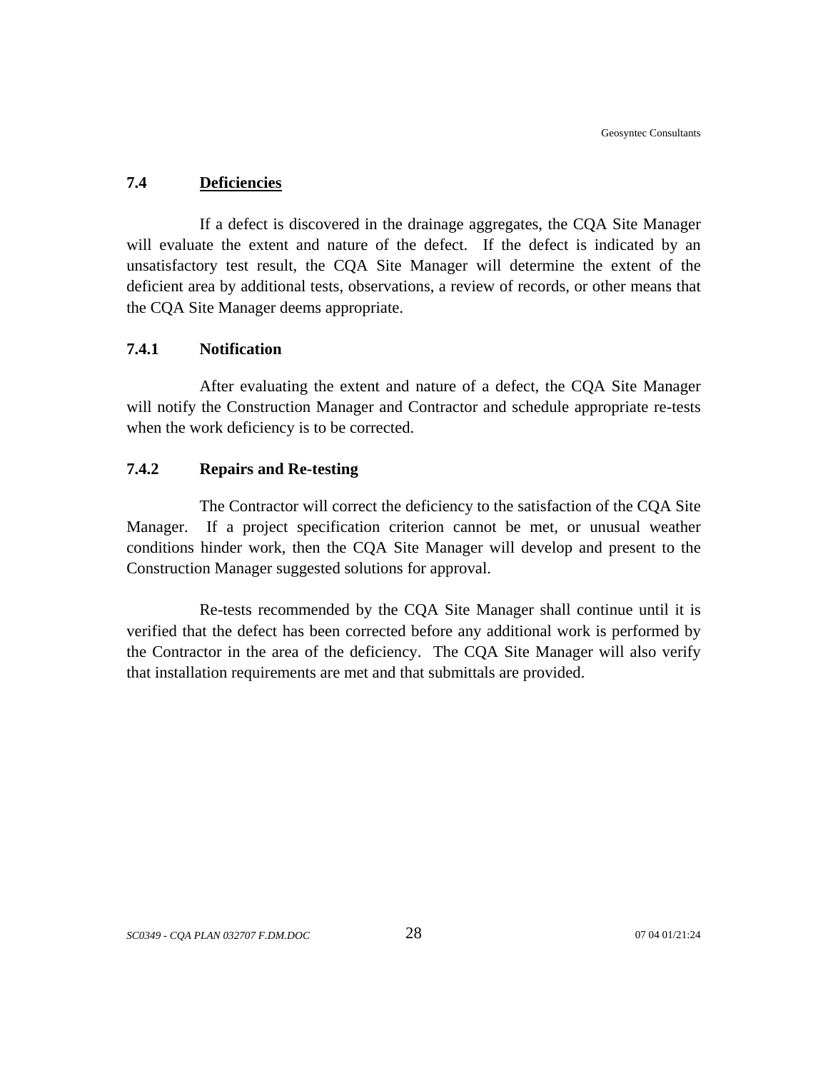## 7.4 Deficiencies

If a defect is discovered in the drainage aggregates, the CQA Site Manager will evaluate the extent and nature of the defect. If the defect is indicated by an unsatisfactory test result, the CQA Site Manager will determine the extent of the deficient area by additional tests, observations, a review of records, or other means that the CQA Site Manager deems appropriate.

### 7.4.1 Notification

After evaluating the extent and nature of a defect, the CQA Site Manager will notify the Construction Manager and Contractor and schedule appropriate re-tests when the work deficiency is to be corrected.

### 7.4.2 Repairs and Re-testing

The Contractor will correct the deficiency to the satisfaction of the CQA Site Manager. If a project specification criterion cannot be met, or unusual weather conditions hinder work, then the CQA Site Manager will develop and present to the Construction Manager suggested solutions for approval.

Re-tests recommended by the CQA Site Manager shall continue until it is verified that the defect has been corrected before any additional work is performed by the Contractor in the area of the deficiency. The CQA Site Manager will also verify that installation requirements are met and that submittals are provided.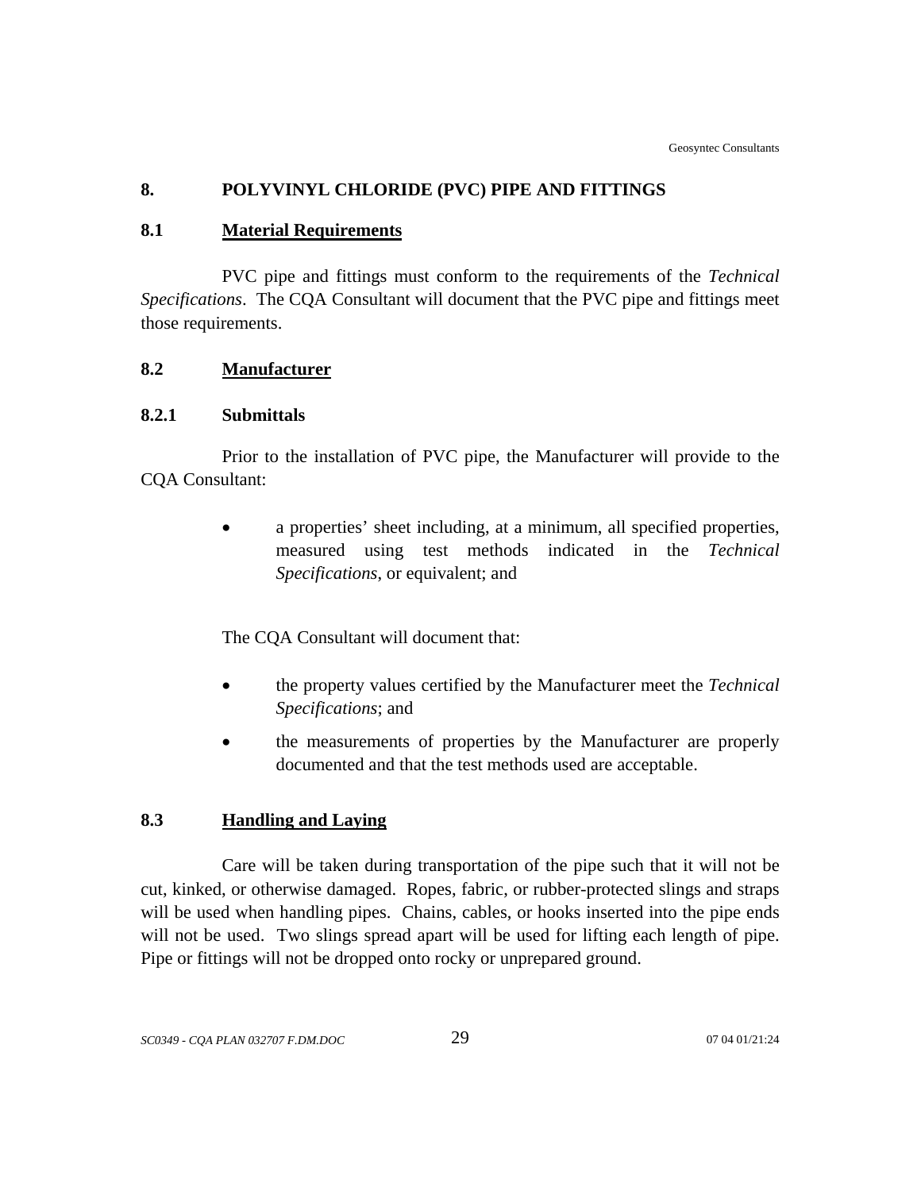# 8. POLYVINYL CHLORIDE (PVC) PIPE AND FITTINGS

## 8.1 Material Requirements

PVC pipe and fittings must conform to the requirements of the *Technical Specifications*. The CQA Consultant will document that the PVC pipe and fittings meet those requirements.

## 8.2 Manufacturer

### 8.2.1 Submittals

Prior to the installation of PVC pipe, the Manufacturer will provide to the CQA Consultant:

- a properties' sheet including, at a minimum, all specified properties, measured using test methods indicated in the *Technical Specifications*, or equivalent; and

The CQA Consultant will document that:

- the property values certified by the Manufacturer meet the *Technical Specifications*; and
- the measurements of properties by the Manufacturer are properly documented and that the test methods used are acceptable.

## 8.3 Handling and Laying

Care will be taken during transportation of the pipe such that it will not be cut, kinked, or otherwise damaged. Ropes, fabric, or rubber-protected slings and straps will be used when handling pipes. Chains, cables, or hooks inserted into the pipe ends will not be used. Two slings spread apart will be used for lifting each length of pipe. Pipe or fittings will not be dropped onto rocky or unprepared ground.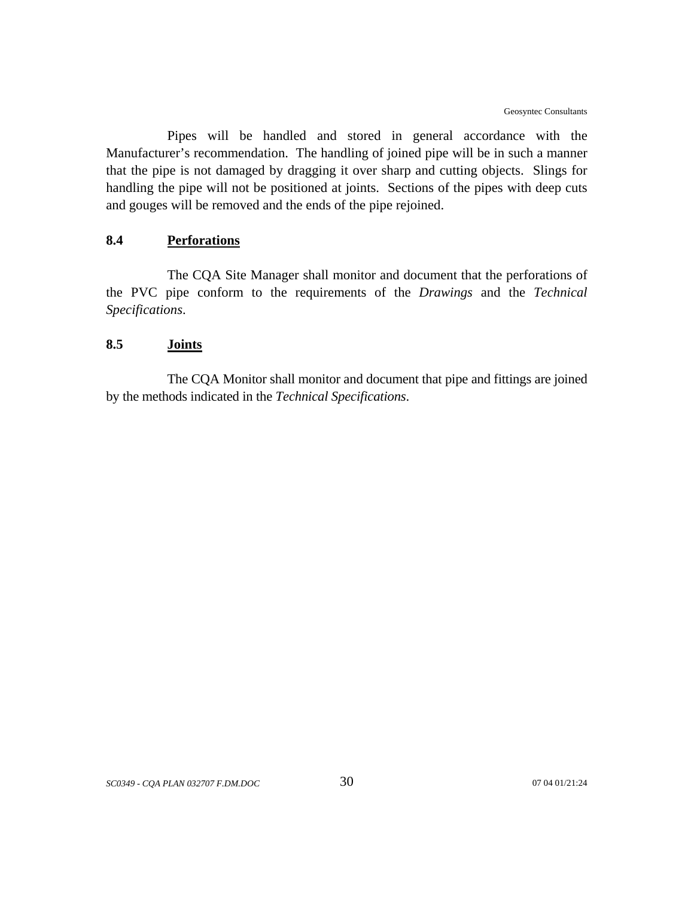Pipes will be handled and stored in general accordance with the Manufacturer's recommendation. The handling of joined pipe will be in such a manner that the pipe is not damaged by dragging it over sharp and cutting objects. Slings for handling the pipe will not be positioned at joints. Sections of the pipes with deep cuts and gouges will be removed and the ends of the pipe rejoined.

### 8.4 Perforations

The CQA Site Manager shall monitor and document that the perforations of the PVC pipe conform to the requirements of the *Drawings* and the *Technical Specifications*.

### 8.5 Joints

The CQA Monitor shall monitor and document that pipe and fittings are joined by the methods indicated in the *Technical Specifications*.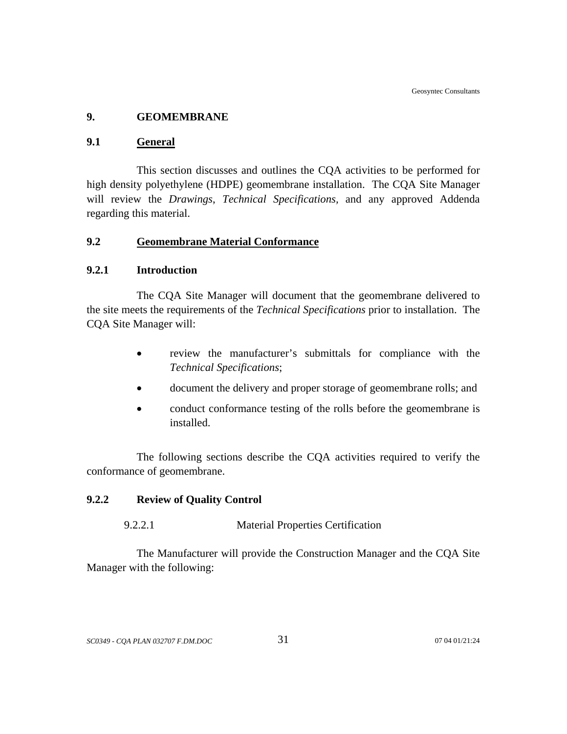# 9. GEOMEMBRANE

## 9.1 General

This section discusses and outlines the CQA activities to be performed for high density polyethylene (HDPE) geomembrane installation. The CQA Site Manager will review the *Drawings*, *Technical Specifications*, and any approved Addenda regarding this material.

## 9.2 Geomembrane Material Conformance

### 9.2.1 Introduction

The CQA Site Manager will document that the geomembrane delivered to the site meets the requirements of the *Technical Specifications* prior to installation. The CQA Site Manager will:

- review the manufacturer's submittals for compliance with the *Technical Specifications*;
- document the delivery and proper storage of geomembrane rolls; and
- conduct conformance testing of the rolls before the geomembrane is installed.

The following sections describe the CQA activities required to verify the conformance of geomembrane.

### 9.2.2 Review of Quality Control

#### 9.2.2.1 Material Properties Certification

The Manufacturer will provide the Construction Manager and the CQA Site Manager with the following: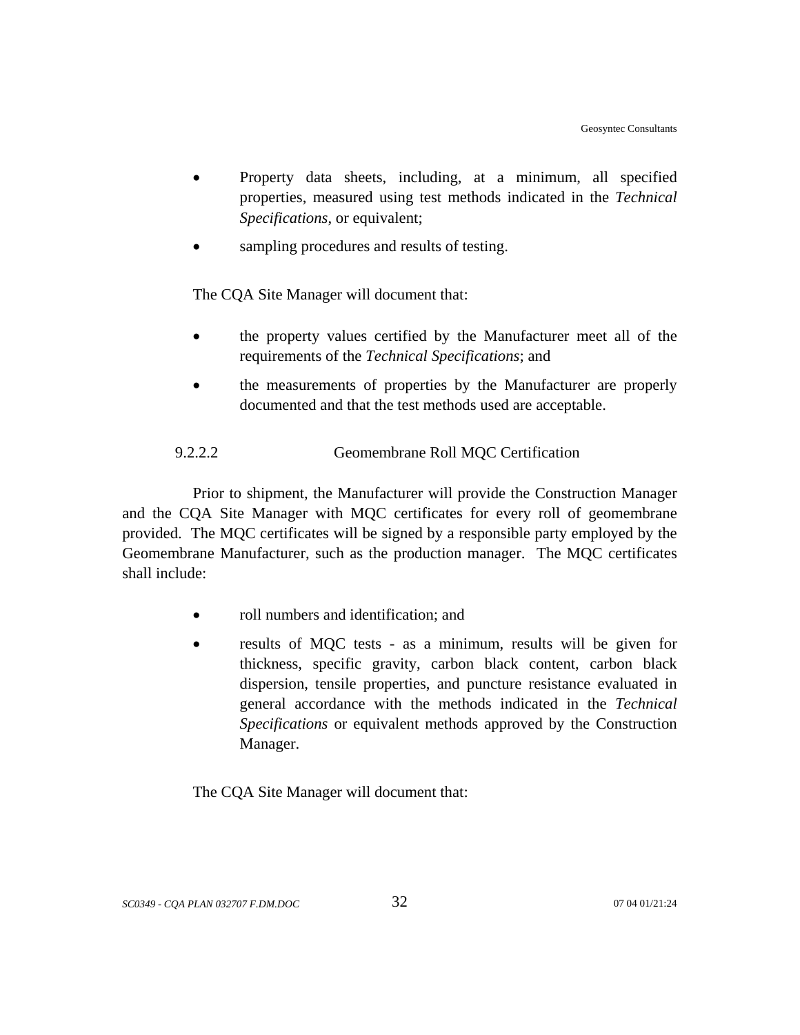- Property data sheets, including, at a minimum, all specified properties, measured using test methods indicated in the *Technical Specifications*, or equivalent;
- sampling procedures and results of testing.

The CQA Site Manager will document that:

- the property values certified by the Manufacturer meet all of the requirements of the *Technical Specifications*; and
- the measurements of properties by the Manufacturer are properly documented and that the test methods used are acceptable.

#### 9.2.2.2 Geomembrane Roll MQC Certification

Prior to shipment, the Manufacturer will provide the Construction Manager and the CQA Site Manager with MQC certificates for every roll of geomembrane provided. The MQC certificates will be signed by a responsible party employed by the Geomembrane Manufacturer, such as the production manager. The MQC certificates shall include:

- roll numbers and identification; and
- results of MQC tests - as a minimum, results will be given for thickness, specific gravity, carbon black content, carbon black dispersion, tensile properties, and puncture resistance evaluated in general accordance with the methods indicated in the *Technical Specifications* or equivalent methods approved by the Construction Manager.

The CQA Site Manager will document that: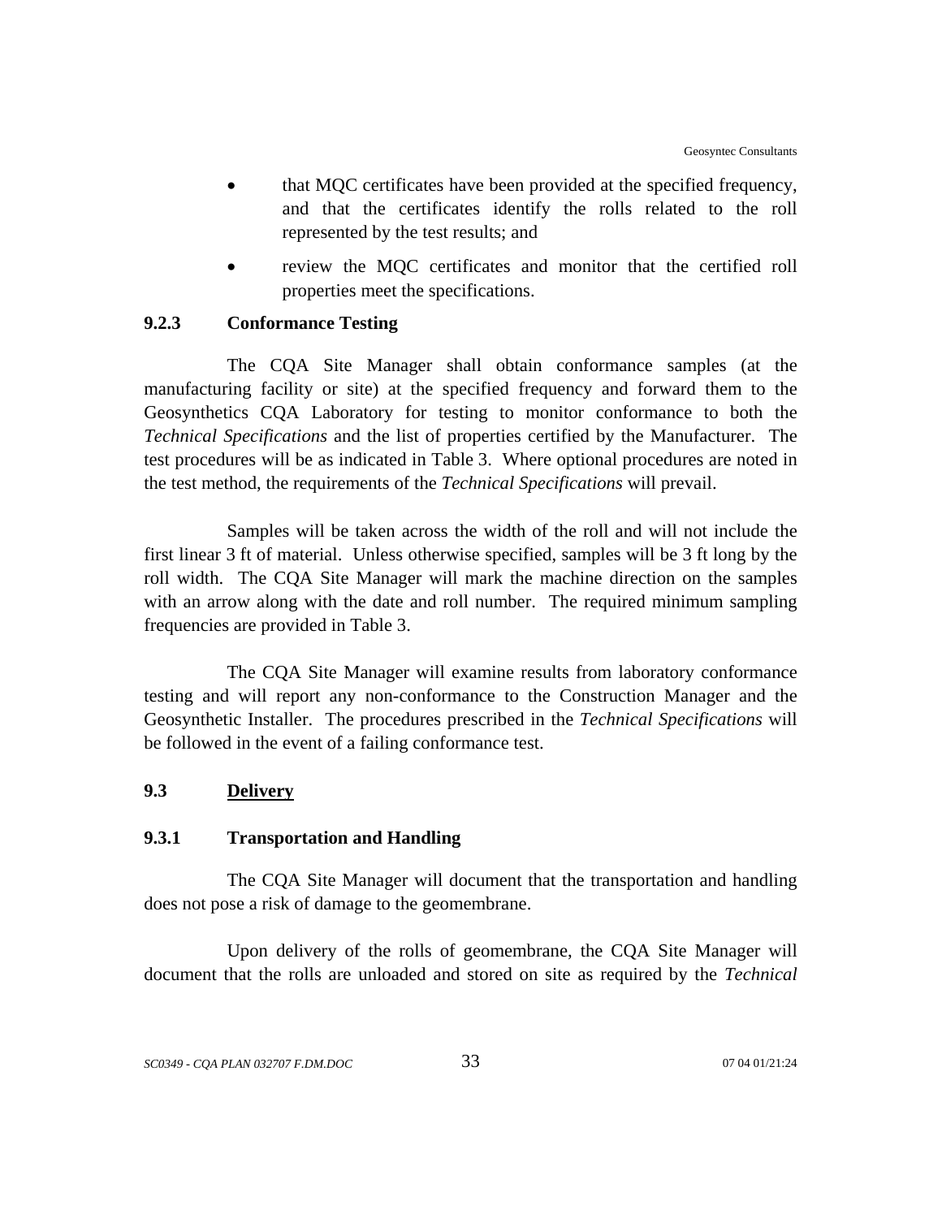- that MQC certificates have been provided at the specified frequency, and that the certificates identify the rolls related to the roll represented by the test results; and
- review the MQC certificates and monitor that the certified roll properties meet the specifications.

### 9.2.3 Conformance Testing

The CQA Site Manager shall obtain conformance samples (at the manufacturing facility or site) at the specified frequency and forward them to the Geosynthetics CQA Laboratory for testing to monitor conformance to both the *Technical Specifications* and the list of properties certified by the Manufacturer. The test procedures will be as indicated in Table 3. Where optional procedures are noted in the test method, the requirements of the *Technical Specifications* will prevail.

Samples will be taken across the width of the roll and will not include the first linear 3 ft of material. Unless otherwise specified, samples will be 3 ft long by the roll width. The CQA Site Manager will mark the machine direction on the samples with an arrow along with the date and roll number. The required minimum sampling frequencies are provided in Table 3.

The CQA Site Manager will examine results from laboratory conformance testing and will report any non-conformance to the Construction Manager and the Geosynthetic Installer. The procedures prescribed in the *Technical Specifications* will be followed in the event of a failing conformance test.

## 9.3 Delivery

### 9.3.1 Transportation and Handling

The CQA Site Manager will document that the transportation and handling does not pose a risk of damage to the geomembrane.

Upon delivery of the rolls of geomembrane, the CQA Site Manager will document that the rolls are unloaded and stored on site as required by the *Technical*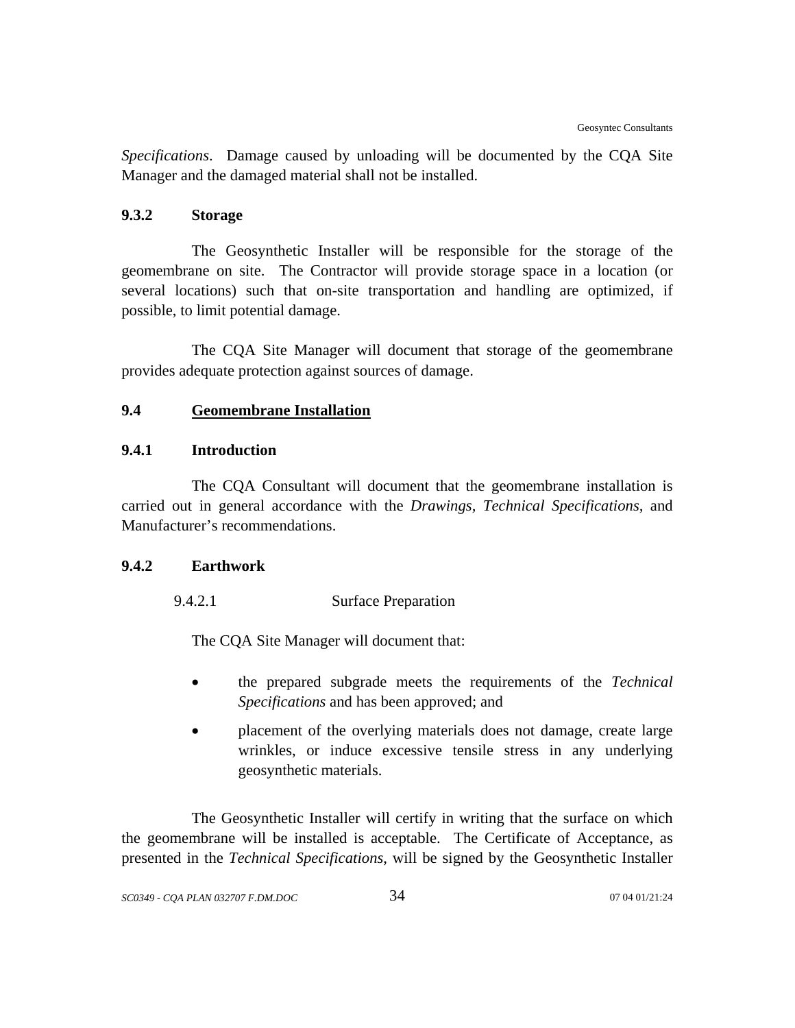*Specifications*. Damage caused by unloading will be documented by the CQA Site Manager and the damaged material shall not be installed.

### 9.3.2 Storage

The Geosynthetic Installer will be responsible for the storage of the geomembrane on site. The Contractor will provide storage space in a location (or several locations) such that on-site transportation and handling are optimized, if possible, to limit potential damage.

The CQA Site Manager will document that storage of the geomembrane provides adequate protection against sources of damage.

## 9.4 Geomembrane Installation

### 9.4.1 Introduction

The CQA Consultant will document that the geomembrane installation is carried out in general accordance with the *Drawings, Technical Specifications,* and Manufacturer's recommendations.

### 9.4.2 Earthwork

#### 9.4.2.1 Surface Preparation

The CQA Site Manager will document that:

- the prepared subgrade meets the requirements of the *Technical Specifications* and has been approved; and
- placement of the overlying materials does not damage, create large wrinkles, or induce excessive tensile stress in any underlying geosynthetic materials.

The Geosynthetic Installer will certify in writing that the surface on which the geomembrane will be installed is acceptable. The Certificate of Acceptance, as presented in the *Technical Specifications*, will be signed by the Geosynthetic Installer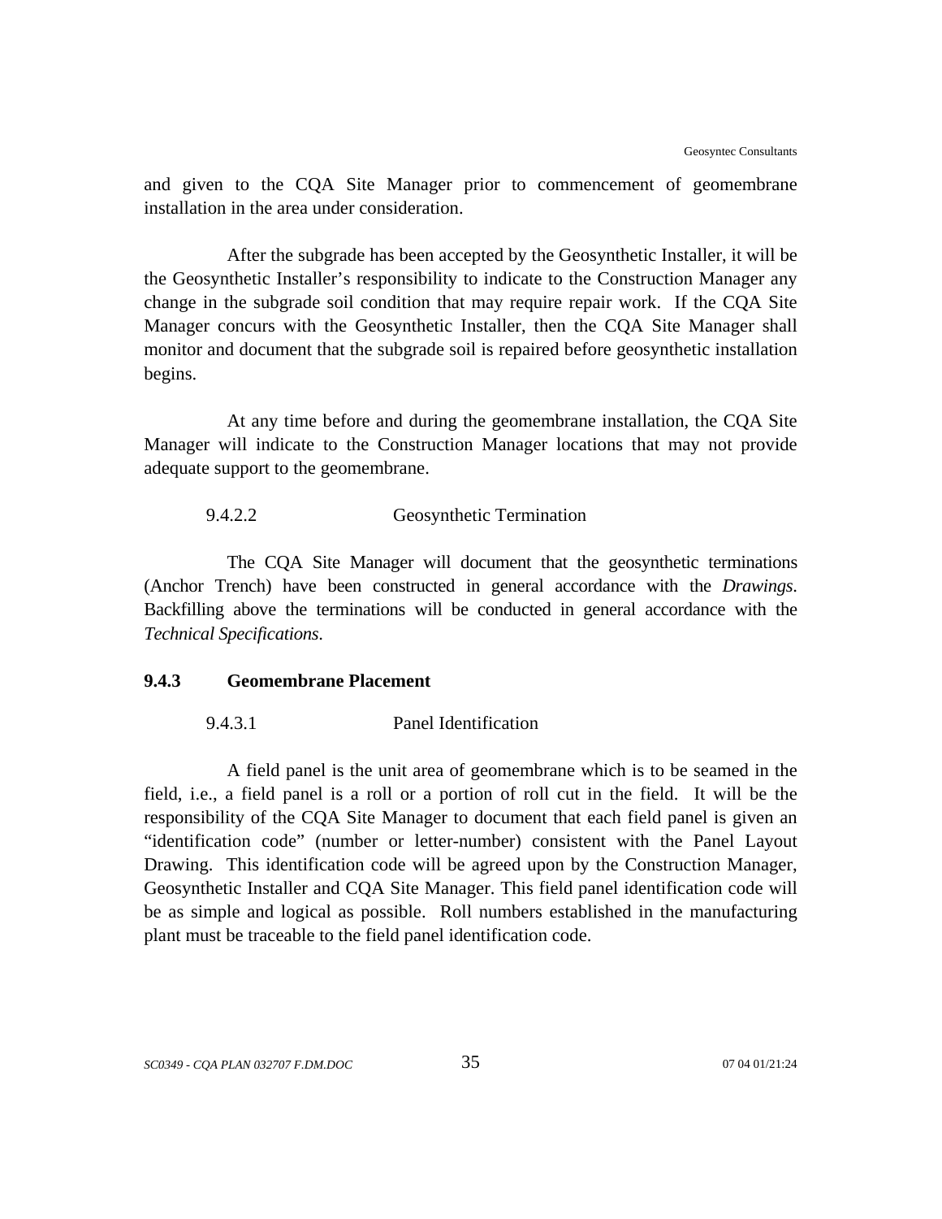and given to the CQA Site Manager prior to commencement of geomembrane installation in the area under consideration.

After the subgrade has been accepted by the Geosynthetic Installer, it will be the Geosynthetic Installer's responsibility to indicate to the Construction Manager any change in the subgrade soil condition that may require repair work. If the CQA Site Manager concurs with the Geosynthetic Installer, then the CQA Site Manager shall monitor and document that the subgrade soil is repaired before geosynthetic installation begins.

At any time before and during the geomembrane installation, the CQA Site Manager will indicate to the Construction Manager locations that may not provide adequate support to the geomembrane.

#### 9.4.2.2 Geosynthetic Termination

The CQA Site Manager will document that the geosynthetic terminations (Anchor Trench) have been constructed in general accordance with the *Drawings*. Backfilling above the terminations will be conducted in general accordance with the *Technical Specifications*.

### 9.4.3 Geomembrane Placement

#### 9.4.3.1 Panel Identification

A field panel is the unit area of geomembrane which is to be seamed in the field, i.e., a field panel is a roll or a portion of roll cut in the field. It will be the responsibility of the CQA Site Manager to document that each field panel is given an "identification code" (number or letter-number) consistent with the Panel Layout Drawing. This identification code will be agreed upon by the Construction Manager, Geosynthetic Installer and CQA Site Manager. This field panel identification code will be as simple and logical as possible. Roll numbers established in the manufacturing plant must be traceable to the field panel identification code.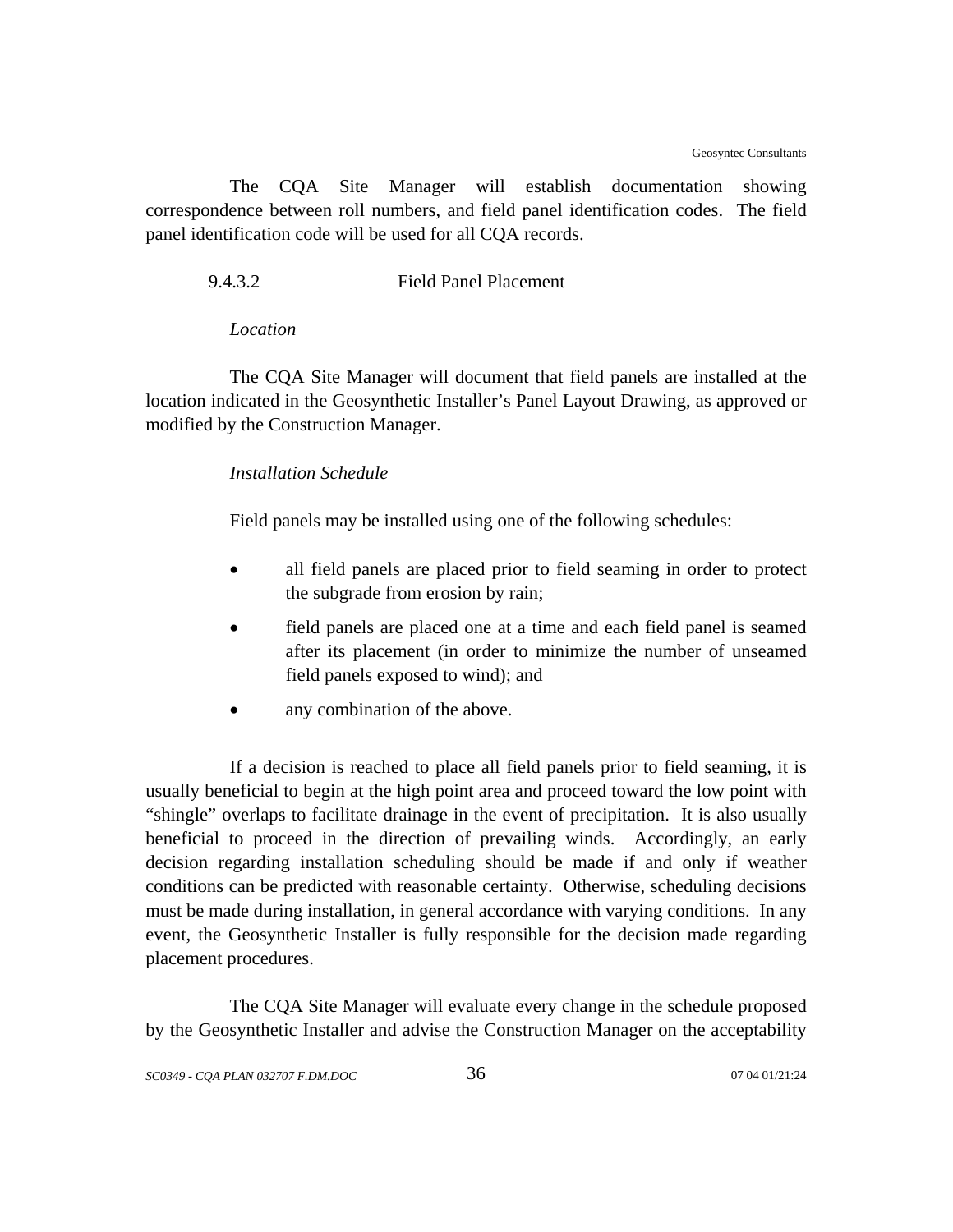The CQA Site Manager will establish documentation showing correspondence between roll numbers, and field panel identification codes. The field panel identification code will be used for all CQA records.

#### 9.4.3.2 Field Panel Placement

*Location*

The CQA Site Manager will document that field panels are installed at the location indicated in the Geosynthetic Installer's Panel Layout Drawing, as approved or modified by the Construction Manager.

*Installation Schedule*

Field panels may be installed using one of the following schedules:

- all field panels are placed prior to field seaming in order to protect the subgrade from erosion by rain;
- field panels are placed one at a time and each field panel is seamed after its placement (in order to minimize the number of unseamed field panels exposed to wind); and
- any combination of the above.

If a decision is reached to place all field panels prior to field seaming, it is usually beneficial to begin at the high point area and proceed toward the low point with "shingle" overlaps to facilitate drainage in the event of precipitation. It is also usually beneficial to proceed in the direction of prevailing winds. Accordingly, an early decision regarding installation scheduling should be made if and only if weather conditions can be predicted with reasonable certainty. Otherwise, scheduling decisions must be made during installation, in general accordance with varying conditions. In any event, the Geosynthetic Installer is fully responsible for the decision made regarding placement procedures.

The CQA Site Manager will evaluate every change in the schedule proposed by the Geosynthetic Installer and advise the Construction Manager on the acceptability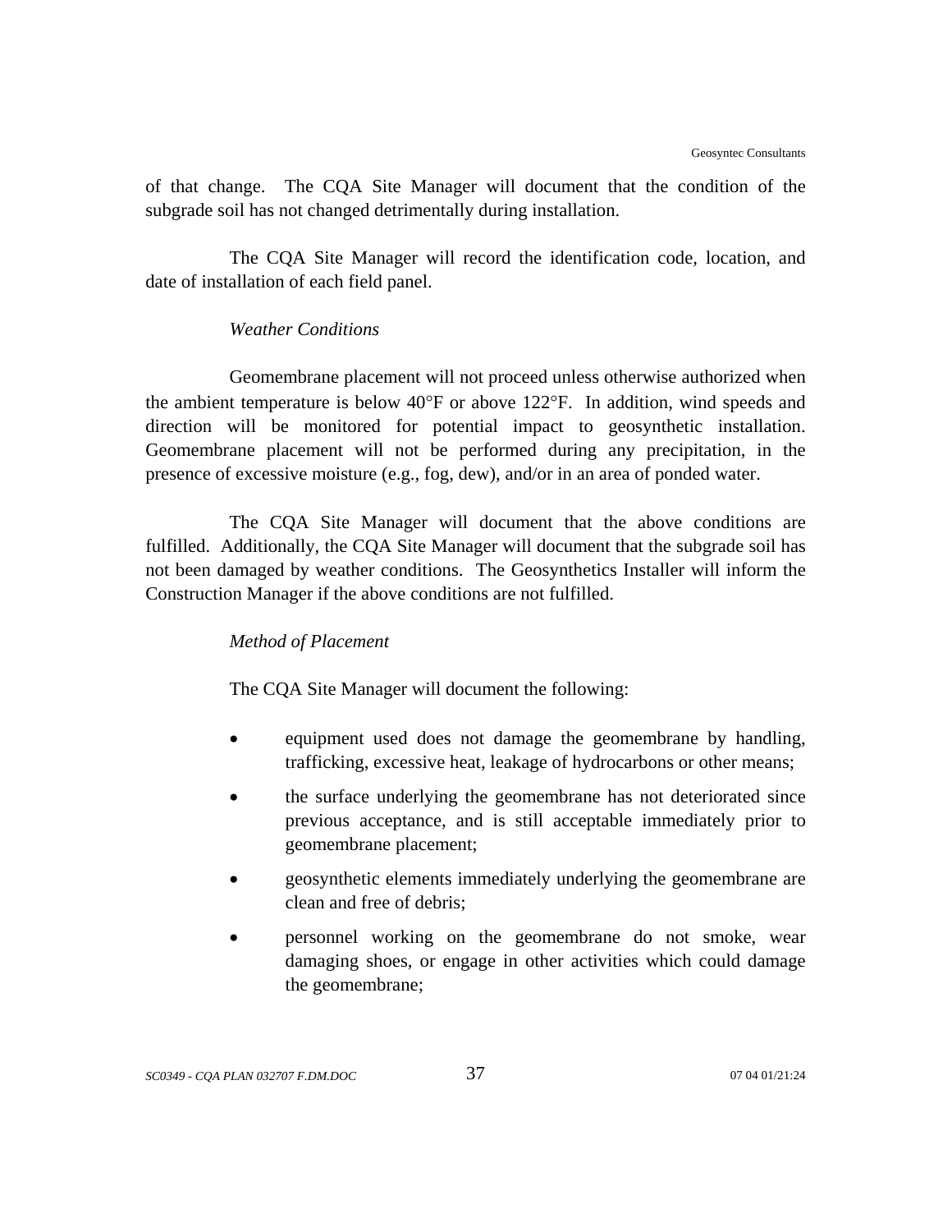of that change. The CQA Site Manager will document that the condition of the subgrade soil has not changed detrimentally during installation.

The CQA Site Manager will record the identification code, location, and date of installation of each field panel.

*Weather Conditions*

Geomembrane placement will not proceed unless otherwise authorized when the ambient temperature is below 40°F or above 122°F. In addition, wind speeds and direction will be monitored for potential impact to geosynthetic installation. Geomembrane placement will not be performed during any precipitation, in the presence of excessive moisture (e.g., fog, dew), and/or in an area of ponded water.

The CQA Site Manager will document that the above conditions are fulfilled. Additionally, the CQA Site Manager will document that the subgrade soil has not been damaged by weather conditions. The Geosynthetics Installer will inform the Construction Manager if the above conditions are not fulfilled.

*Method of Placement*

The CQA Site Manager will document the following:

- equipment used does not damage the geomembrane by handling, trafficking, excessive heat, leakage of hydrocarbons or other means;
- the surface underlying the geomembrane has not deteriorated since previous acceptance, and is still acceptable immediately prior to geomembrane placement;
- geosynthetic elements immediately underlying the geomembrane are clean and free of debris;
- personnel working on the geomembrane do not smoke, wear damaging shoes, or engage in other activities which could damage the geomembrane;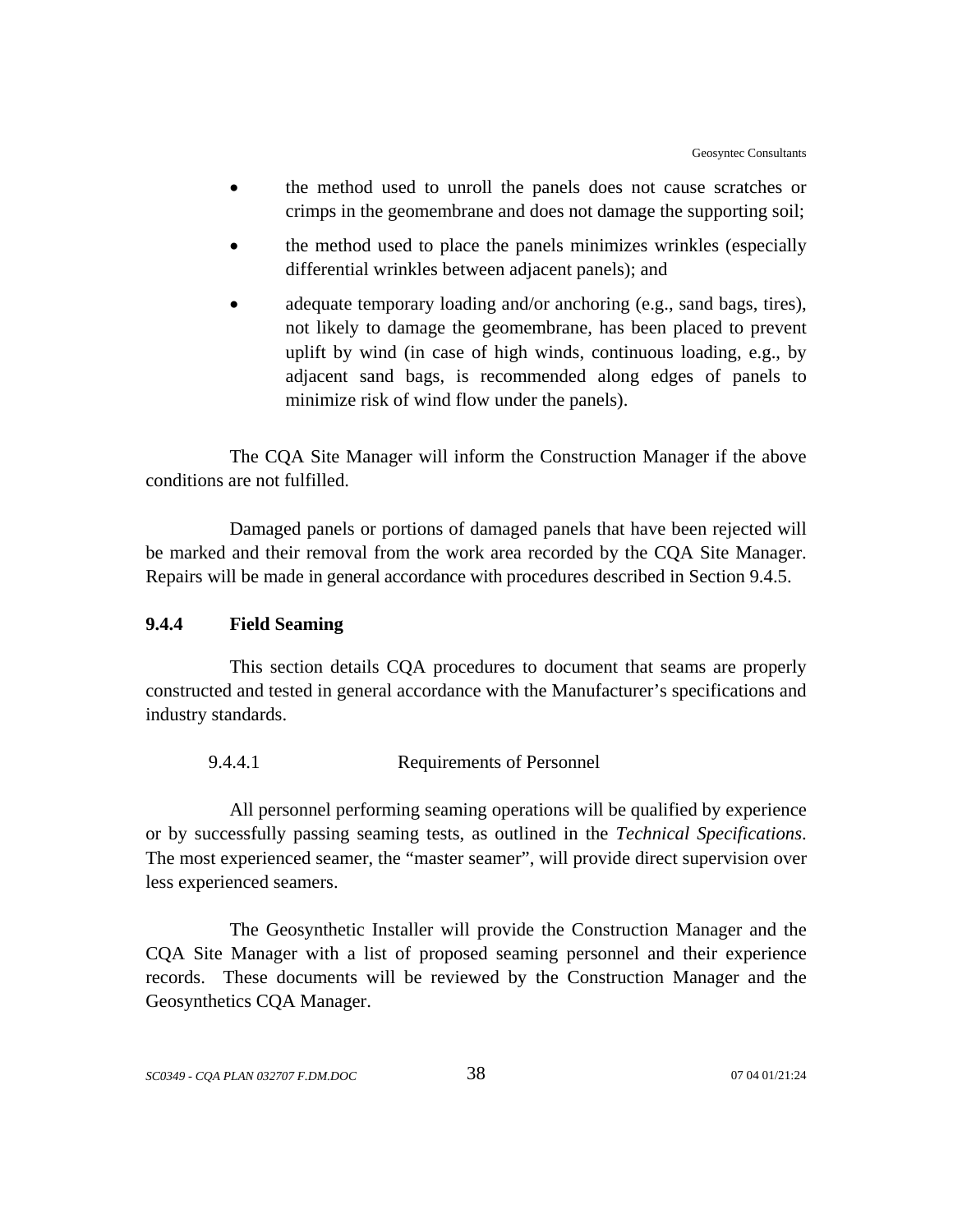- the method used to unroll the panels does not cause scratches or crimps in the geomembrane and does not damage the supporting soil;
- the method used to place the panels minimizes wrinkles (especially differential wrinkles between adjacent panels); and
- adequate temporary loading and/or anchoring (e.g., sand bags, tires), not likely to damage the geomembrane, has been placed to prevent uplift by wind (in case of high winds, continuous loading, e.g., by adjacent sand bags, is recommended along edges of panels to minimize risk of wind flow under the panels).

The CQA Site Manager will inform the Construction Manager if the above conditions are not fulfilled.

Damaged panels or portions of damaged panels that have been rejected will be marked and their removal from the work area recorded by the CQA Site Manager. Repairs will be made in general accordance with procedures described in Section 9.4.5.

### 9.4.4 Field Seaming

This section details CQA procedures to document that seams are properly constructed and tested in general accordance with the Manufacturer's specifications and industry standards.

#### 9.4.4.1 Requirements of Personnel

All personnel performing seaming operations will be qualified by experience or by successfully passing seaming tests, as outlined in the *Technical Specifications*. The most experienced seamer, the "master seamer", will provide direct supervision over less experienced seamers.

The Geosynthetic Installer will provide the Construction Manager and the CQA Site Manager with a list of proposed seaming personnel and their experience records. These documents will be reviewed by the Construction Manager and the Geosynthetics CQA Manager.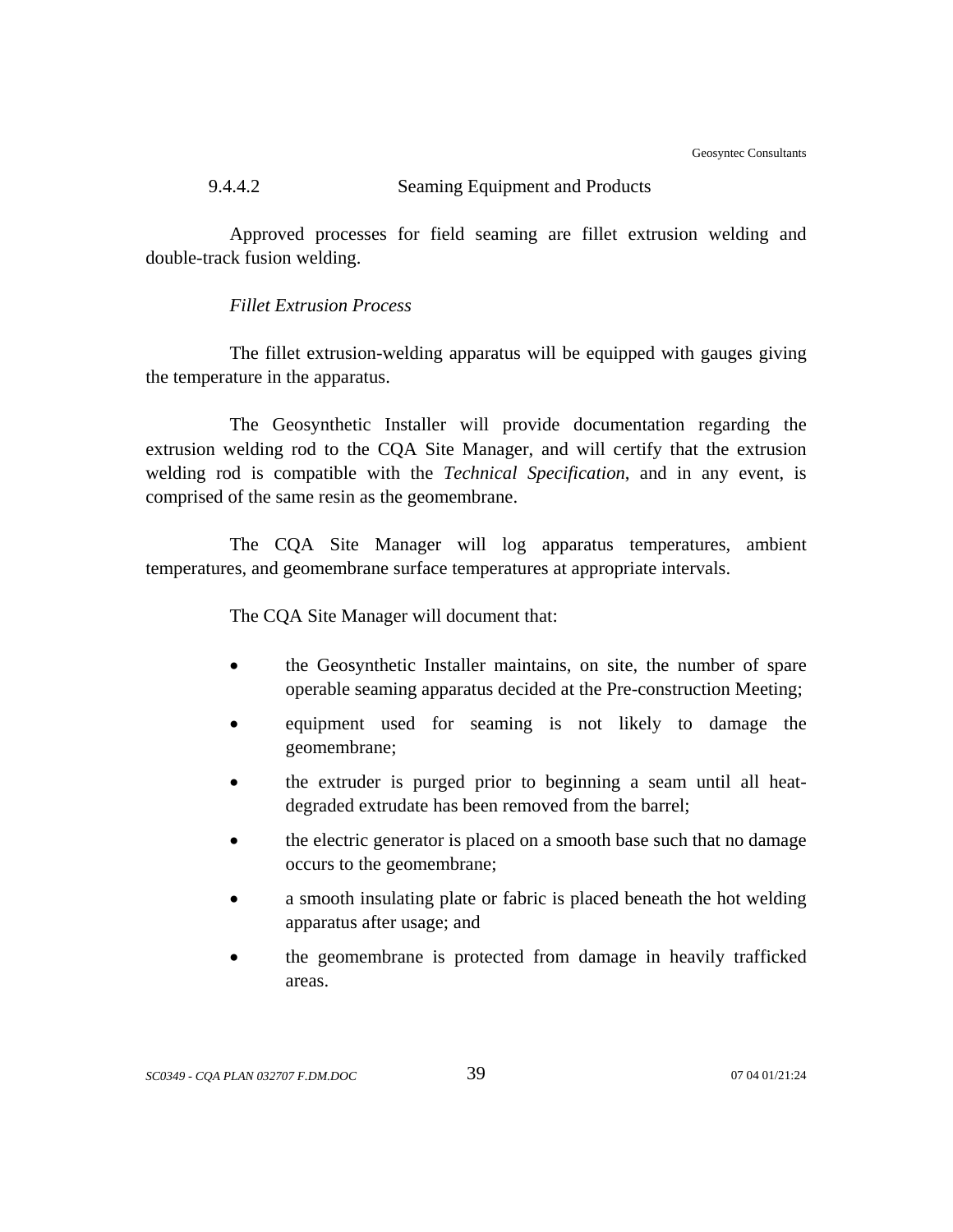#### 9.4.4.2 Seaming Equipment and Products

Approved processes for field seaming are fillet extrusion welding and double-track fusion welding.

*Fillet Extrusion Process*

The fillet extrusion-welding apparatus will be equipped with gauges giving the temperature in the apparatus.

The Geosynthetic Installer will provide documentation regarding the extrusion welding rod to the CQA Site Manager, and will certify that the extrusion welding rod is compatible with the *Technical Specification*, and in any event, is comprised of the same resin as the geomembrane.

The CQA Site Manager will log apparatus temperatures, ambient temperatures, and geomembrane surface temperatures at appropriate intervals.

The CQA Site Manager will document that:

- the Geosynthetic Installer maintains, on site, the number of spare operable seaming apparatus decided at the Pre-construction Meeting;
- equipment used for seaming is not likely to damage the geomembrane;
- the extruder is purged prior to beginning a seam until all heat-degraded extrudate has been removed from the barrel;
- the electric generator is placed on a smooth base such that no damage occurs to the geomembrane;
- a smooth insulating plate or fabric is placed beneath the hot welding apparatus after usage; and
- the geomembrane is protected from damage in heavily trafficked areas.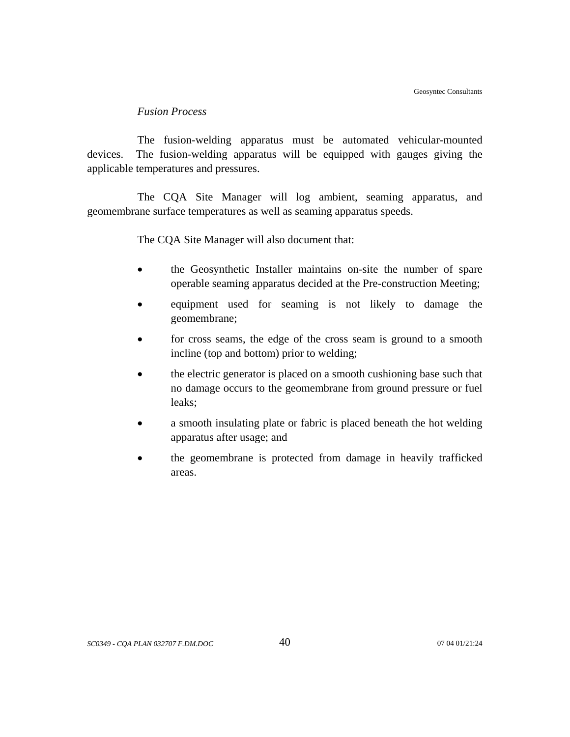*Fusion Process*

The fusion-welding apparatus must be automated vehicular-mounted devices. The fusion-welding apparatus will be equipped with gauges giving the applicable temperatures and pressures.

The CQA Site Manager will log ambient, seaming apparatus, and geomembrane surface temperatures as well as seaming apparatus speeds.

The CQA Site Manager will also document that:

- the Geosynthetic Installer maintains on-site the number of spare operable seaming apparatus decided at the Pre-construction Meeting;
- equipment used for seaming is not likely to damage the geomembrane;
- for cross seams, the edge of the cross seam is ground to a smooth incline (top and bottom) prior to welding;
- the electric generator is placed on a smooth cushioning base such that no damage occurs to the geomembrane from ground pressure or fuel leaks;
- a smooth insulating plate or fabric is placed beneath the hot welding apparatus after usage; and
- the geomembrane is protected from damage in heavily trafficked areas.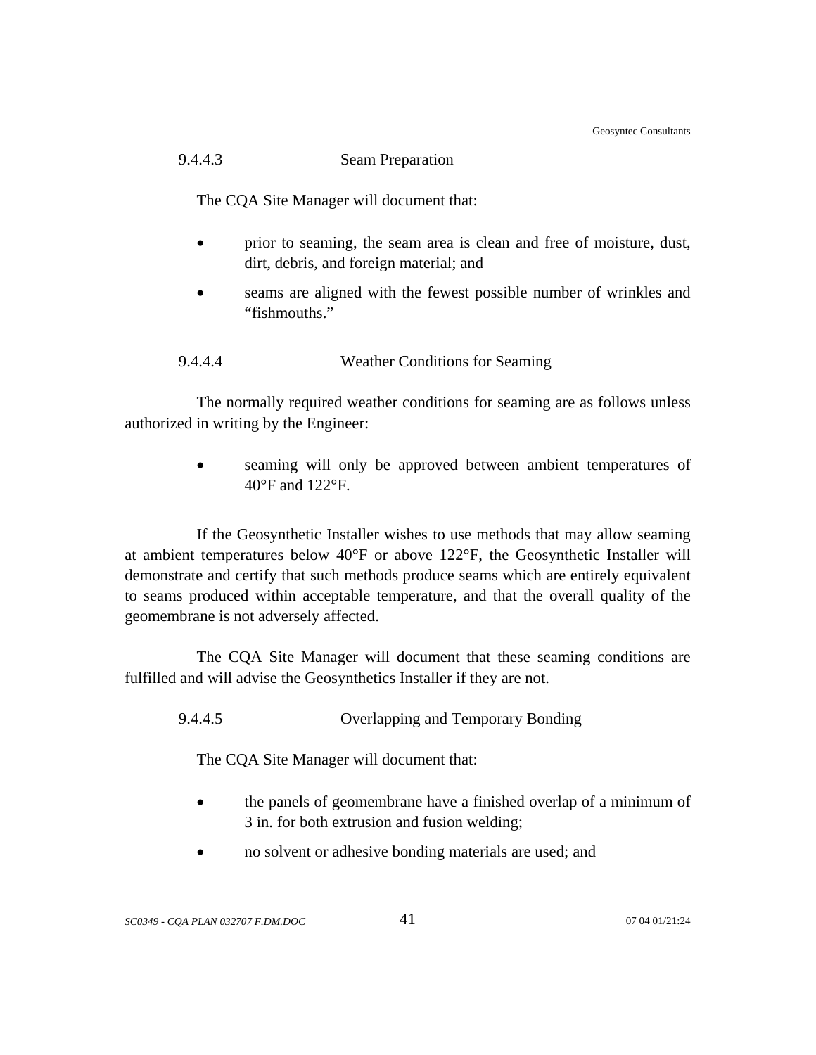#### 9.4.4.3 Seam Preparation

The CQA Site Manager will document that:

- prior to seaming, the seam area is clean and free of moisture, dust, dirt, debris, and foreign material; and
- seams are aligned with the fewest possible number of wrinkles and "fishmouths."

#### 9.4.4.4 Weather Conditions for Seaming

The normally required weather conditions for seaming are as follows unless authorized in writing by the Engineer:

- seaming will only be approved between ambient temperatures of 40°F and 122°F.

If the Geosynthetic Installer wishes to use methods that may allow seaming at ambient temperatures below 40°F or above 122°F, the Geosynthetic Installer will demonstrate and certify that such methods produce seams which are entirely equivalent to seams produced within acceptable temperature, and that the overall quality of the geomembrane is not adversely affected.

The CQA Site Manager will document that these seaming conditions are fulfilled and will advise the Geosynthetics Installer if they are not.

#### 9.4.4.5 Overlapping and Temporary Bonding

The CQA Site Manager will document that:

- the panels of geomembrane have a finished overlap of a minimum of 3 in. for both extrusion and fusion welding;
- no solvent or adhesive bonding materials are used; and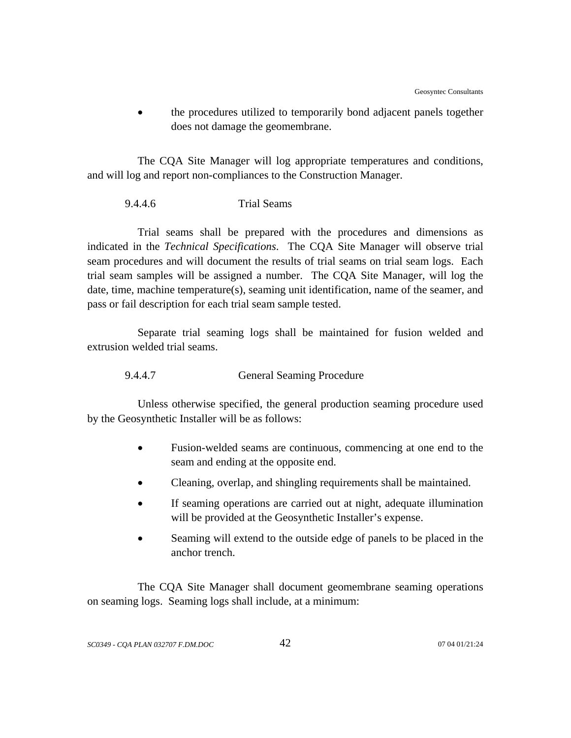- the procedures utilized to temporarily bond adjacent panels together does not damage the geomembrane.

The CQA Site Manager will log appropriate temperatures and conditions, and will log and report non-compliances to the Construction Manager.

#### 9.4.4.6 Trial Seams

Trial seams shall be prepared with the procedures and dimensions as indicated in the *Technical Specifications*. The CQA Site Manager will observe trial seam procedures and will document the results of trial seams on trial seam logs. Each trial seam samples will be assigned a number. The CQA Site Manager, will log the date, time, machine temperature(s), seaming unit identification, name of the seamer, and pass or fail description for each trial seam sample tested.

Separate trial seaming logs shall be maintained for fusion welded and extrusion welded trial seams.

#### 9.4.4.7 General Seaming Procedure

Unless otherwise specified, the general production seaming procedure used by the Geosynthetic Installer will be as follows:

- Fusion-welded seams are continuous, commencing at one end to the seam and ending at the opposite end.
- Cleaning, overlap, and shingling requirements shall be maintained.
- If seaming operations are carried out at night, adequate illumination will be provided at the Geosynthetic Installer's expense.
- Seaming will extend to the outside edge of panels to be placed in the anchor trench.

The CQA Site Manager shall document geomembrane seaming operations on seaming logs. Seaming logs shall include, at a minimum: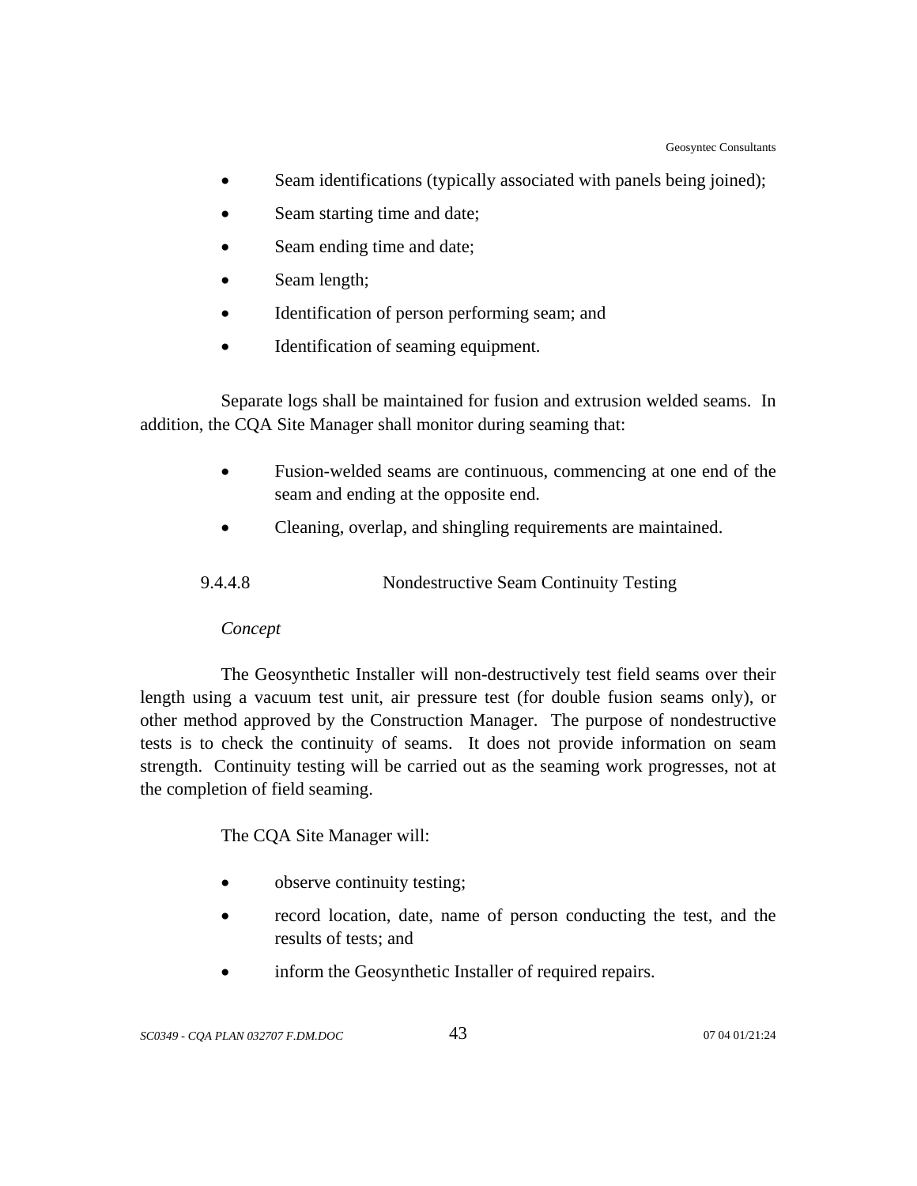- Seam identifications (typically associated with panels being joined);
- Seam starting time and date;
- Seam ending time and date;
- Seam length;
- Identification of person performing seam; and
- Identification of seaming equipment.

Separate logs shall be maintained for fusion and extrusion welded seams. In addition, the CQA Site Manager shall monitor during seaming that:

- Fusion-welded seams are continuous, commencing at one end of the seam and ending at the opposite end.
- Cleaning, overlap, and shingling requirements are maintained.

#### 9.4.4.8 Nondestructive Seam Continuity Testing

*Concept*

The Geosynthetic Installer will non-destructively test field seams over their length using a vacuum test unit, air pressure test (for double fusion seams only), or other method approved by the Construction Manager. The purpose of nondestructive tests is to check the continuity of seams. It does not provide information on seam strength. Continuity testing will be carried out as the seaming work progresses, not at the completion of field seaming.

The CQA Site Manager will:

- observe continuity testing;
- record location, date, name of person conducting the test, and the results of tests; and
- inform the Geosynthetic Installer of required repairs.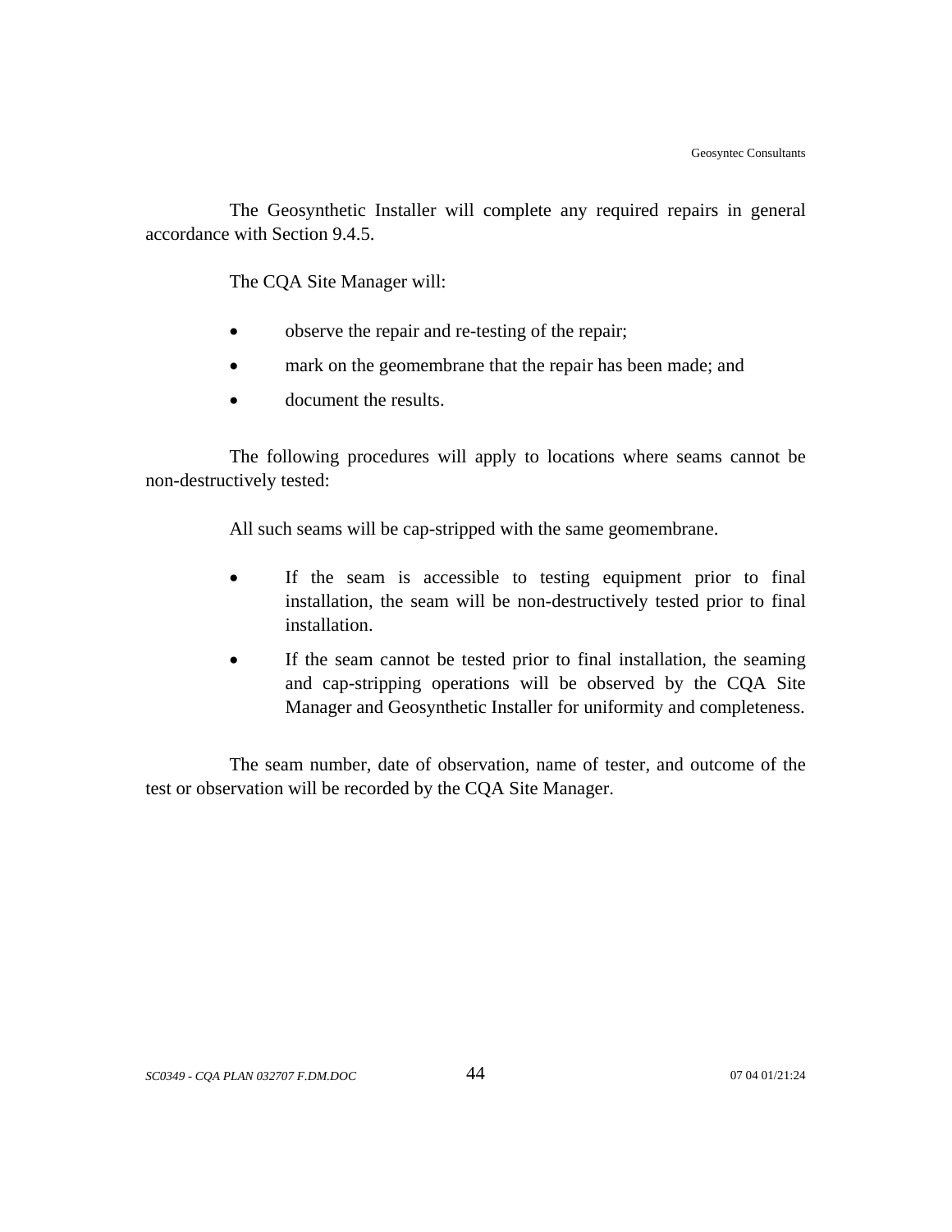The Geosynthetic Installer will complete any required repairs in general accordance with Section 9.4.5.

The CQA Site Manager will:

- observe the repair and re-testing of the repair;
- mark on the geomembrane that the repair has been made; and
- document the results.

The following procedures will apply to locations where seams cannot be non-destructively tested:

All such seams will be cap-stripped with the same geomembrane.

- If the seam is accessible to testing equipment prior to final installation, the seam will be non-destructively tested prior to final installation.
- If the seam cannot be tested prior to final installation, the seaming and cap-stripping operations will be observed by the CQA Site Manager and Geosynthetic Installer for uniformity and completeness.

The seam number, date of observation, name of tester, and outcome of the test or observation will be recorded by the CQA Site Manager.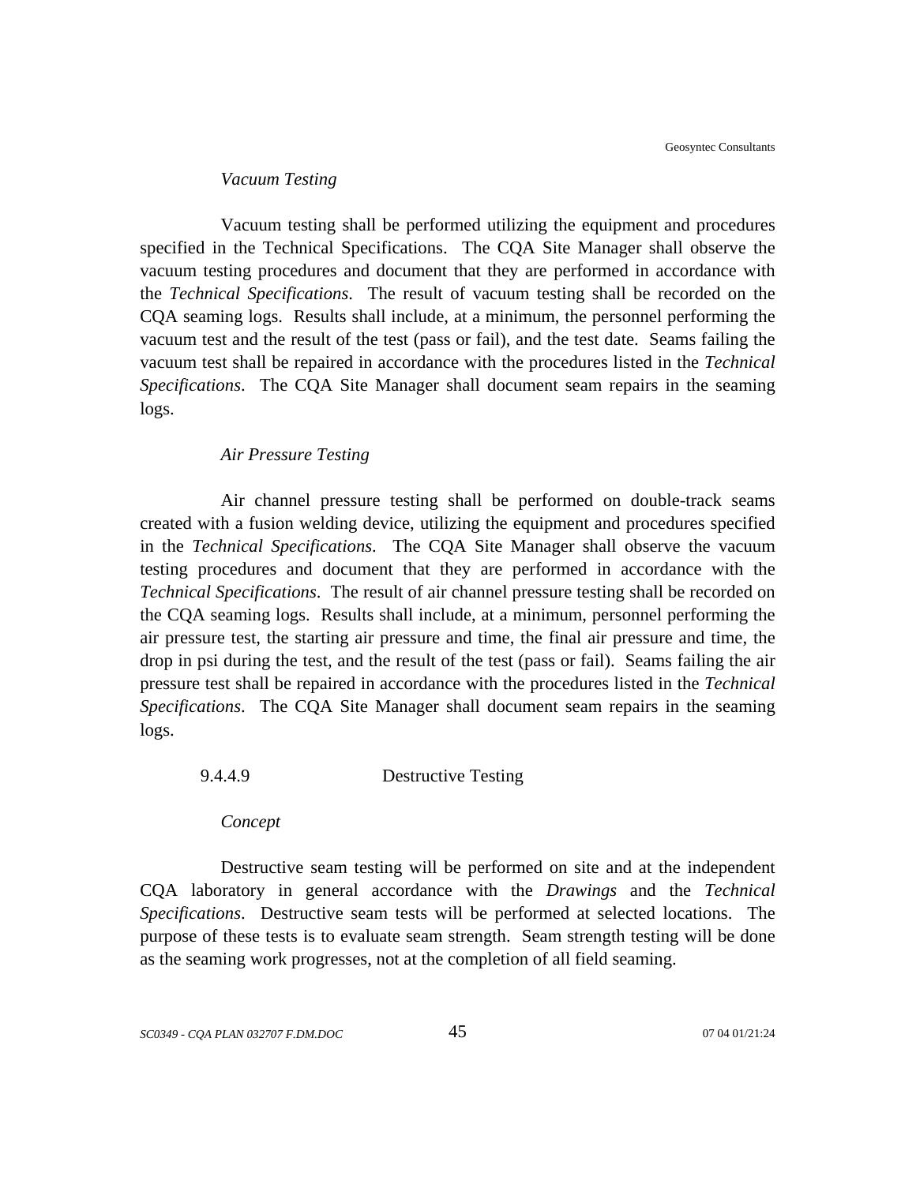*Vacuum Testing*

Vacuum testing shall be performed utilizing the equipment and procedures specified in the Technical Specifications. The CQA Site Manager shall observe the vacuum testing procedures and document that they are performed in accordance with the *Technical Specifications*. The result of vacuum testing shall be recorded on the CQA seaming logs. Results shall include, at a minimum, the personnel performing the vacuum test and the result of the test (pass or fail), and the test date. Seams failing the vacuum test shall be repaired in accordance with the procedures listed in the *Technical Specifications*. The CQA Site Manager shall document seam repairs in the seaming logs.

*Air Pressure Testing*

Air channel pressure testing shall be performed on double-track seams created with a fusion welding device, utilizing the equipment and procedures specified in the *Technical Specifications*. The CQA Site Manager shall observe the vacuum testing procedures and document that they are performed in accordance with the *Technical Specifications*. The result of air channel pressure testing shall be recorded on the CQA seaming logs. Results shall include, at a minimum, personnel performing the air pressure test, the starting air pressure and time, the final air pressure and time, the drop in psi during the test, and the result of the test (pass or fail). Seams failing the air pressure test shall be repaired in accordance with the procedures listed in the *Technical Specifications*. The CQA Site Manager shall document seam repairs in the seaming logs.

#### 9.4.4.9 Destructive Testing

*Concept*

Destructive seam testing will be performed on site and at the independent CQA laboratory in general accordance with the *Drawings* and the *Technical Specifications*. Destructive seam tests will be performed at selected locations. The purpose of these tests is to evaluate seam strength. Seam strength testing will be done as the seaming work progresses, not at the completion of all field seaming.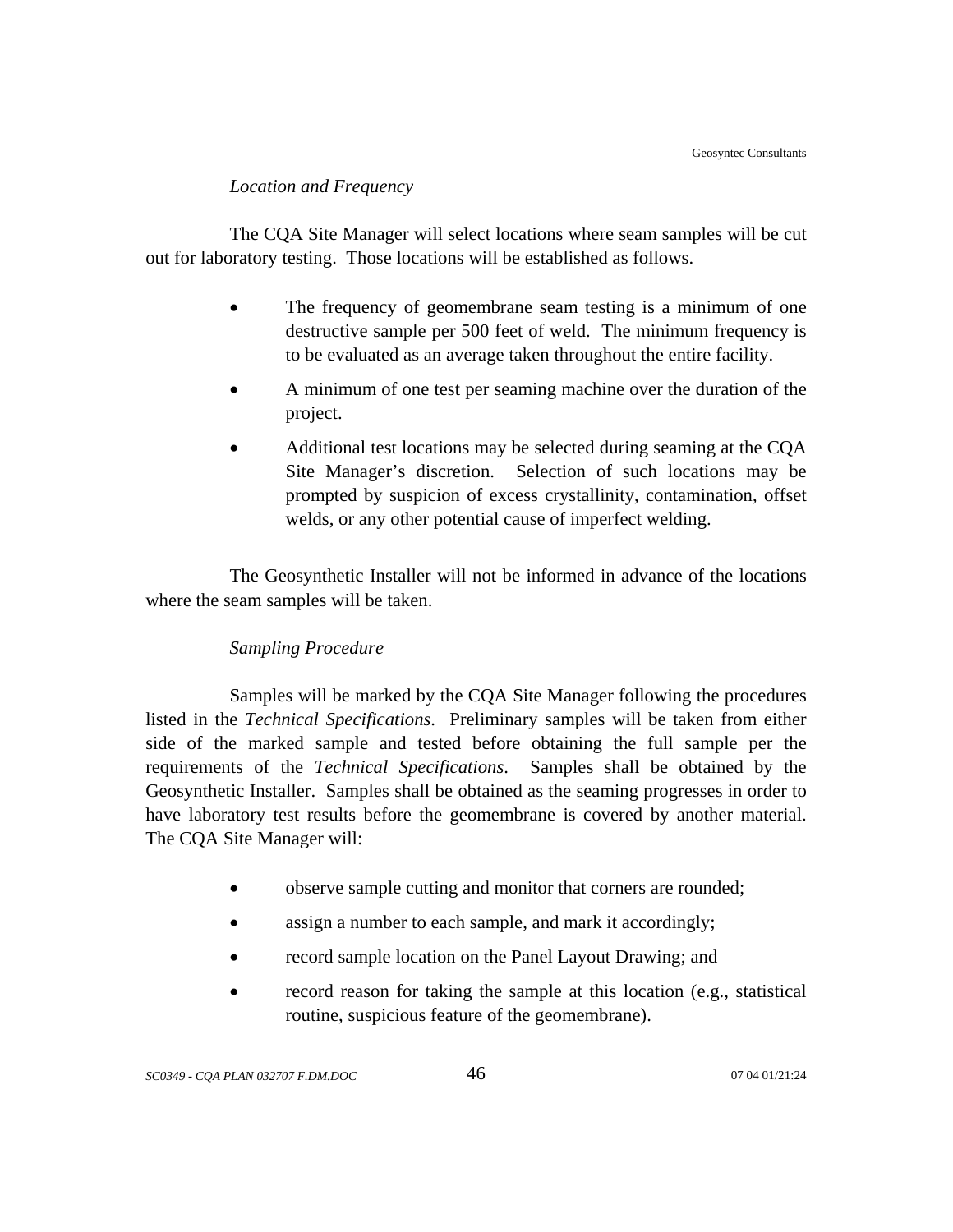*Location and Frequency*

The CQA Site Manager will select locations where seam samples will be cut out for laboratory testing. Those locations will be established as follows.

- The frequency of geomembrane seam testing is a minimum of one destructive sample per 500 feet of weld. The minimum frequency is to be evaluated as an average taken throughout the entire facility.
- A minimum of one test per seaming machine over the duration of the project.
- Additional test locations may be selected during seaming at the CQA Site Manager's discretion. Selection of such locations may be prompted by suspicion of excess crystallinity, contamination, offset welds, or any other potential cause of imperfect welding.

The Geosynthetic Installer will not be informed in advance of the locations where the seam samples will be taken.

*Sampling Procedure*

Samples will be marked by the CQA Site Manager following the procedures listed in the *Technical Specifications*. Preliminary samples will be taken from either side of the marked sample and tested before obtaining the full sample per the requirements of the *Technical Specifications*. Samples shall be obtained by the Geosynthetic Installer. Samples shall be obtained as the seaming progresses in order to have laboratory test results before the geomembrane is covered by another material. The CQA Site Manager will:

- observe sample cutting and monitor that corners are rounded;
- assign a number to each sample, and mark it accordingly;
- record sample location on the Panel Layout Drawing; and
- record reason for taking the sample at this location (e.g., statistical routine, suspicious feature of the geomembrane).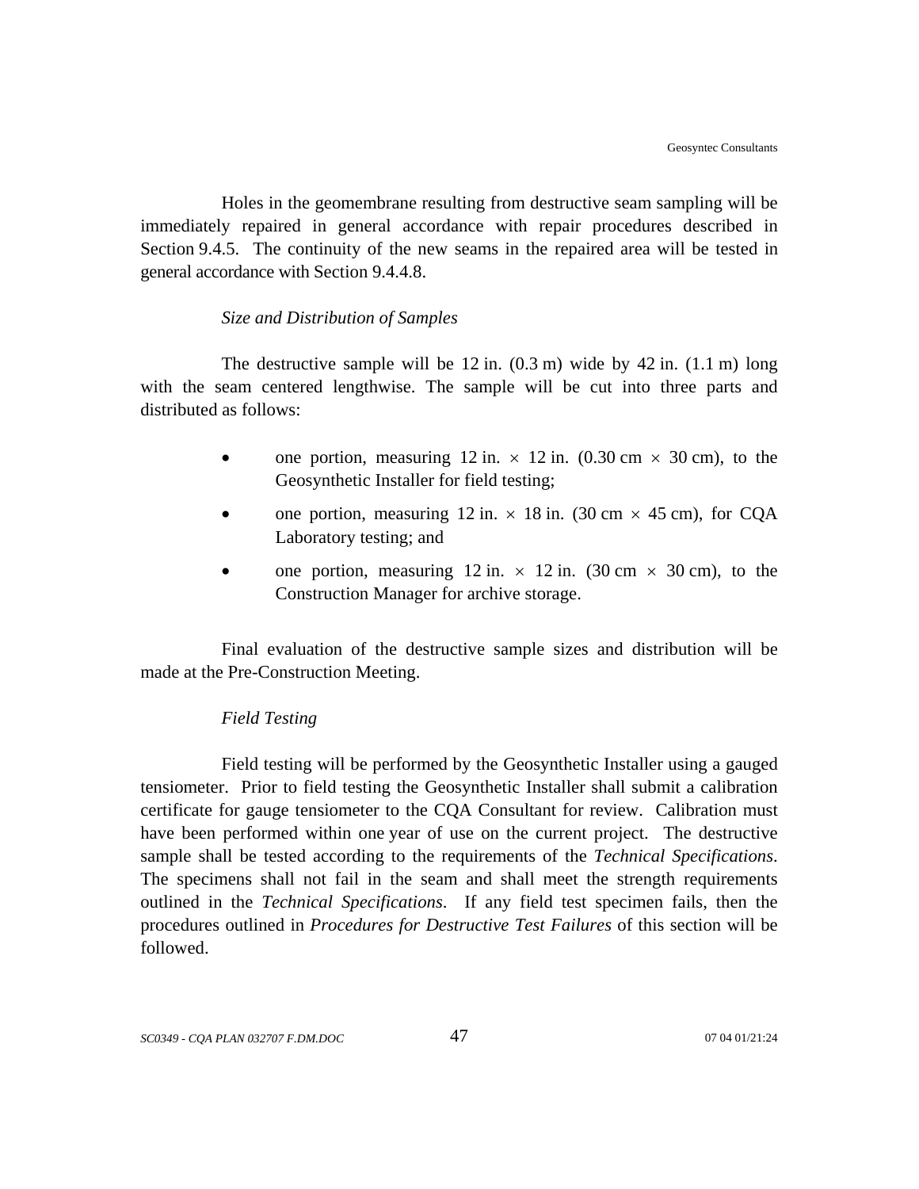Holes in the geomembrane resulting from destructive seam sampling will be immediately repaired in general accordance with repair procedures described in Section 9.4.5. The continuity of the new seams in the repaired area will be tested in general accordance with Section 9.4.4.8.

*Size and Distribution of Samples*

The destructive sample will be 12 in. (0.3 m) wide by 42 in. (1.1 m) long with the seam centered lengthwise. The sample will be cut into three parts and distributed as follows:

- one portion, measuring 12 in. × 12 in. (0.30 cm × 30 cm), to the Geosynthetic Installer for field testing;
- one portion, measuring 12 in. × 18 in. (30 cm × 45 cm), for CQA Laboratory testing; and
- one portion, measuring 12 in. × 12 in. (30 cm × 30 cm), to the Construction Manager for archive storage.

Final evaluation of the destructive sample sizes and distribution will be made at the Pre-Construction Meeting.

*Field Testing*

Field testing will be performed by the Geosynthetic Installer using a gauged tensiometer. Prior to field testing the Geosynthetic Installer shall submit a calibration certificate for gauge tensiometer to the CQA Consultant for review. Calibration must have been performed within one year of use on the current project. The destructive sample shall be tested according to the requirements of the *Technical Specifications*. The specimens shall not fail in the seam and shall meet the strength requirements outlined in the *Technical Specifications*. If any field test specimen fails, then the procedures outlined in *Procedures for Destructive Test Failures* of this section will be followed.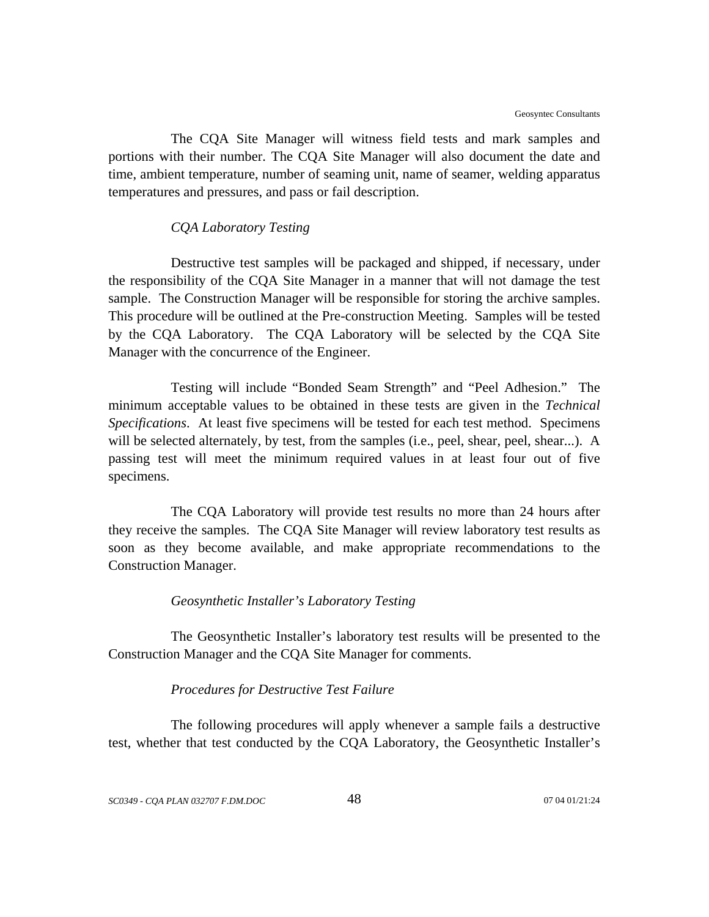The CQA Site Manager will witness field tests and mark samples and portions with their number. The CQA Site Manager will also document the date and time, ambient temperature, number of seaming unit, name of seamer, welding apparatus temperatures and pressures, and pass or fail description.

*CQA Laboratory Testing*

Destructive test samples will be packaged and shipped, if necessary, under the responsibility of the CQA Site Manager in a manner that will not damage the test sample. The Construction Manager will be responsible for storing the archive samples. This procedure will be outlined at the Pre-construction Meeting. Samples will be tested by the CQA Laboratory. The CQA Laboratory will be selected by the CQA Site Manager with the concurrence of the Engineer.

Testing will include "Bonded Seam Strength" and "Peel Adhesion." The minimum acceptable values to be obtained in these tests are given in the *Technical Specifications*. At least five specimens will be tested for each test method. Specimens will be selected alternately, by test, from the samples (i.e., peel, shear, peel, shear...). A passing test will meet the minimum required values in at least four out of five specimens.

The CQA Laboratory will provide test results no more than 24 hours after they receive the samples. The CQA Site Manager will review laboratory test results as soon as they become available, and make appropriate recommendations to the Construction Manager.

*Geosynthetic Installer's Laboratory Testing*

The Geosynthetic Installer's laboratory test results will be presented to the Construction Manager and the CQA Site Manager for comments.

*Procedures for Destructive Test Failure*

The following procedures will apply whenever a sample fails a destructive test, whether that test conducted by the CQA Laboratory, the Geosynthetic Installer's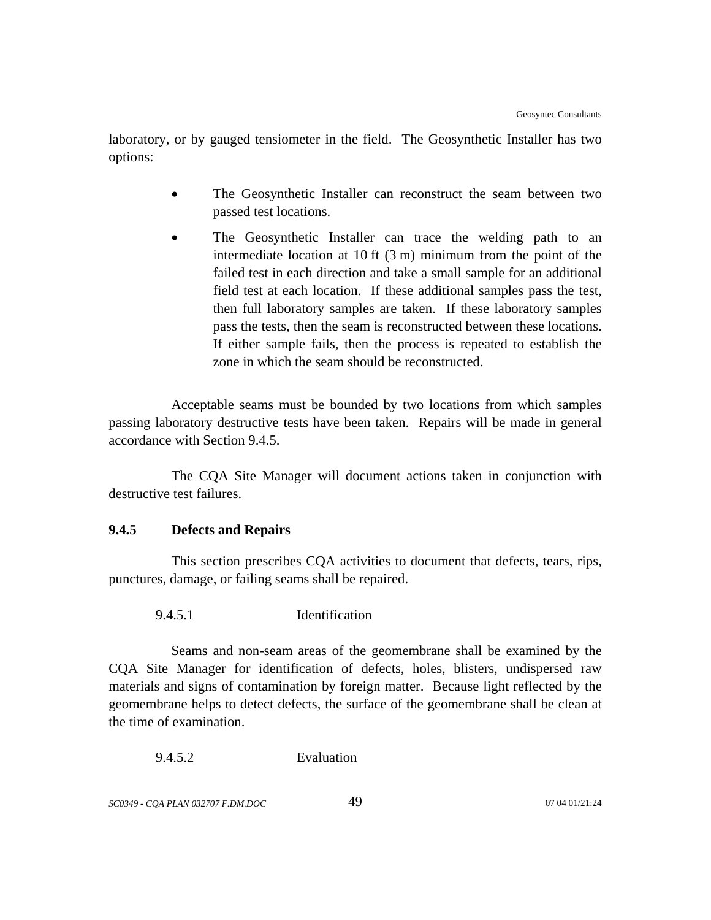laboratory, or by gauged tensiometer in the field. The Geosynthetic Installer has two options:

- The Geosynthetic Installer can reconstruct the seam between two passed test locations.
- The Geosynthetic Installer can trace the welding path to an intermediate location at 10 ft (3 m) minimum from the point of the failed test in each direction and take a small sample for an additional field test at each location. If these additional samples pass the test, then full laboratory samples are taken. If these laboratory samples pass the tests, then the seam is reconstructed between these locations. If either sample fails, then the process is repeated to establish the zone in which the seam should be reconstructed.

Acceptable seams must be bounded by two locations from which samples passing laboratory destructive tests have been taken. Repairs will be made in general accordance with Section 9.4.5.

The CQA Site Manager will document actions taken in conjunction with destructive test failures.

### 9.4.5 Defects and Repairs

This section prescribes CQA activities to document that defects, tears, rips, punctures, damage, or failing seams shall be repaired.

#### 9.4.5.1 Identification

Seams and non-seam areas of the geomembrane shall be examined by the CQA Site Manager for identification of defects, holes, blisters, undispersed raw materials and signs of contamination by foreign matter. Because light reflected by the geomembrane helps to detect defects, the surface of the geomembrane shall be clean at the time of examination.

#### 9.4.5.2 Evaluation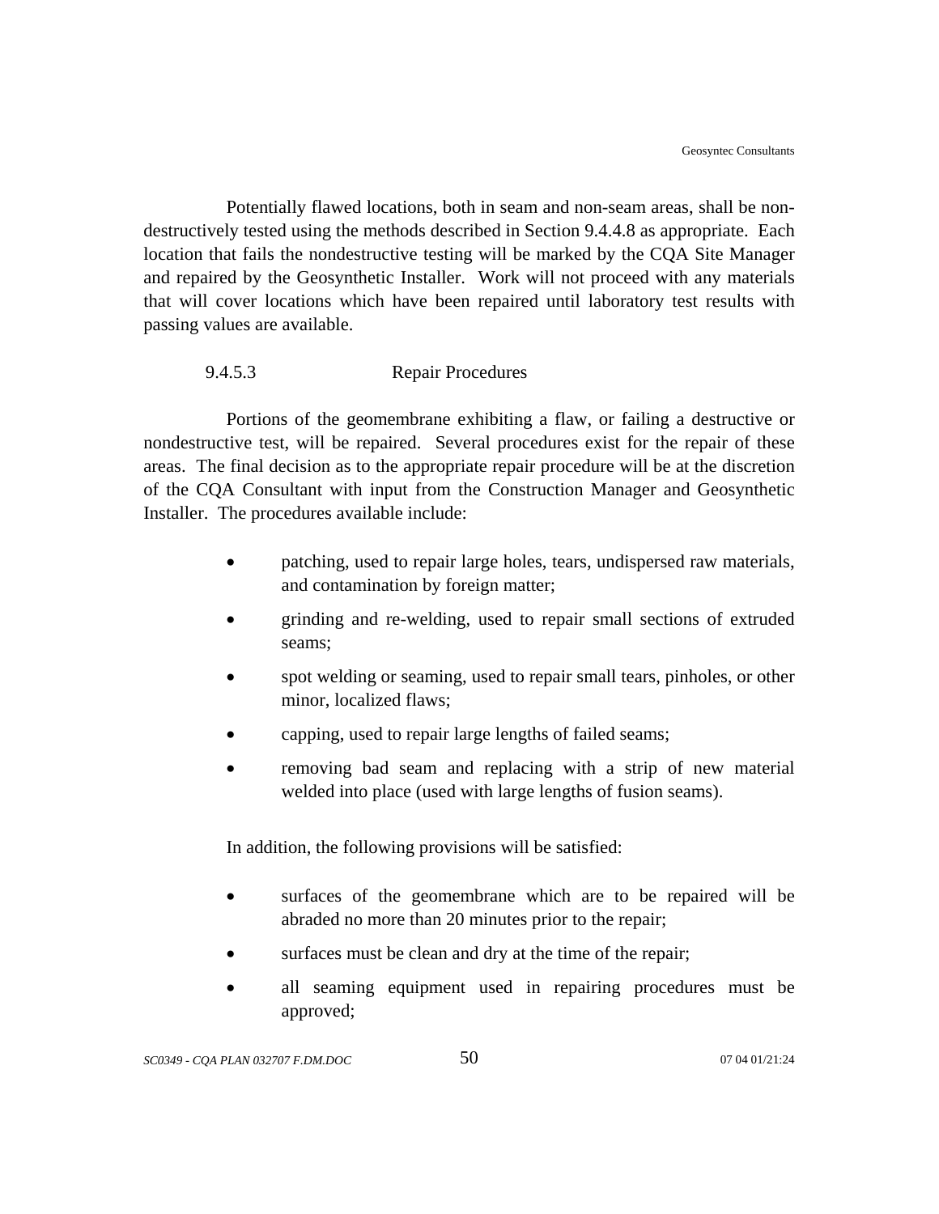Potentially flawed locations, both in seam and non-seam areas, shall be non-destructively tested using the methods described in Section 9.4.4.8 as appropriate. Each location that fails the nondestructive testing will be marked by the CQA Site Manager and repaired by the Geosynthetic Installer. Work will not proceed with any materials that will cover locations which have been repaired until laboratory test results with passing values are available.

#### 9.4.5.3 Repair Procedures

Portions of the geomembrane exhibiting a flaw, or failing a destructive or nondestructive test, will be repaired. Several procedures exist for the repair of these areas. The final decision as to the appropriate repair procedure will be at the discretion of the CQA Consultant with input from the Construction Manager and Geosynthetic Installer. The procedures available include:

- patching, used to repair large holes, tears, undispersed raw materials, and contamination by foreign matter;
- grinding and re-welding, used to repair small sections of extruded seams;
- spot welding or seaming, used to repair small tears, pinholes, or other minor, localized flaws;
- capping, used to repair large lengths of failed seams;
- removing bad seam and replacing with a strip of new material welded into place (used with large lengths of fusion seams).

In addition, the following provisions will be satisfied:

- surfaces of the geomembrane which are to be repaired will be abraded no more than 20 minutes prior to the repair;
- surfaces must be clean and dry at the time of the repair;
- all seaming equipment used in repairing procedures must be approved;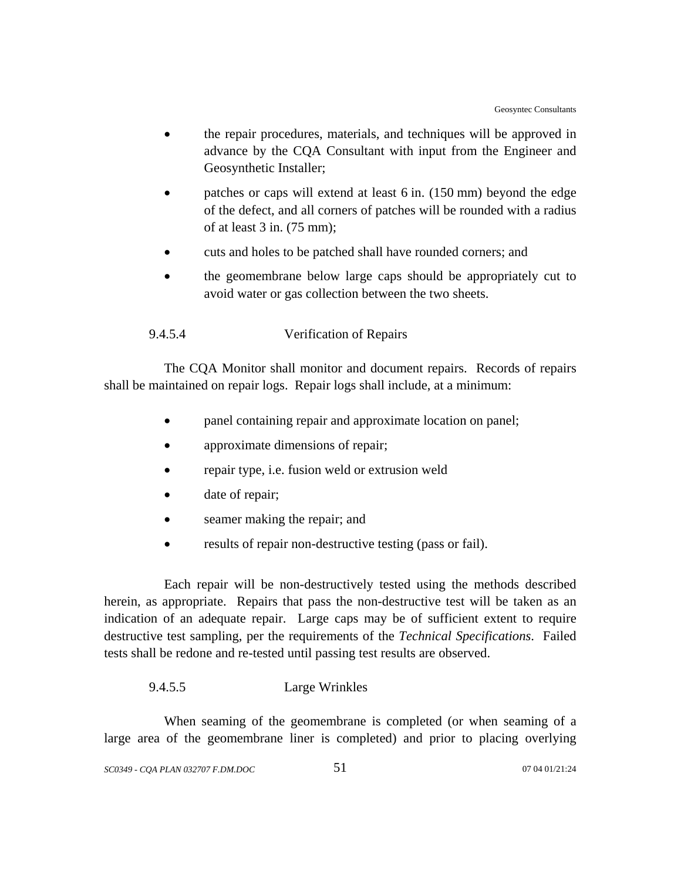- the repair procedures, materials, and techniques will be approved in advance by the CQA Consultant with input from the Engineer and Geosynthetic Installer;
- patches or caps will extend at least 6 in. (150 mm) beyond the edge of the defect, and all corners of patches will be rounded with a radius of at least 3 in. (75 mm);
- cuts and holes to be patched shall have rounded corners; and
- the geomembrane below large caps should be appropriately cut to avoid water or gas collection between the two sheets.

#### 9.4.5.4 Verification of Repairs

The CQA Monitor shall monitor and document repairs. Records of repairs shall be maintained on repair logs. Repair logs shall include, at a minimum:

- panel containing repair and approximate location on panel;
- approximate dimensions of repair;
- repair type, i.e. fusion weld or extrusion weld
- date of repair;
- seamer making the repair; and
- results of repair non-destructive testing (pass or fail).

Each repair will be non-destructively tested using the methods described herein, as appropriate. Repairs that pass the non-destructive test will be taken as an indication of an adequate repair. Large caps may be of sufficient extent to require destructive test sampling, per the requirements of the *Technical Specifications*. Failed tests shall be redone and re-tested until passing test results are observed.

#### 9.4.5.5 Large Wrinkles

When seaming of the geomembrane is completed (or when seaming of a large area of the geomembrane liner is completed) and prior to placing overlying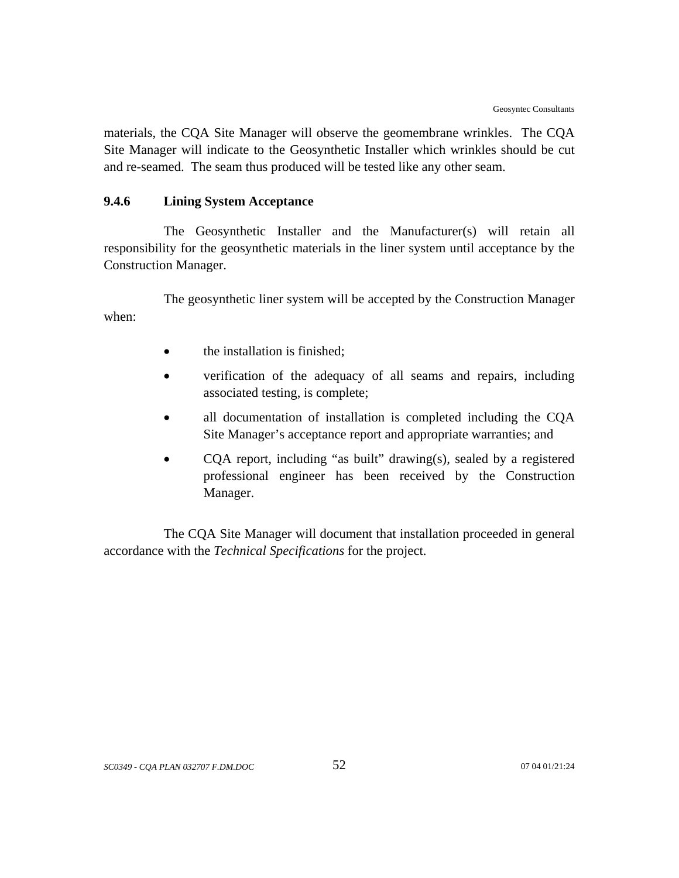materials, the CQA Site Manager will observe the geomembrane wrinkles. The CQA Site Manager will indicate to the Geosynthetic Installer which wrinkles should be cut and re-seamed. The seam thus produced will be tested like any other seam.

### 9.4.6 Lining System Acceptance

The Geosynthetic Installer and the Manufacturer(s) will retain all responsibility for the geosynthetic materials in the liner system until acceptance by the Construction Manager.

The geosynthetic liner system will be accepted by the Construction Manager when:

- the installation is finished;
- verification of the adequacy of all seams and repairs, including associated testing, is complete;
- all documentation of installation is completed including the CQA Site Manager's acceptance report and appropriate warranties; and
- CQA report, including "as built" drawing(s), sealed by a registered professional engineer has been received by the Construction Manager.

The CQA Site Manager will document that installation proceeded in general accordance with the *Technical Specifications* for the project.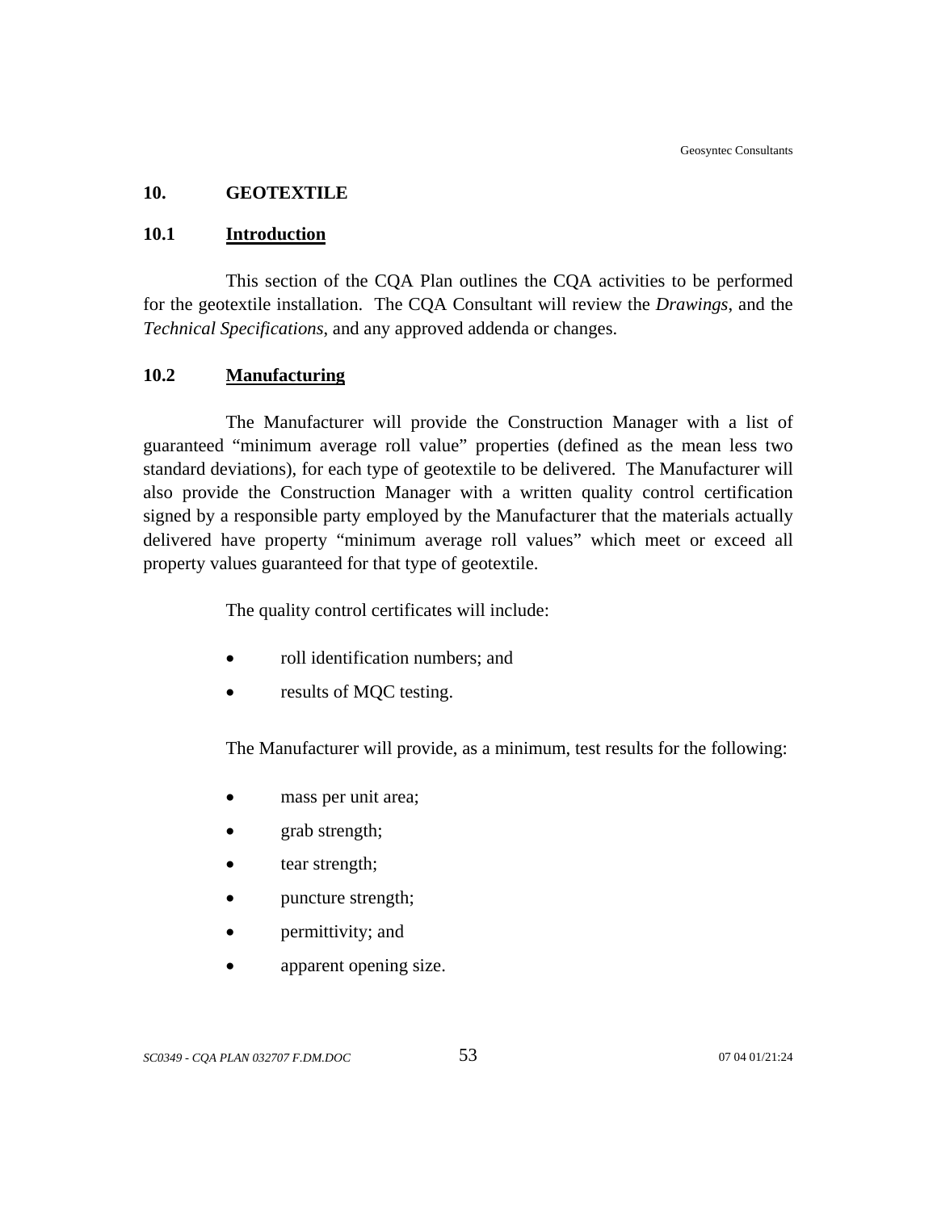## 10. GEOTEXTILE

### 10.1 Introduction

This section of the CQA Plan outlines the CQA activities to be performed for the geotextile installation. The CQA Consultant will review the *Drawings*, and the *Technical Specifications*, and any approved addenda or changes.

### 10.2 Manufacturing

The Manufacturer will provide the Construction Manager with a list of guaranteed "minimum average roll value" properties (defined as the mean less two standard deviations), for each type of geotextile to be delivered. The Manufacturer will also provide the Construction Manager with a written quality control certification signed by a responsible party employed by the Manufacturer that the materials actually delivered have property "minimum average roll values" which meet or exceed all property values guaranteed for that type of geotextile.

The quality control certificates will include:

- roll identification numbers; and
- results of MQC testing.

The Manufacturer will provide, as a minimum, test results for the following:

- mass per unit area;
- grab strength;
- tear strength;
- puncture strength;
- permittivity; and
- apparent opening size.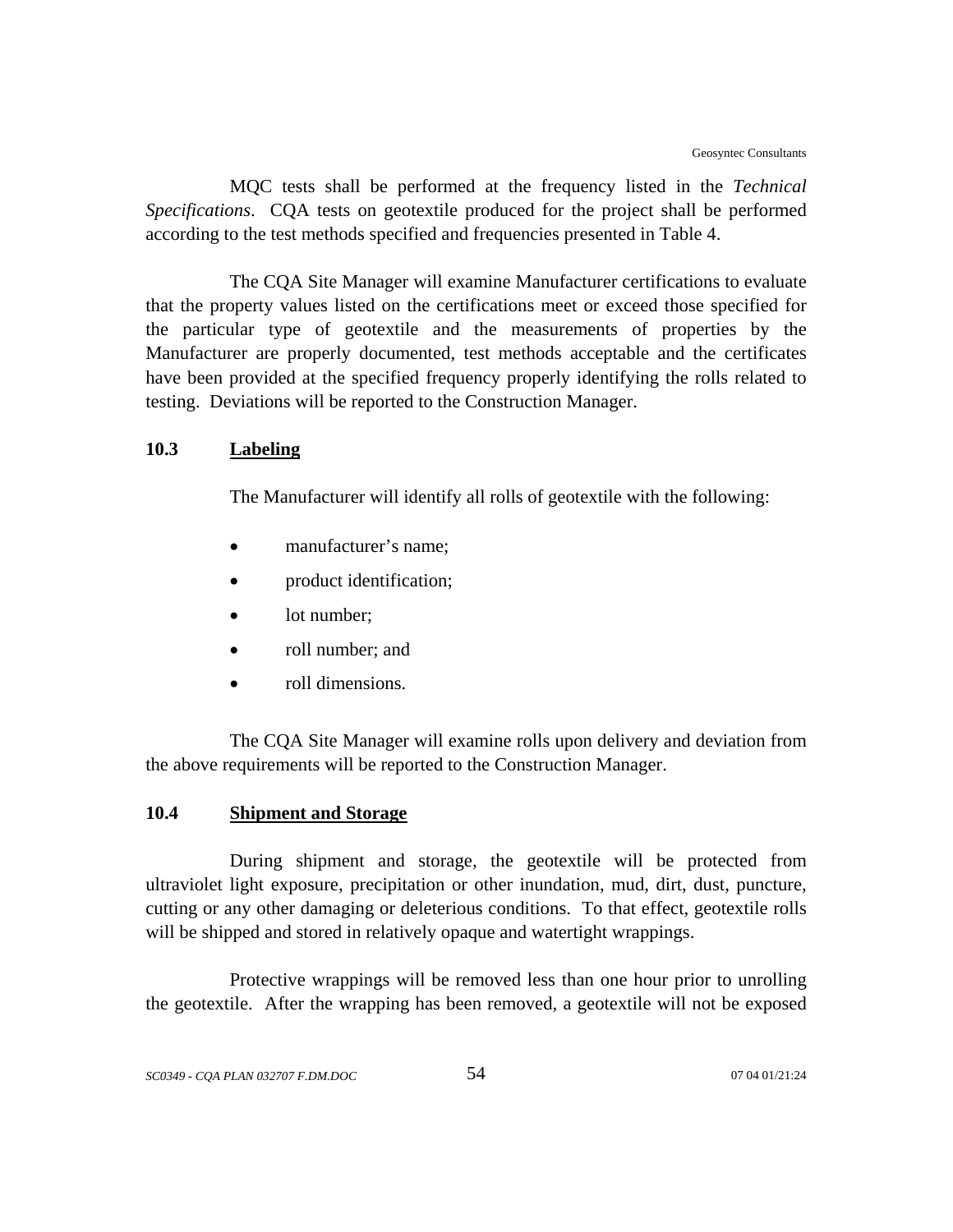MQC tests shall be performed at the frequency listed in the *Technical Specifications*. CQA tests on geotextile produced for the project shall be performed according to the test methods specified and frequencies presented in Table 4.

The CQA Site Manager will examine Manufacturer certifications to evaluate that the property values listed on the certifications meet or exceed those specified for the particular type of geotextile and the measurements of properties by the Manufacturer are properly documented, test methods acceptable and the certificates have been provided at the specified frequency properly identifying the rolls related to testing. Deviations will be reported to the Construction Manager.

### 10.3 Labeling

The Manufacturer will identify all rolls of geotextile with the following:

- manufacturer's name;
- product identification;
- lot number;
- roll number; and
- roll dimensions.

The CQA Site Manager will examine rolls upon delivery and deviation from the above requirements will be reported to the Construction Manager.

### 10.4 Shipment and Storage

During shipment and storage, the geotextile will be protected from ultraviolet light exposure, precipitation or other inundation, mud, dirt, dust, puncture, cutting or any other damaging or deleterious conditions. To that effect, geotextile rolls will be shipped and stored in relatively opaque and watertight wrappings.

Protective wrappings will be removed less than one hour prior to unrolling the geotextile. After the wrapping has been removed, a geotextile will not be exposed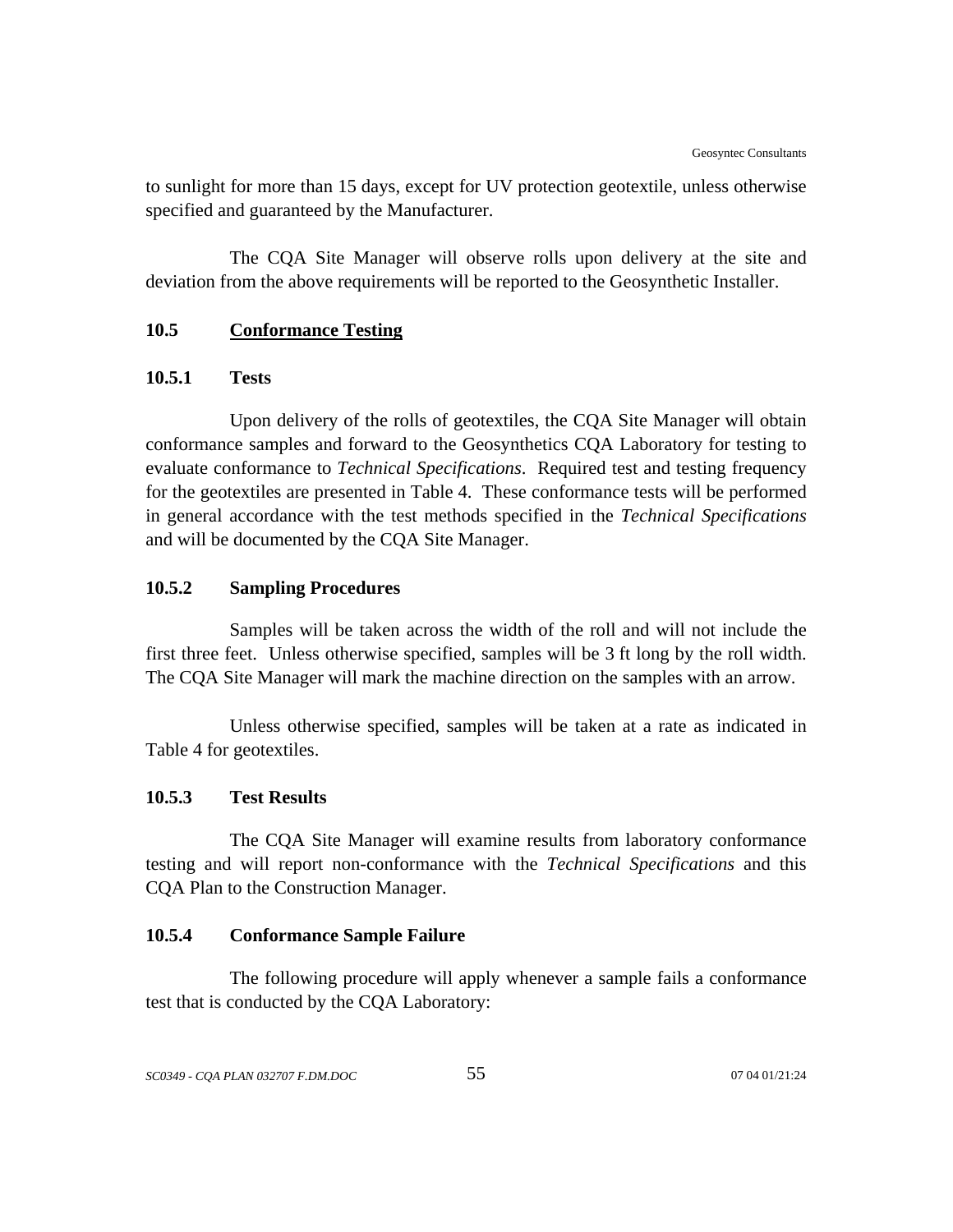to sunlight for more than 15 days, except for UV protection geotextile, unless otherwise specified and guaranteed by the Manufacturer.

The CQA Site Manager will observe rolls upon delivery at the site and deviation from the above requirements will be reported to the Geosynthetic Installer.

## 10.5 Conformance Testing

### 10.5.1 Tests

Upon delivery of the rolls of geotextiles, the CQA Site Manager will obtain conformance samples and forward to the Geosynthetics CQA Laboratory for testing to evaluate conformance to *Technical Specifications*. Required test and testing frequency for the geotextiles are presented in Table 4. These conformance tests will be performed in general accordance with the test methods specified in the *Technical Specifications* and will be documented by the CQA Site Manager.

### 10.5.2 Sampling Procedures

Samples will be taken across the width of the roll and will not include the first three feet. Unless otherwise specified, samples will be 3 ft long by the roll width. The CQA Site Manager will mark the machine direction on the samples with an arrow.

Unless otherwise specified, samples will be taken at a rate as indicated in Table 4 for geotextiles.

### 10.5.3 Test Results

The CQA Site Manager will examine results from laboratory conformance testing and will report non-conformance with the *Technical Specifications* and this CQA Plan to the Construction Manager.

### 10.5.4 Conformance Sample Failure

The following procedure will apply whenever a sample fails a conformance test that is conducted by the CQA Laboratory: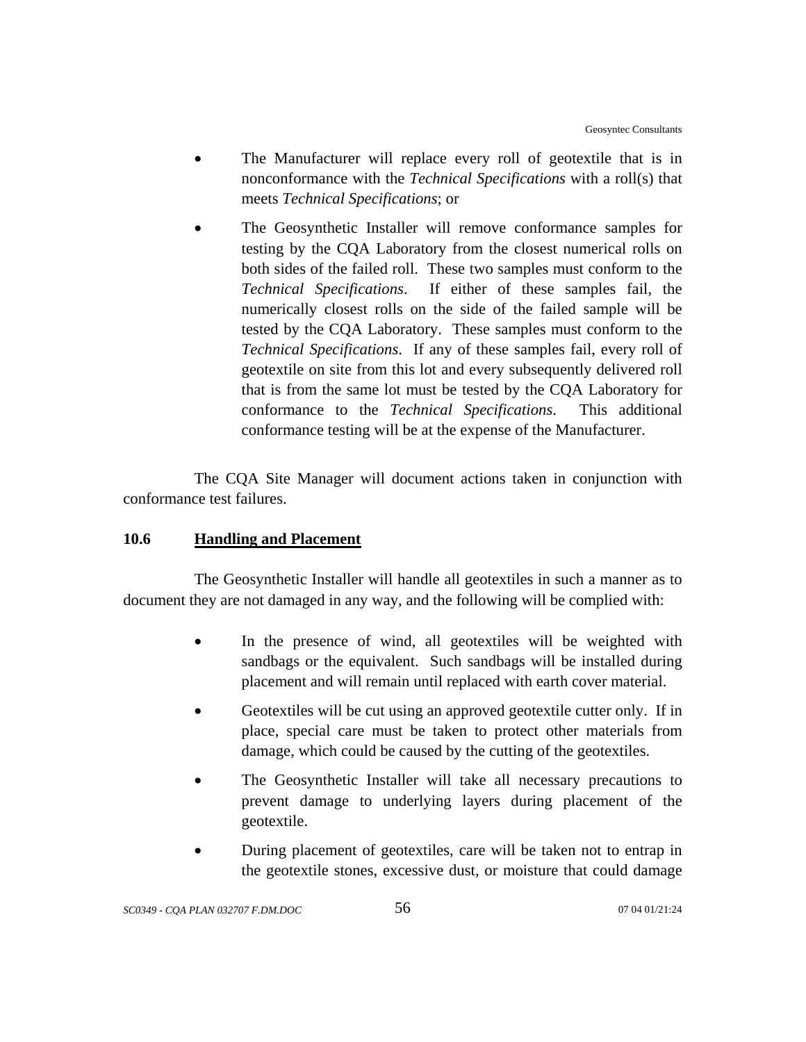- The Manufacturer will replace every roll of geotextile that is in nonconformance with the *Technical Specifications* with a roll(s) that meets *Technical Specifications*; or

- The Geosynthetic Installer will remove conformance samples for testing by the CQA Laboratory from the closest numerical rolls on both sides of the failed roll. These two samples must conform to the *Technical Specifications*. If either of these samples fail, the numerically closest rolls on the side of the failed sample will be tested by the CQA Laboratory. These samples must conform to the *Technical Specifications*. If any of these samples fail, every roll of geotextile on site from this lot and every subsequently delivered roll that is from the same lot must be tested by the CQA Laboratory for conformance to the *Technical Specifications*. This additional conformance testing will be at the expense of the Manufacturer.

The CQA Site Manager will document actions taken in conjunction with conformance test failures.

### 10.6 Handling and Placement

The Geosynthetic Installer will handle all geotextiles in such a manner as to document they are not damaged in any way, and the following will be complied with:

- In the presence of wind, all geotextiles will be weighted with sandbags or the equivalent. Such sandbags will be installed during placement and will remain until replaced with earth cover material.

- Geotextiles will be cut using an approved geotextile cutter only. If in place, special care must be taken to protect other materials from damage, which could be caused by the cutting of the geotextiles.

- The Geosynthetic Installer will take all necessary precautions to prevent damage to underlying layers during placement of the geotextile.

- During placement of geotextiles, care will be taken not to entrap in the geotextile stones, excessive dust, or moisture that could damage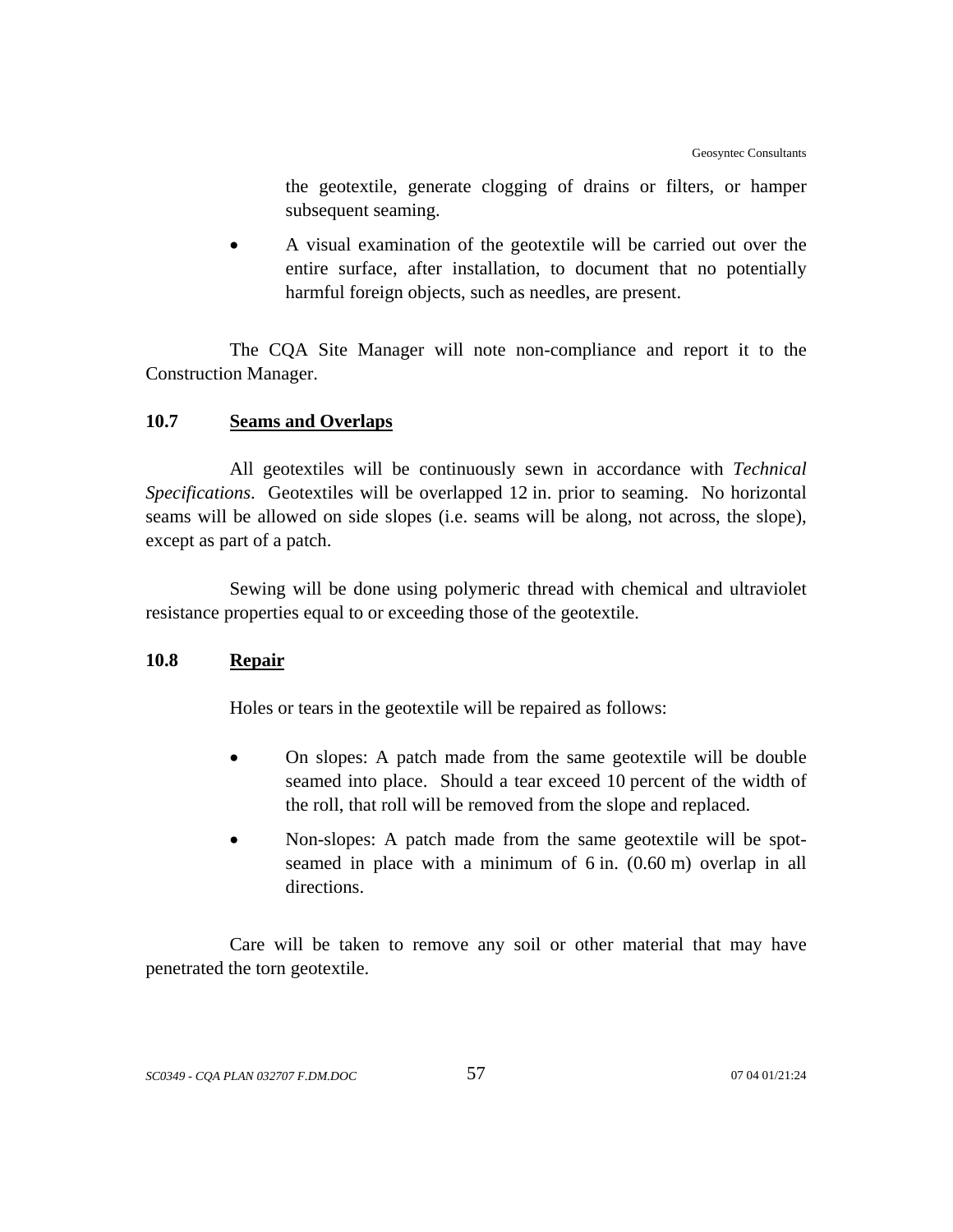the geotextile, generate clogging of drains or filters, or hamper subsequent seaming.

- A visual examination of the geotextile will be carried out over the entire surface, after installation, to document that no potentially harmful foreign objects, such as needles, are present.

The CQA Site Manager will note non-compliance and report it to the Construction Manager.

## 10.7 Seams and Overlaps

All geotextiles will be continuously sewn in accordance with *Technical Specifications*. Geotextiles will be overlapped 12 in. prior to seaming. No horizontal seams will be allowed on side slopes (i.e. seams will be along, not across, the slope), except as part of a patch.

Sewing will be done using polymeric thread with chemical and ultraviolet resistance properties equal to or exceeding those of the geotextile.

## 10.8 Repair

Holes or tears in the geotextile will be repaired as follows:

- On slopes: A patch made from the same geotextile will be double seamed into place. Should a tear exceed 10 percent of the width of the roll, that roll will be removed from the slope and replaced.
- Non-slopes: A patch made from the same geotextile will be spot-seamed in place with a minimum of 6 in. (0.60 m) overlap in all directions.

Care will be taken to remove any soil or other material that may have penetrated the torn geotextile.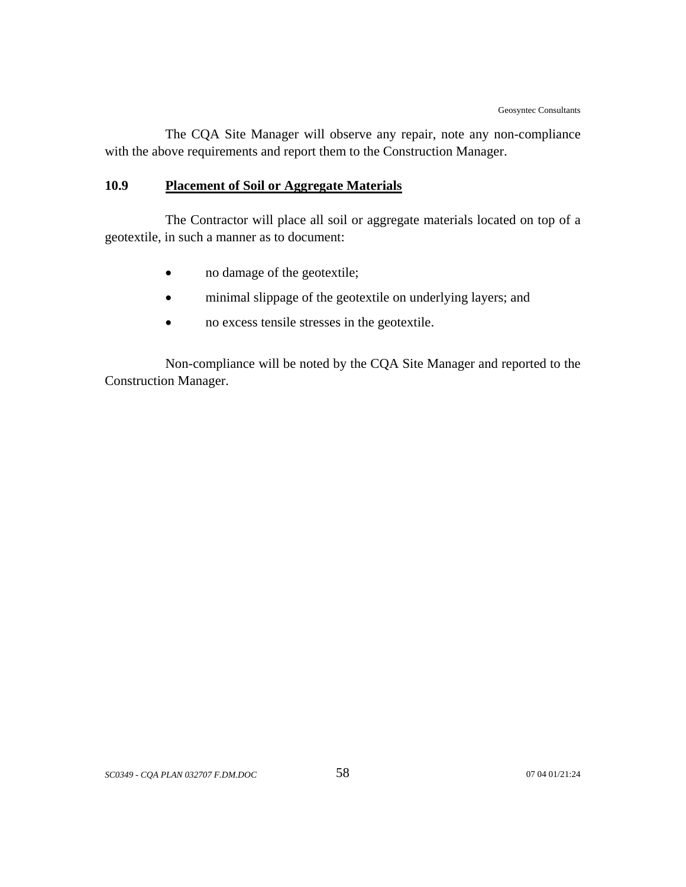The CQA Site Manager will observe any repair, note any non-compliance with the above requirements and report them to the Construction Manager.

### 10.9 Placement of Soil or Aggregate Materials

The Contractor will place all soil or aggregate materials located on top of a geotextile, in such a manner as to document:

- no damage of the geotextile;
- minimal slippage of the geotextile on underlying layers; and
- no excess tensile stresses in the geotextile.

Non-compliance will be noted by the CQA Site Manager and reported to the Construction Manager.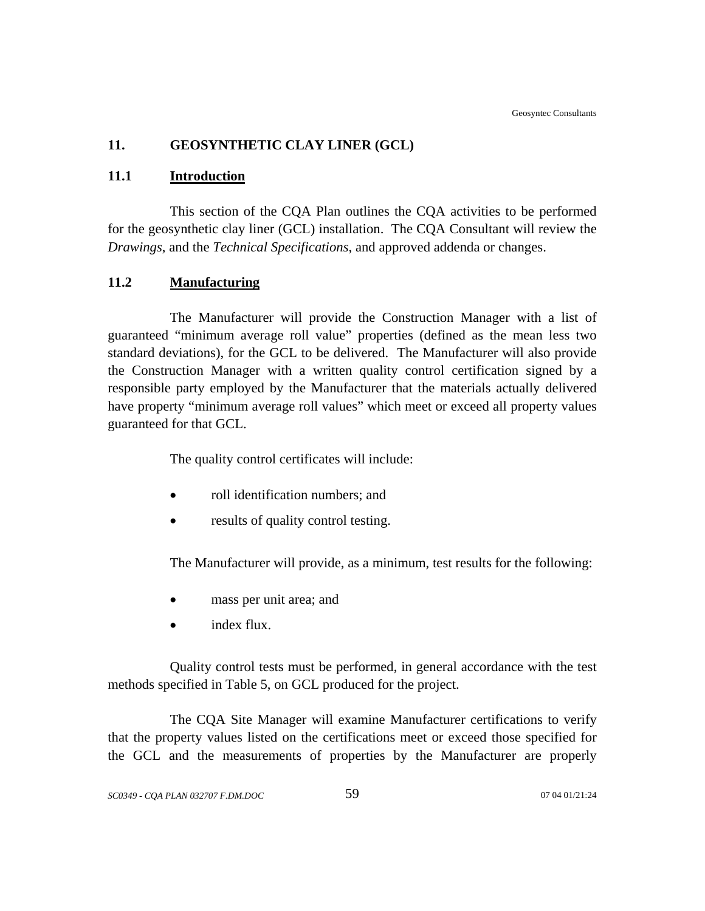# 11. GEOSYNTHETIC CLAY LINER (GCL)

## 11.1 Introduction

This section of the CQA Plan outlines the CQA activities to be performed for the geosynthetic clay liner (GCL) installation. The CQA Consultant will review the *Drawings*, and the *Technical Specifications*, and approved addenda or changes.

## 11.2 Manufacturing

The Manufacturer will provide the Construction Manager with a list of guaranteed "minimum average roll value" properties (defined as the mean less two standard deviations), for the GCL to be delivered. The Manufacturer will also provide the Construction Manager with a written quality control certification signed by a responsible party employed by the Manufacturer that the materials actually delivered have property "minimum average roll values" which meet or exceed all property values guaranteed for that GCL.

The quality control certificates will include:

- roll identification numbers; and
- results of quality control testing.

The Manufacturer will provide, as a minimum, test results for the following:

- mass per unit area; and
- index flux.

Quality control tests must be performed, in general accordance with the test methods specified in Table 5, on GCL produced for the project.

The CQA Site Manager will examine Manufacturer certifications to verify that the property values listed on the certifications meet or exceed those specified for the GCL and the measurements of properties by the Manufacturer are properly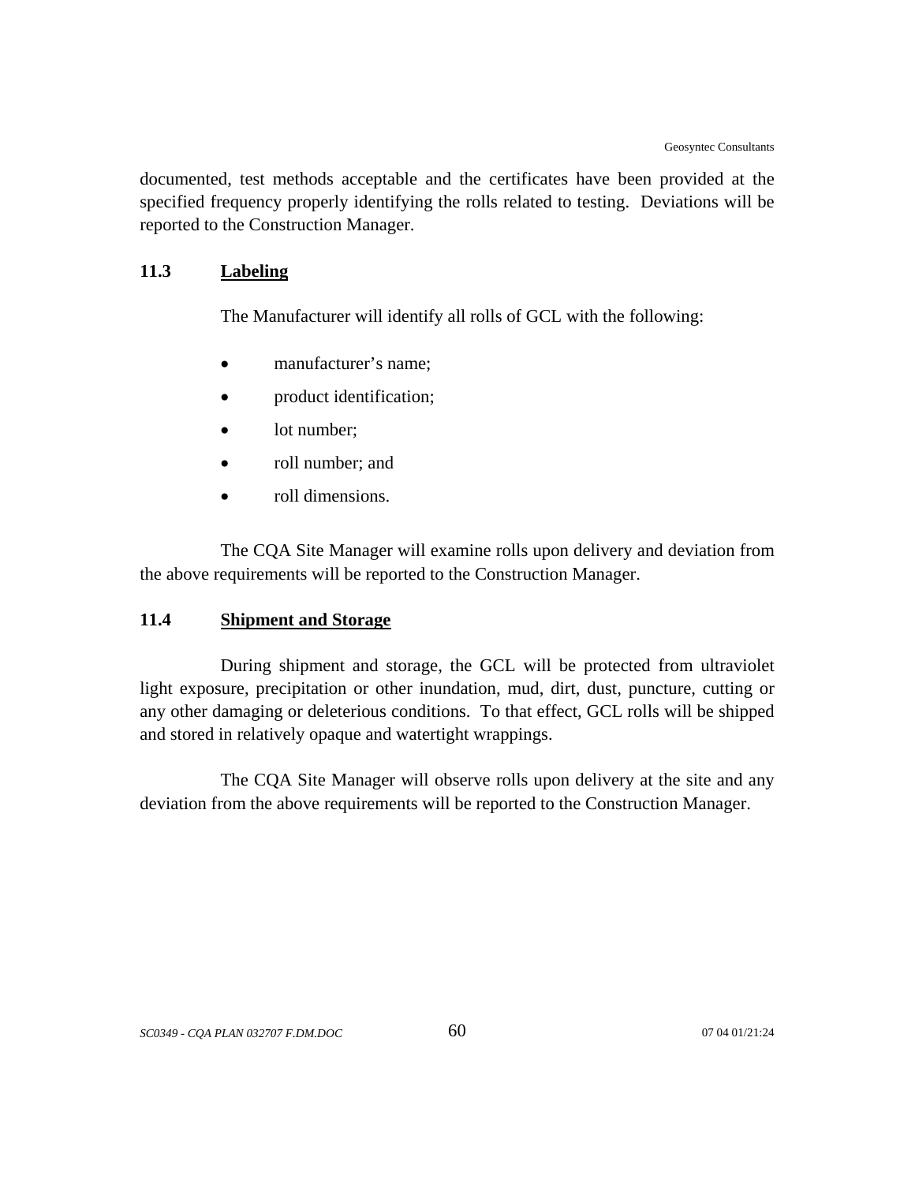documented, test methods acceptable and the certificates have been provided at the specified frequency properly identifying the rolls related to testing. Deviations will be reported to the Construction Manager.

### 11.3 Labeling

The Manufacturer will identify all rolls of GCL with the following:

- manufacturer's name;
- product identification;
- lot number;
- roll number; and
- roll dimensions.

The CQA Site Manager will examine rolls upon delivery and deviation from the above requirements will be reported to the Construction Manager.

### 11.4 Shipment and Storage

During shipment and storage, the GCL will be protected from ultraviolet light exposure, precipitation or other inundation, mud, dirt, dust, puncture, cutting or any other damaging or deleterious conditions. To that effect, GCL rolls will be shipped and stored in relatively opaque and watertight wrappings.

The CQA Site Manager will observe rolls upon delivery at the site and any deviation from the above requirements will be reported to the Construction Manager.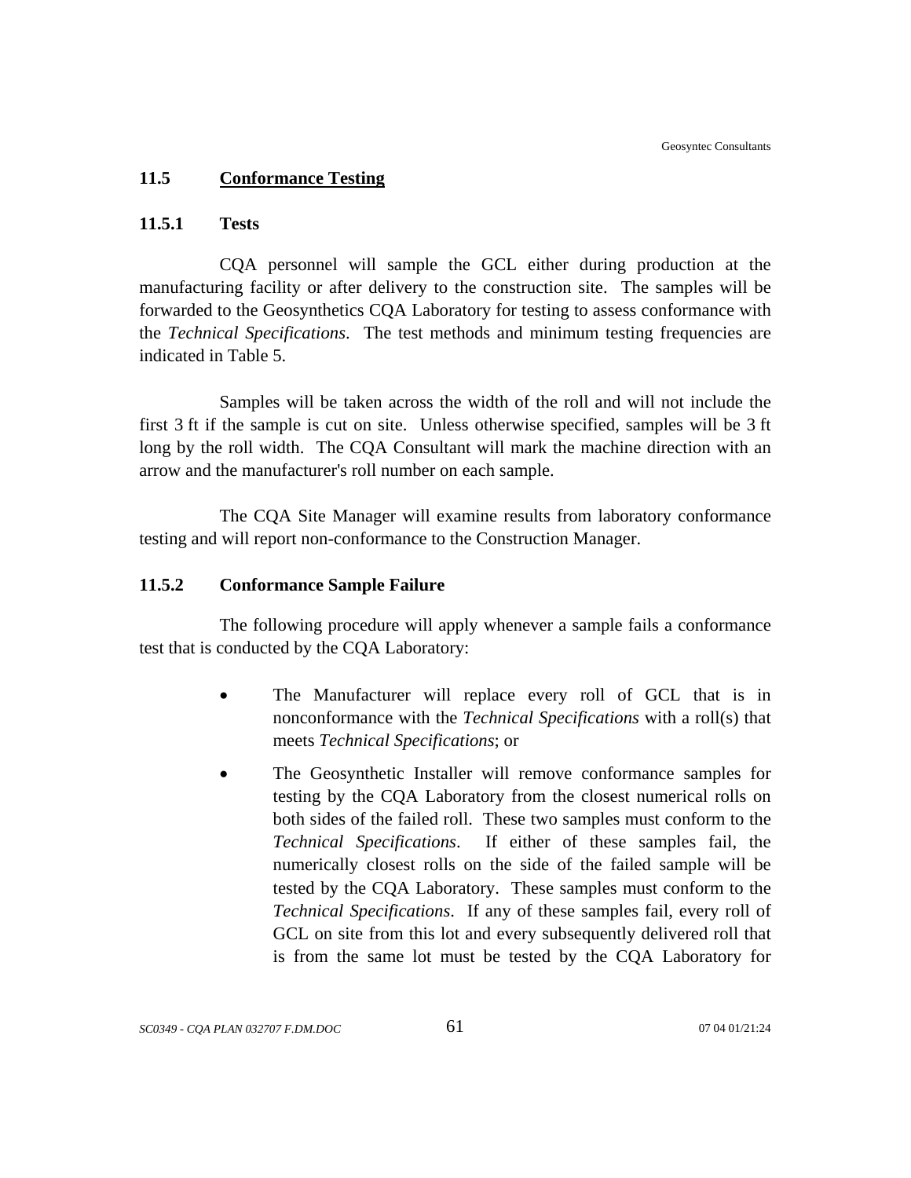## 11.5 Conformance Testing

### 11.5.1 Tests

CQA personnel will sample the GCL either during production at the manufacturing facility or after delivery to the construction site. The samples will be forwarded to the Geosynthetics CQA Laboratory for testing to assess conformance with the *Technical Specifications*. The test methods and minimum testing frequencies are indicated in Table 5.

Samples will be taken across the width of the roll and will not include the first 3 ft if the sample is cut on site. Unless otherwise specified, samples will be 3 ft long by the roll width. The CQA Consultant will mark the machine direction with an arrow and the manufacturer's roll number on each sample.

The CQA Site Manager will examine results from laboratory conformance testing and will report non-conformance to the Construction Manager.

### 11.5.2 Conformance Sample Failure

The following procedure will apply whenever a sample fails a conformance test that is conducted by the CQA Laboratory:

- The Manufacturer will replace every roll of GCL that is in nonconformance with the *Technical Specifications* with a roll(s) that meets *Technical Specifications*; or
- The Geosynthetic Installer will remove conformance samples for testing by the CQA Laboratory from the closest numerical rolls on both sides of the failed roll. These two samples must conform to the *Technical Specifications*. If either of these samples fail, the numerically closest rolls on the side of the failed sample will be tested by the CQA Laboratory. These samples must conform to the *Technical Specifications*. If any of these samples fail, every roll of GCL on site from this lot and every subsequently delivered roll that is from the same lot must be tested by the CQA Laboratory for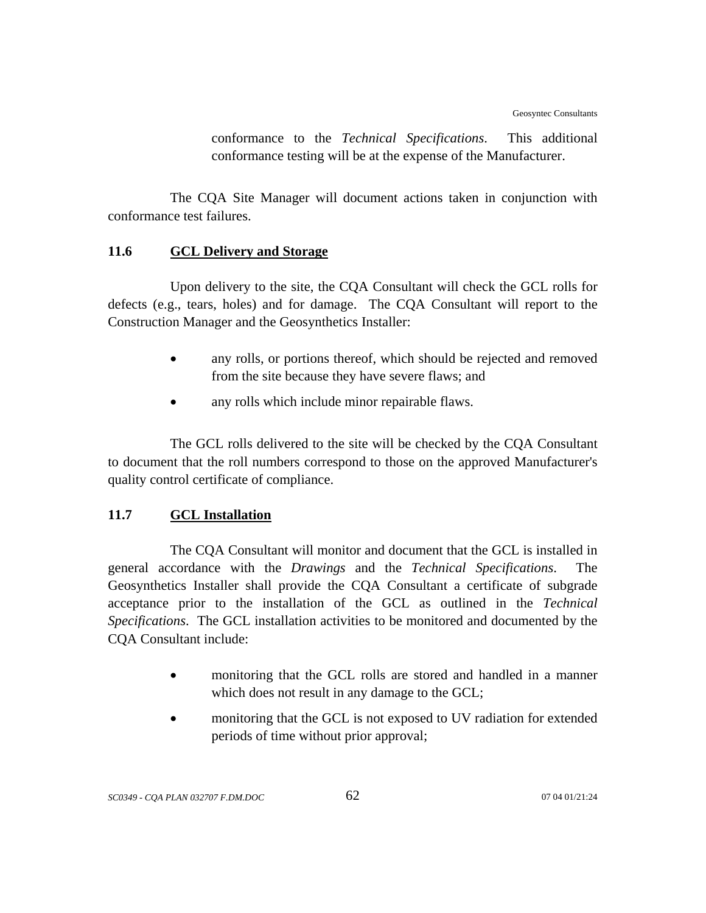conformance to the *Technical Specifications*. This additional conformance testing will be at the expense of the Manufacturer.

The CQA Site Manager will document actions taken in conjunction with conformance test failures.

## 11.6 GCL Delivery and Storage

Upon delivery to the site, the CQA Consultant will check the GCL rolls for defects (e.g., tears, holes) and for damage. The CQA Consultant will report to the Construction Manager and the Geosynthetics Installer:

- any rolls, or portions thereof, which should be rejected and removed from the site because they have severe flaws; and
- any rolls which include minor repairable flaws.

The GCL rolls delivered to the site will be checked by the CQA Consultant to document that the roll numbers correspond to those on the approved Manufacturer's quality control certificate of compliance.

## 11.7 GCL Installation

The CQA Consultant will monitor and document that the GCL is installed in general accordance with the *Drawings* and the *Technical Specifications*. The Geosynthetics Installer shall provide the CQA Consultant a certificate of subgrade acceptance prior to the installation of the GCL as outlined in the *Technical Specifications*. The GCL installation activities to be monitored and documented by the CQA Consultant include:

- monitoring that the GCL rolls are stored and handled in a manner which does not result in any damage to the GCL;
- monitoring that the GCL is not exposed to UV radiation for extended periods of time without prior approval;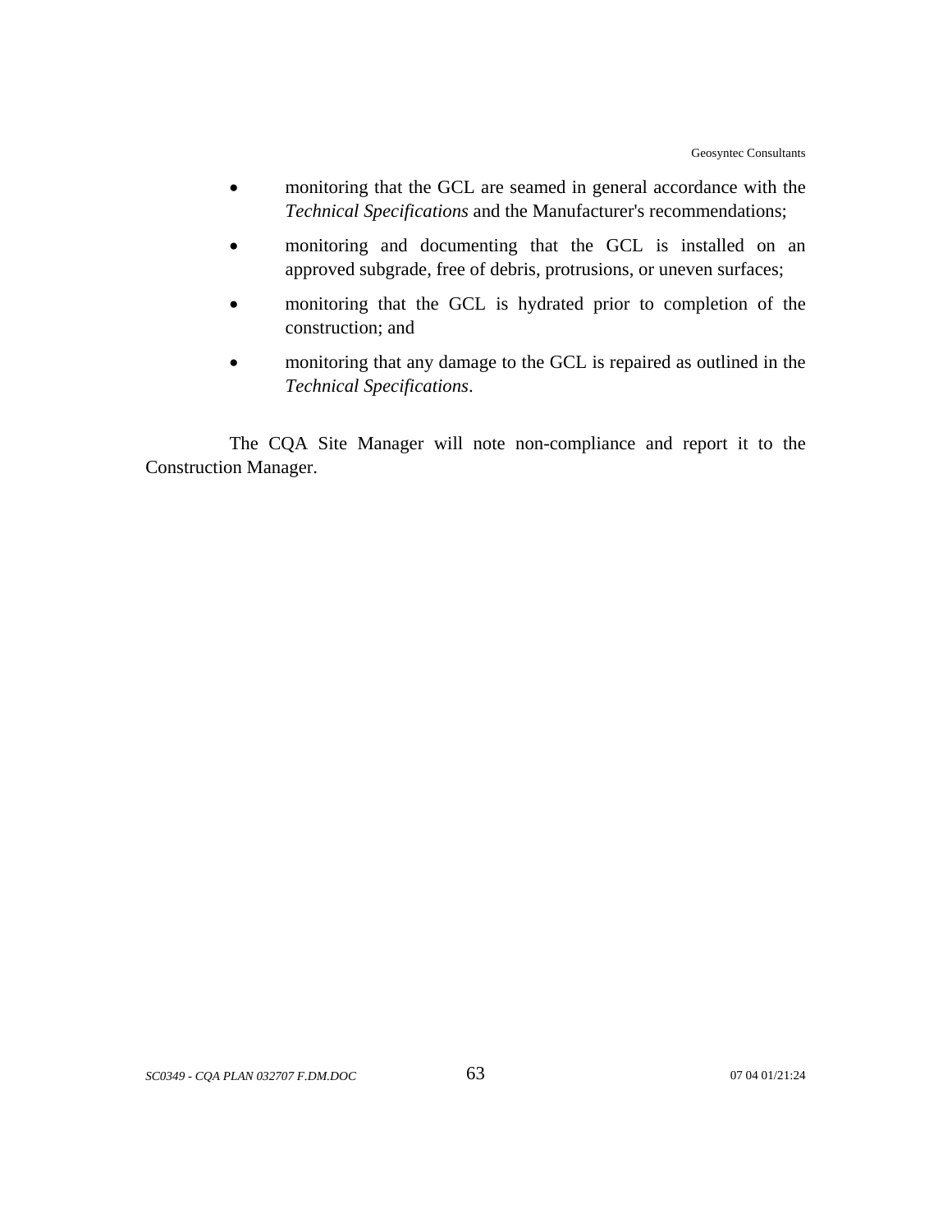- monitoring that the GCL are seamed in general accordance with the *Technical Specifications* and the Manufacturer's recommendations;
- monitoring and documenting that the GCL is installed on an approved subgrade, free of debris, protrusions, or uneven surfaces;
- monitoring that the GCL is hydrated prior to completion of the construction; and
- monitoring that any damage to the GCL is repaired as outlined in the *Technical Specifications*.

The CQA Site Manager will note non-compliance and report it to the Construction Manager.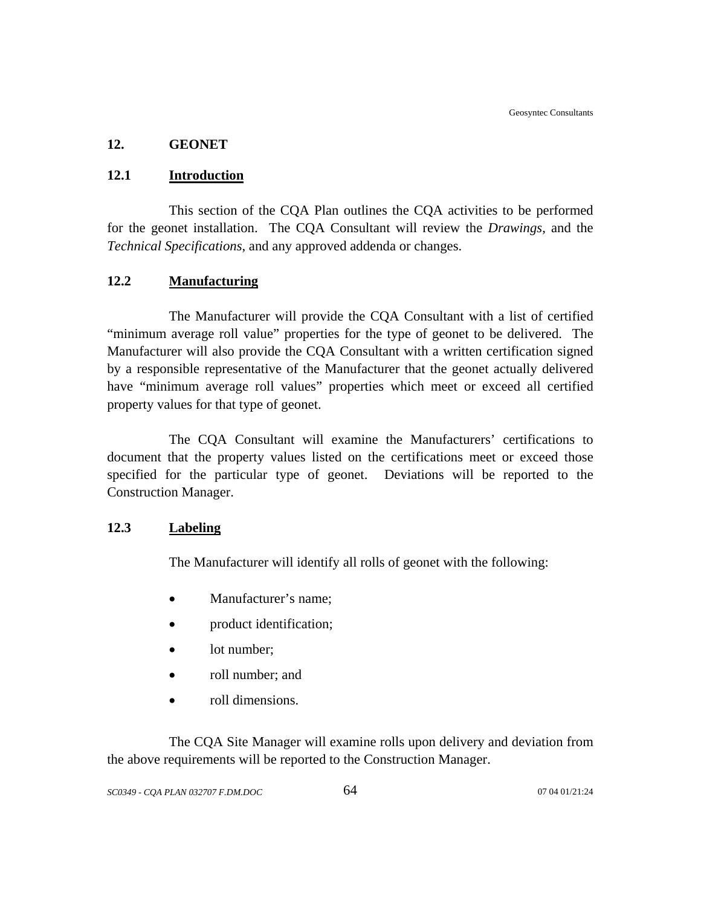## 12. GEONET

### 12.1 Introduction

This section of the CQA Plan outlines the CQA activities to be performed for the geonet installation. The CQA Consultant will review the *Drawings*, and the *Technical Specifications*, and any approved addenda or changes.

### 12.2 Manufacturing

The Manufacturer will provide the CQA Consultant with a list of certified "minimum average roll value" properties for the type of geonet to be delivered. The Manufacturer will also provide the CQA Consultant with a written certification signed by a responsible representative of the Manufacturer that the geonet actually delivered have "minimum average roll values" properties which meet or exceed all certified property values for that type of geonet.

The CQA Consultant will examine the Manufacturers' certifications to document that the property values listed on the certifications meet or exceed those specified for the particular type of geonet. Deviations will be reported to the Construction Manager.

### 12.3 Labeling

The Manufacturer will identify all rolls of geonet with the following:

- Manufacturer's name;
- product identification;
- lot number;
- roll number; and
- roll dimensions.

The CQA Site Manager will examine rolls upon delivery and deviation from the above requirements will be reported to the Construction Manager.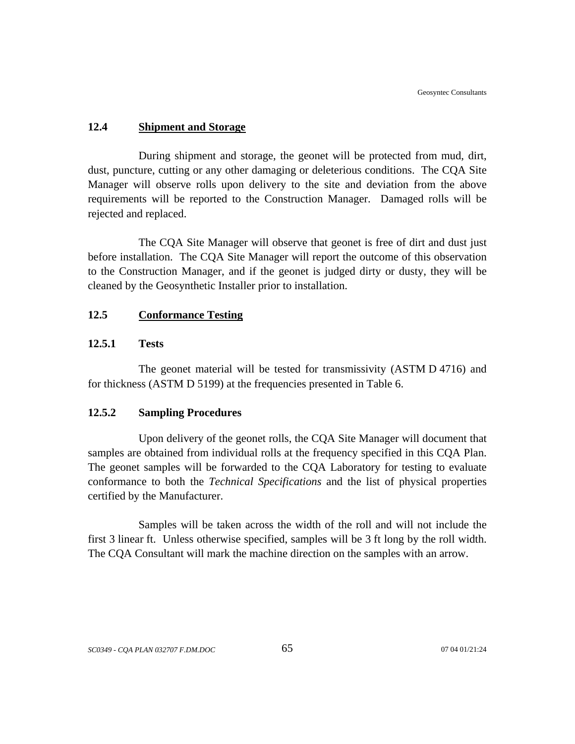## 12.4 Shipment and Storage

During shipment and storage, the geonet will be protected from mud, dirt, dust, puncture, cutting or any other damaging or deleterious conditions. The CQA Site Manager will observe rolls upon delivery to the site and deviation from the above requirements will be reported to the Construction Manager. Damaged rolls will be rejected and replaced.

The CQA Site Manager will observe that geonet is free of dirt and dust just before installation. The CQA Site Manager will report the outcome of this observation to the Construction Manager, and if the geonet is judged dirty or dusty, they will be cleaned by the Geosynthetic Installer prior to installation.

## 12.5 Conformance Testing

### 12.5.1 Tests

The geonet material will be tested for transmissivity (ASTM D 4716) and for thickness (ASTM D 5199) at the frequencies presented in Table 6.

### 12.5.2 Sampling Procedures

Upon delivery of the geonet rolls, the CQA Site Manager will document that samples are obtained from individual rolls at the frequency specified in this CQA Plan. The geonet samples will be forwarded to the CQA Laboratory for testing to evaluate conformance to both the *Technical Specifications* and the list of physical properties certified by the Manufacturer.

Samples will be taken across the width of the roll and will not include the first 3 linear ft. Unless otherwise specified, samples will be 3 ft long by the roll width. The CQA Consultant will mark the machine direction on the samples with an arrow.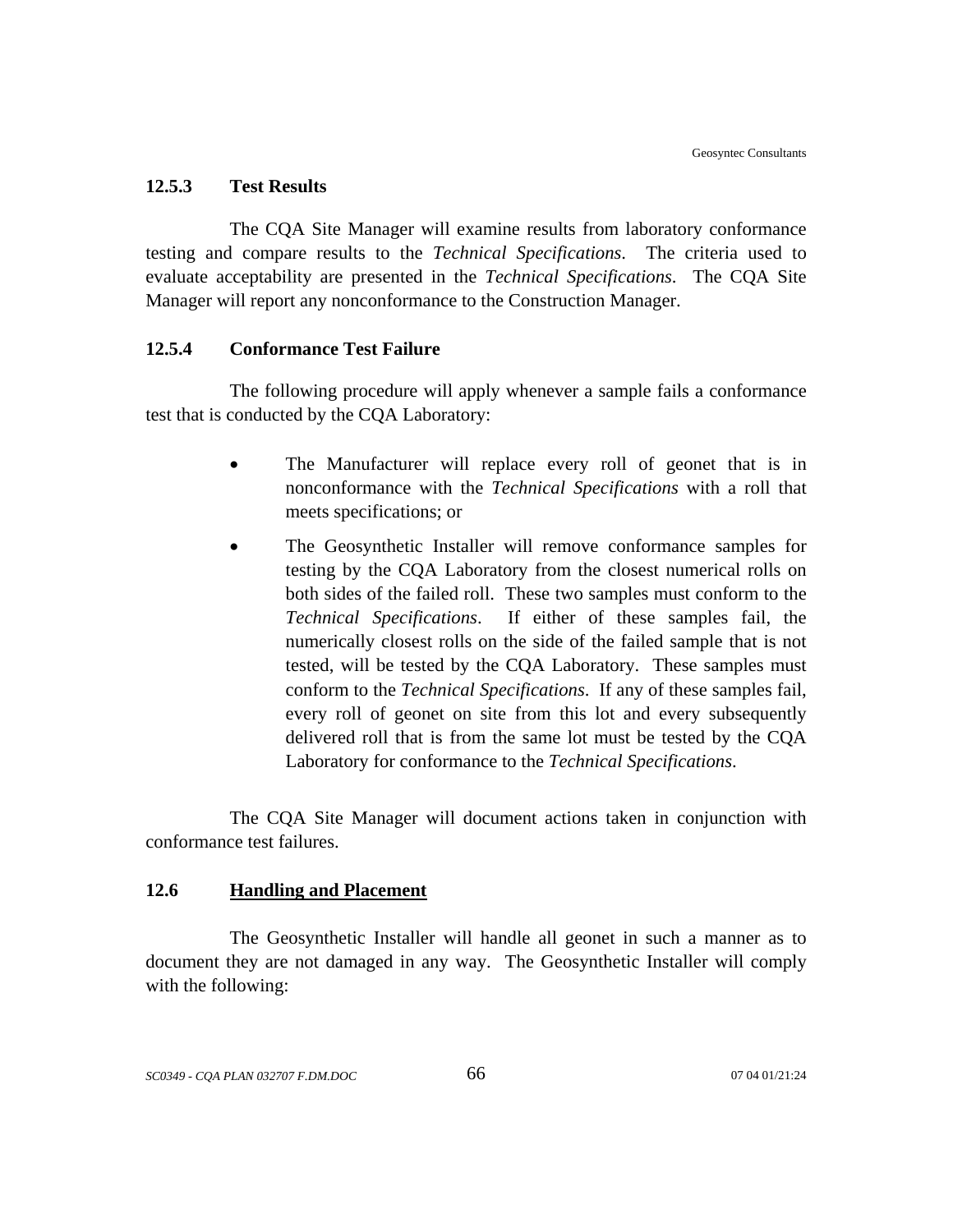#### 12.5.3 Test Results

The CQA Site Manager will examine results from laboratory conformance testing and compare results to the *Technical Specifications*. The criteria used to evaluate acceptability are presented in the *Technical Specifications*. The CQA Site Manager will report any nonconformance to the Construction Manager.

#### 12.5.4 Conformance Test Failure

The following procedure will apply whenever a sample fails a conformance test that is conducted by the CQA Laboratory:

- The Manufacturer will replace every roll of geonet that is in nonconformance with the *Technical Specifications* with a roll that meets specifications; or
- The Geosynthetic Installer will remove conformance samples for testing by the CQA Laboratory from the closest numerical rolls on both sides of the failed roll. These two samples must conform to the *Technical Specifications*. If either of these samples fail, the numerically closest rolls on the side of the failed sample that is not tested, will be tested by the CQA Laboratory. These samples must conform to the *Technical Specifications*. If any of these samples fail, every roll of geonet on site from this lot and every subsequently delivered roll that is from the same lot must be tested by the CQA Laboratory for conformance to the *Technical Specifications*.

The CQA Site Manager will document actions taken in conjunction with conformance test failures.

### 12.6 Handling and Placement

The Geosynthetic Installer will handle all geonet in such a manner as to document they are not damaged in any way. The Geosynthetic Installer will comply with the following: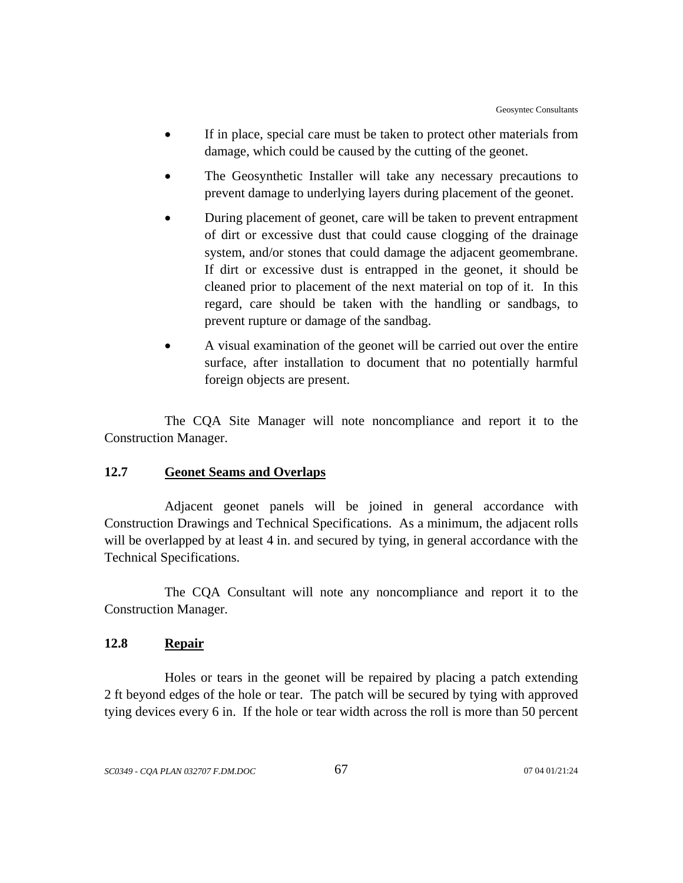- If in place, special care must be taken to protect other materials from damage, which could be caused by the cutting of the geonet.
- The Geosynthetic Installer will take any necessary precautions to prevent damage to underlying layers during placement of the geonet.
- During placement of geonet, care will be taken to prevent entrapment of dirt or excessive dust that could cause clogging of the drainage system, and/or stones that could damage the adjacent geomembrane. If dirt or excessive dust is entrapped in the geonet, it should be cleaned prior to placement of the next material on top of it. In this regard, care should be taken with the handling or sandbags, to prevent rupture or damage of the sandbag.
- A visual examination of the geonet will be carried out over the entire surface, after installation to document that no potentially harmful foreign objects are present.

The CQA Site Manager will note noncompliance and report it to the Construction Manager.

### 12.7 Geonet Seams and Overlaps

Adjacent geonet panels will be joined in general accordance with Construction Drawings and Technical Specifications. As a minimum, the adjacent rolls will be overlapped by at least 4 in. and secured by tying, in general accordance with the Technical Specifications.

The CQA Consultant will note any noncompliance and report it to the Construction Manager.

### 12.8 Repair

Holes or tears in the geonet will be repaired by placing a patch extending 2 ft beyond edges of the hole or tear. The patch will be secured by tying with approved tying devices every 6 in. If the hole or tear width across the roll is more than 50 percent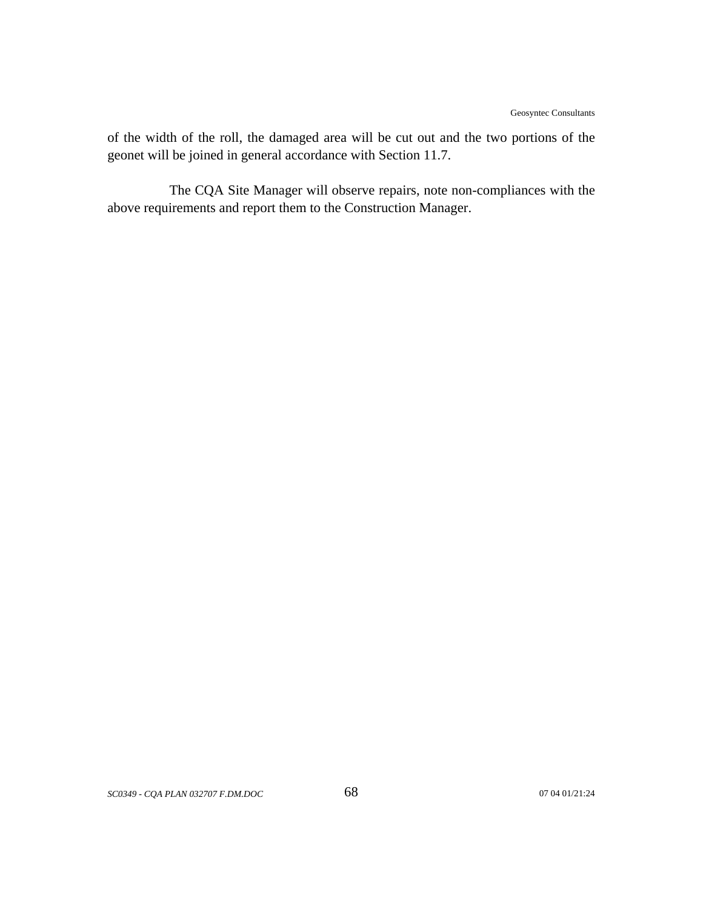of the width of the roll, the damaged area will be cut out and the two portions of the geonet will be joined in general accordance with Section 11.7.

The CQA Site Manager will observe repairs, note non-compliances with the above requirements and report them to the Construction Manager.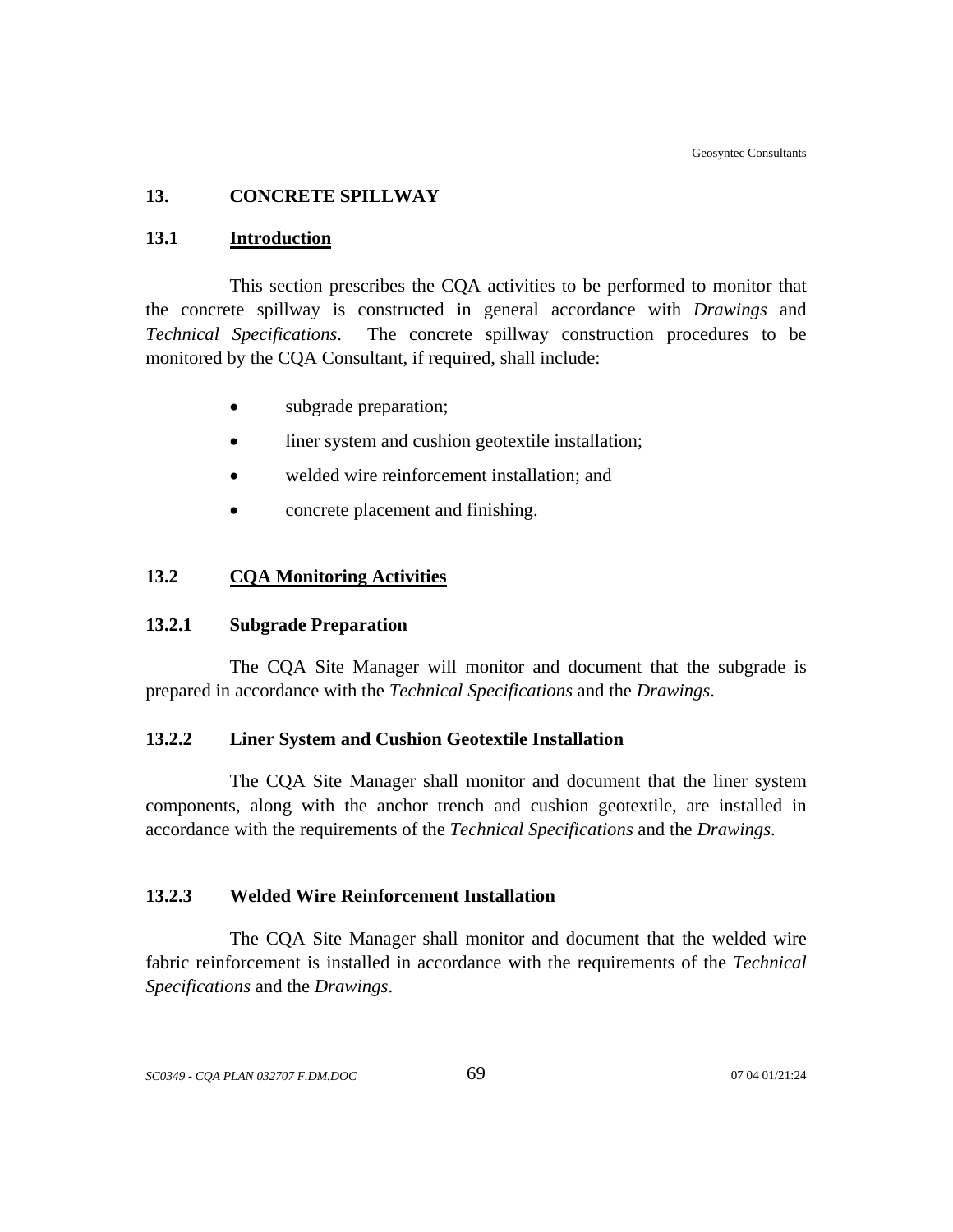# 13. CONCRETE SPILLWAY

## 13.1 Introduction

This section prescribes the CQA activities to be performed to monitor that the concrete spillway is constructed in general accordance with *Drawings* and *Technical Specifications*. The concrete spillway construction procedures to be monitored by the CQA Consultant, if required, shall include:

- subgrade preparation;
- liner system and cushion geotextile installation;
- welded wire reinforcement installation; and
- concrete placement and finishing.

## 13.2 CQA Monitoring Activities

### 13.2.1 Subgrade Preparation

The CQA Site Manager will monitor and document that the subgrade is prepared in accordance with the *Technical Specifications* and the *Drawings*.

### 13.2.2 Liner System and Cushion Geotextile Installation

The CQA Site Manager shall monitor and document that the liner system components, along with the anchor trench and cushion geotextile, are installed in accordance with the requirements of the *Technical Specifications* and the *Drawings*.

### 13.2.3 Welded Wire Reinforcement Installation

The CQA Site Manager shall monitor and document that the welded wire fabric reinforcement is installed in accordance with the requirements of the *Technical Specifications* and the *Drawings*.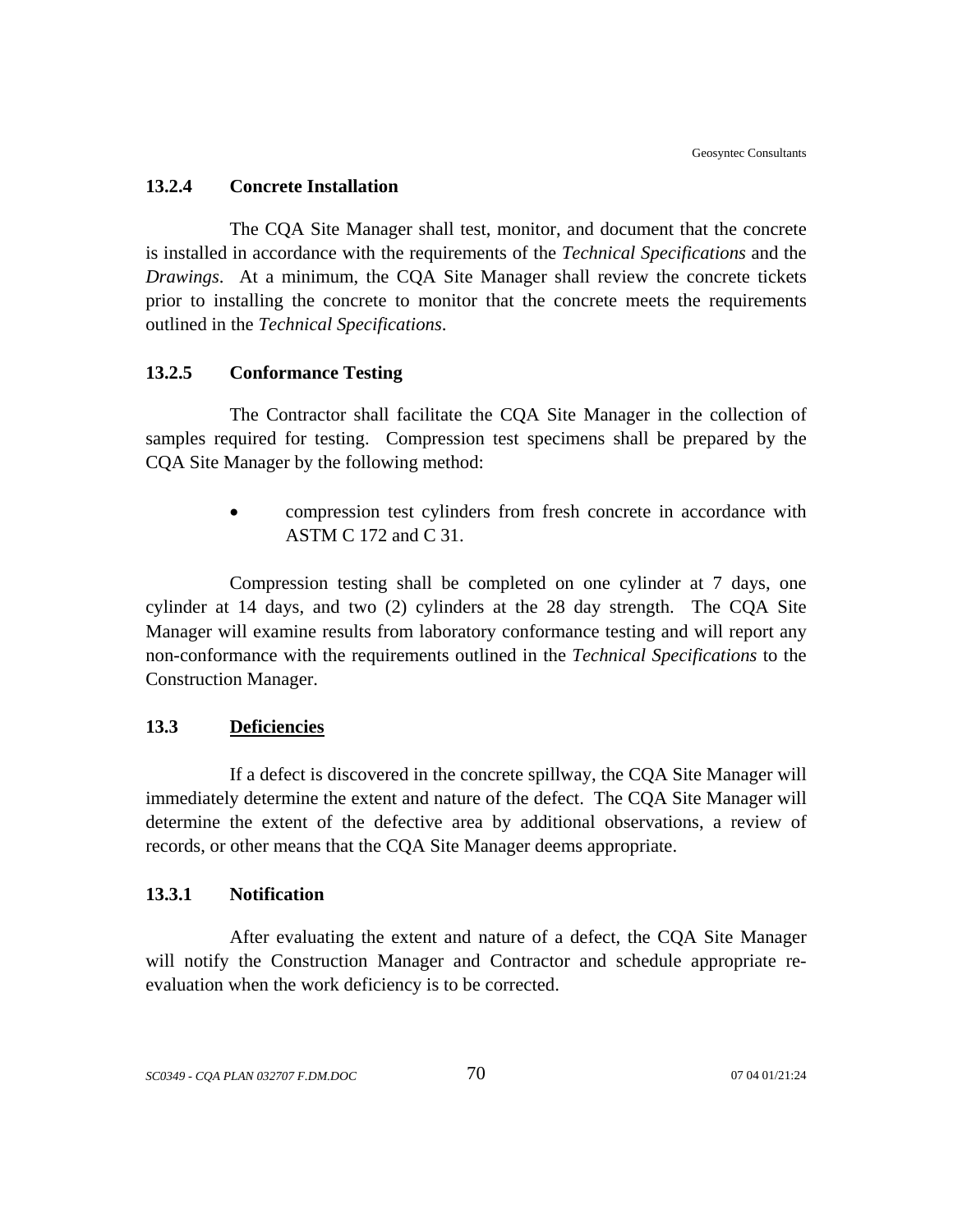### 13.2.4 Concrete Installation

The CQA Site Manager shall test, monitor, and document that the concrete is installed in accordance with the requirements of the *Technical Specifications* and the *Drawings*. At a minimum, the CQA Site Manager shall review the concrete tickets prior to installing the concrete to monitor that the concrete meets the requirements outlined in the *Technical Specifications*.

### 13.2.5 Conformance Testing

The Contractor shall facilitate the CQA Site Manager in the collection of samples required for testing. Compression test specimens shall be prepared by the CQA Site Manager by the following method:

- compression test cylinders from fresh concrete in accordance with ASTM C 172 and C 31.

Compression testing shall be completed on one cylinder at 7 days, one cylinder at 14 days, and two (2) cylinders at the 28 day strength. The CQA Site Manager will examine results from laboratory conformance testing and will report any non-conformance with the requirements outlined in the *Technical Specifications* to the Construction Manager.

## 13.3 <u>Deficiencies</u>

If a defect is discovered in the concrete spillway, the CQA Site Manager will immediately determine the extent and nature of the defect. The CQA Site Manager will determine the extent of the defective area by additional observations, a review of records, or other means that the CQA Site Manager deems appropriate.

### 13.3.1 Notification

After evaluating the extent and nature of a defect, the CQA Site Manager will notify the Construction Manager and Contractor and schedule appropriate re-evaluation when the work deficiency is to be corrected.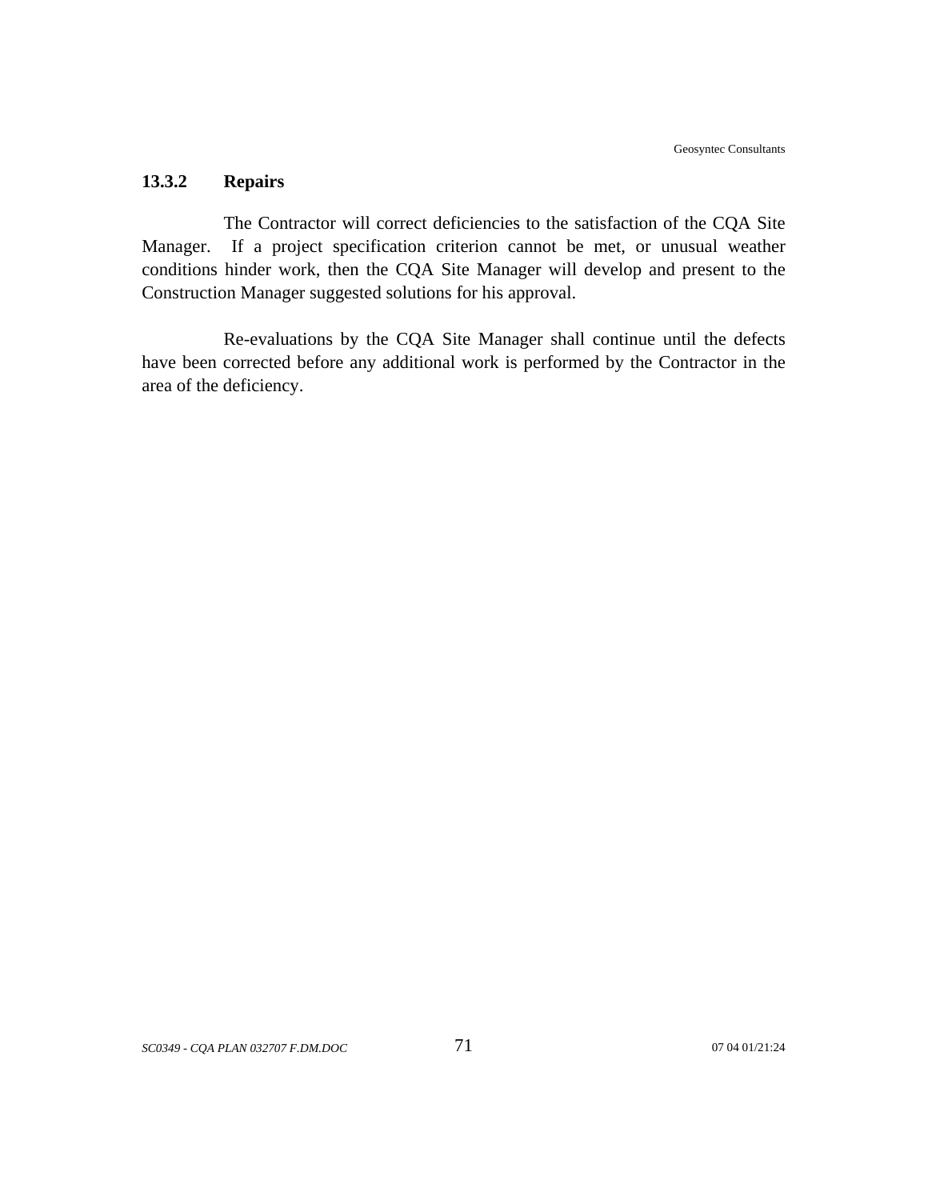#### 13.3.2 Repairs

The Contractor will correct deficiencies to the satisfaction of the CQA Site Manager. If a project specification criterion cannot be met, or unusual weather conditions hinder work, then the CQA Site Manager will develop and present to the Construction Manager suggested solutions for his approval.

Re-evaluations by the CQA Site Manager shall continue until the defects have been corrected before any additional work is performed by the Contractor in the area of the deficiency.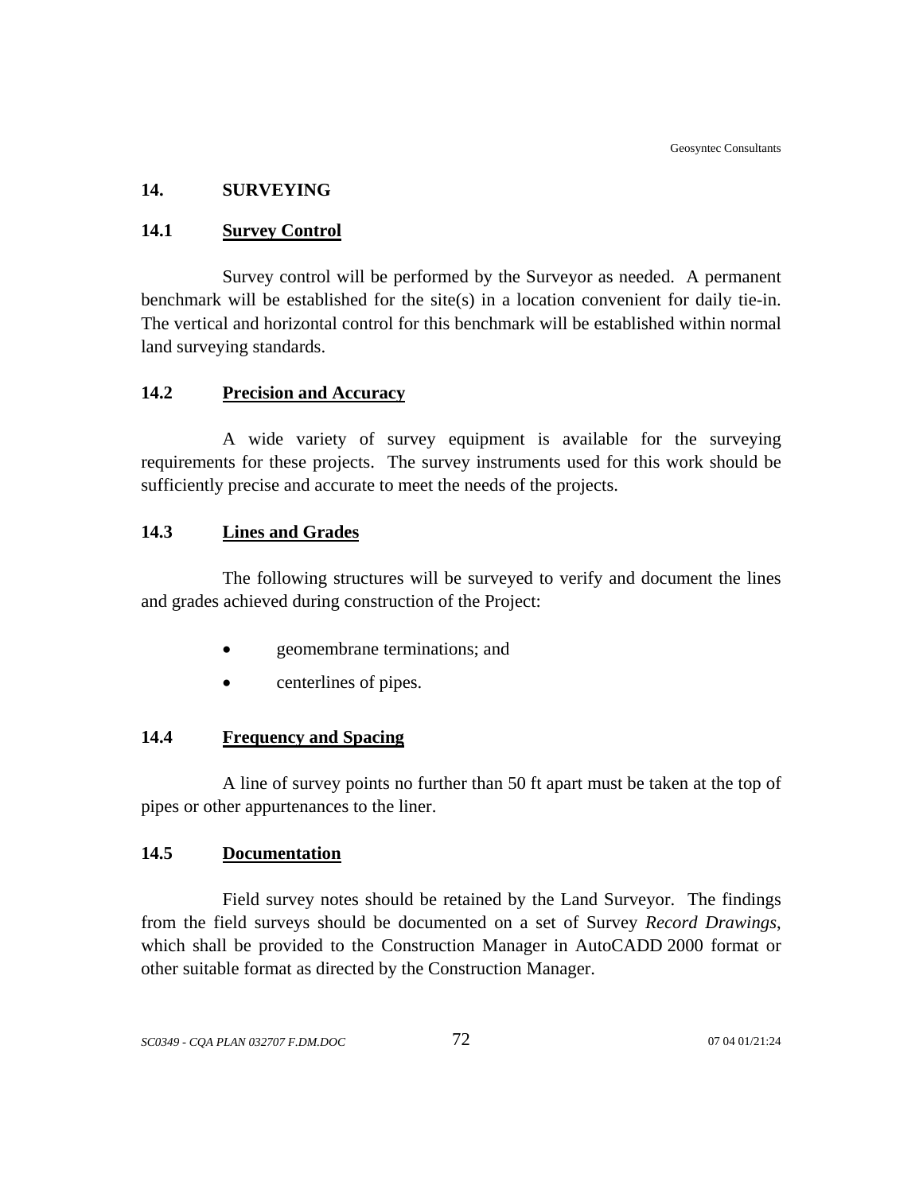## 14. SURVEYING

### 14.1 Survey Control

Survey control will be performed by the Surveyor as needed. A permanent benchmark will be established for the site(s) in a location convenient for daily tie-in. The vertical and horizontal control for this benchmark will be established within normal land surveying standards.

### 14.2 Precision and Accuracy

A wide variety of survey equipment is available for the surveying requirements for these projects. The survey instruments used for this work should be sufficiently precise and accurate to meet the needs of the projects.

### 14.3 Lines and Grades

The following structures will be surveyed to verify and document the lines and grades achieved during construction of the Project:

- geomembrane terminations; and
- centerlines of pipes.

### 14.4 Frequency and Spacing

A line of survey points no further than 50 ft apart must be taken at the top of pipes or other appurtenances to the liner.

### 14.5 Documentation

Field survey notes should be retained by the Land Surveyor. The findings from the field surveys should be documented on a set of Survey *Record Drawings*, which shall be provided to the Construction Manager in AutoCADD 2000 format or other suitable format as directed by the Construction Manager.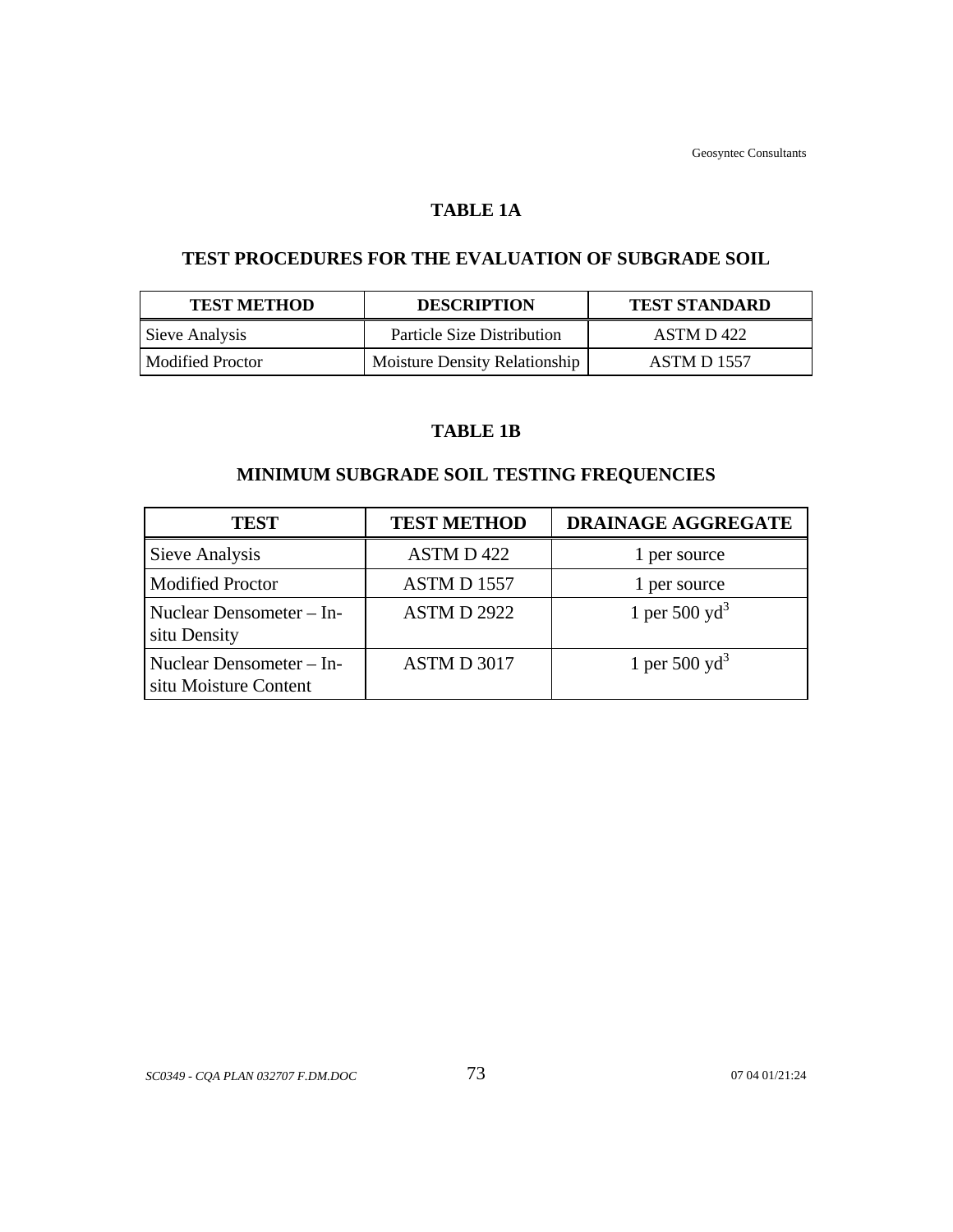## TABLE 1A

## TEST PROCEDURES FOR THE EVALUATION OF SUBGRADE SOIL

| TEST METHOD | DESCRIPTION | TEST STANDARD |
|---|---|---|
| Sieve Analysis | Particle Size Distribution | ASTM D 422 |
| Modified Proctor | Moisture Density Relationship | ASTM D 1557 |

## TABLE 1B

## MINIMUM SUBGRADE SOIL TESTING FREQUENCIES

| TEST | TEST METHOD | DRAINAGE AGGREGATE |
|---|---|---|
| Sieve Analysis | ASTM D 422 | 1 per source |
| Modified Proctor | ASTM D 1557 | 1 per source |
| Nuclear Densometer – In-situ Density | ASTM D 2922 | 1 per 500 $yd^3$ |
| Nuclear Densometer – In-situ Moisture Content | ASTM D 3017 | 1 per 500 $yd^3$ |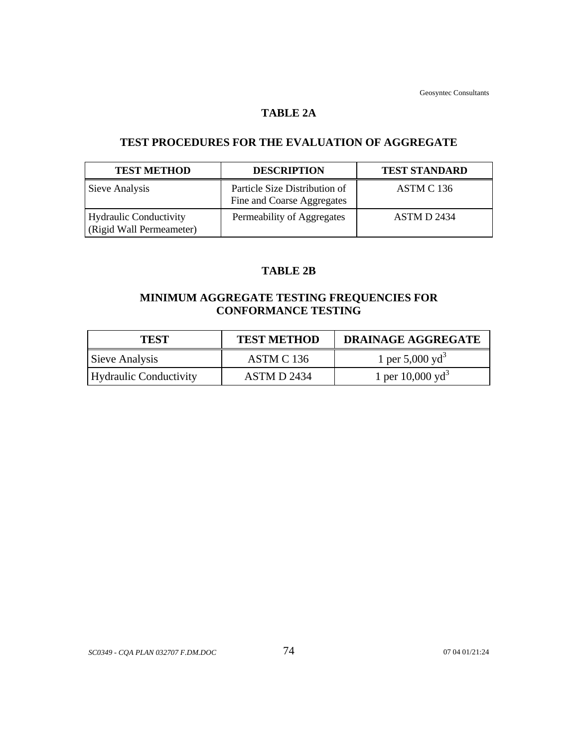## TABLE 2A

## TEST PROCEDURES FOR THE EVALUATION OF AGGREGATE

| TEST METHOD | DESCRIPTION | TEST STANDARD |
|---|---|---|
| Sieve Analysis | Particle Size Distribution of Fine and Coarse Aggregates | ASTM C 136 |
| Hydraulic Conductivity (Rigid Wall Permeameter) | Permeability of Aggregates | ASTM D 2434 |

## TABLE 2B

## MINIMUM AGGREGATE TESTING FREQUENCIES FOR CONFORMANCE TESTING

| TEST | TEST METHOD | DRAINAGE AGGREGATE |
|---|---|---|
| Sieve Analysis | ASTM C 136 | 1 per 5,000 $yd^3$ |
| Hydraulic Conductivity | ASTM D 2434 | 1 per 10,000 $yd^3$ |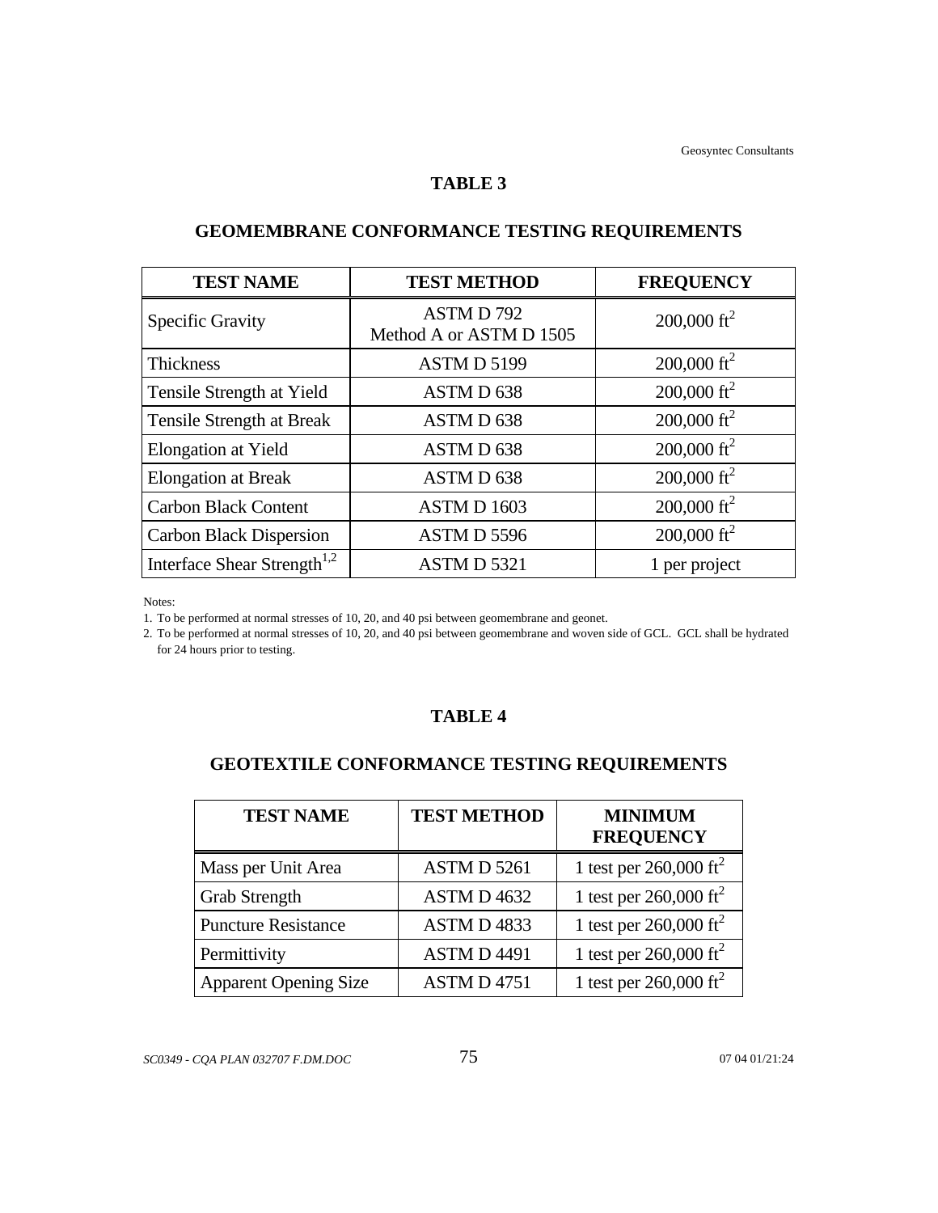# TABLE 3

## GEOMEMBRANE CONFORMANCE TESTING REQUIREMENTS

| TEST NAME | TEST METHOD | FREQUENCY |
|---|---|---|
| Specific Gravity | ASTM D 792 Method A or ASTM D 1505 | 200,000 $ft^2$ |
| Thickness | ASTM D 5199 | 200,000 $ft^2$ |
| Tensile Strength at Yield | ASTM D 638 | 200,000 $ft^2$ |
| Tensile Strength at Break | ASTM D 638 | 200,000 $ft^2$ |
| Elongation at Yield | ASTM D 638 | 200,000 $ft^2$ |
| Elongation at Break | ASTM D 638 | 200,000 $ft^2$ |
| Carbon Black Content | ASTM D 1603 | 200,000 $ft^2$ |
| Carbon Black Dispersion | ASTM D 5596 | 200,000 $ft^2$ |
| Interface Shear Strength[1,2] | ASTM D 5321 | 1 per project |

Notes:

1. To be performed at normal stresses of 10, 20, and 40 psi between geomembrane and geonet.
2. To be performed at normal stresses of 10, 20, and 40 psi between geomembrane and woven side of GCL. GCL shall be hydrated for 24 hours prior to testing.

# TABLE 4

## GEOTEXTILE CONFORMANCE TESTING REQUIREMENTS

| TEST NAME | TEST METHOD | MINIMUM FREQUENCY |
|---|---|---|
| Mass per Unit Area | ASTM D 5261 | 1 test per 260,000 $ft^2$ |
| Grab Strength | ASTM D 4632 | 1 test per 260,000 $ft^2$ |
| Puncture Resistance | ASTM D 4833 | 1 test per 260,000 $ft^2$ |
| Permittivity | ASTM D 4491 | 1 test per 260,000 $ft^2$ |
| Apparent Opening Size | ASTM D 4751 | 1 test per 260,000 $ft^2$ |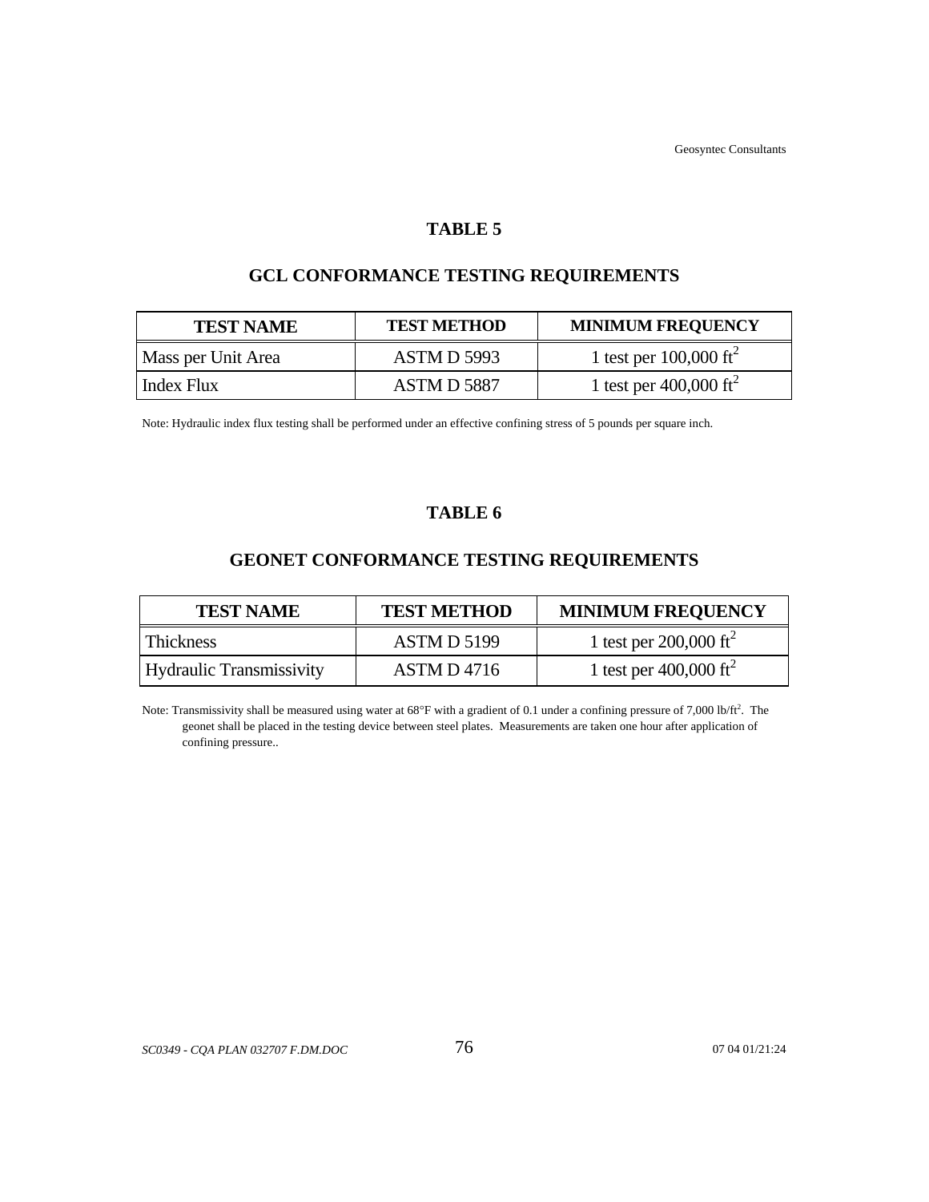## TABLE 5

## GCL CONFORMANCE TESTING REQUIREMENTS

| TEST NAME | TEST METHOD | MINIMUM FREQUENCY |
| --- | --- | --- |
| Mass per Unit Area | ASTM D 5993 | 1 test per 100,000 $ft^2$ |
| Index Flux | ASTM D 5887 | 1 test per 400,000 $ft^2$ |

Note: Hydraulic index flux testing shall be performed under an effective confining stress of 5 pounds per square inch.

## TABLE 6

## GEONET CONFORMANCE TESTING REQUIREMENTS

| TEST NAME | TEST METHOD | MINIMUM FREQUENCY |
| --- | --- | --- |
| Thickness | ASTM D 5199 | 1 test per 200,000 $ft^2$ |
| Hydraulic Transmissivity | ASTM D 4716 | 1 test per 400,000 $ft^2$ |

Note: Transmissivity shall be measured using water at 68°F with a gradient of 0.1 under a confining pressure of 7,000 $lb/ft^2$. The geonet shall be placed in the testing device between steel plates. Measurements are taken one hour after application of confining pressure..